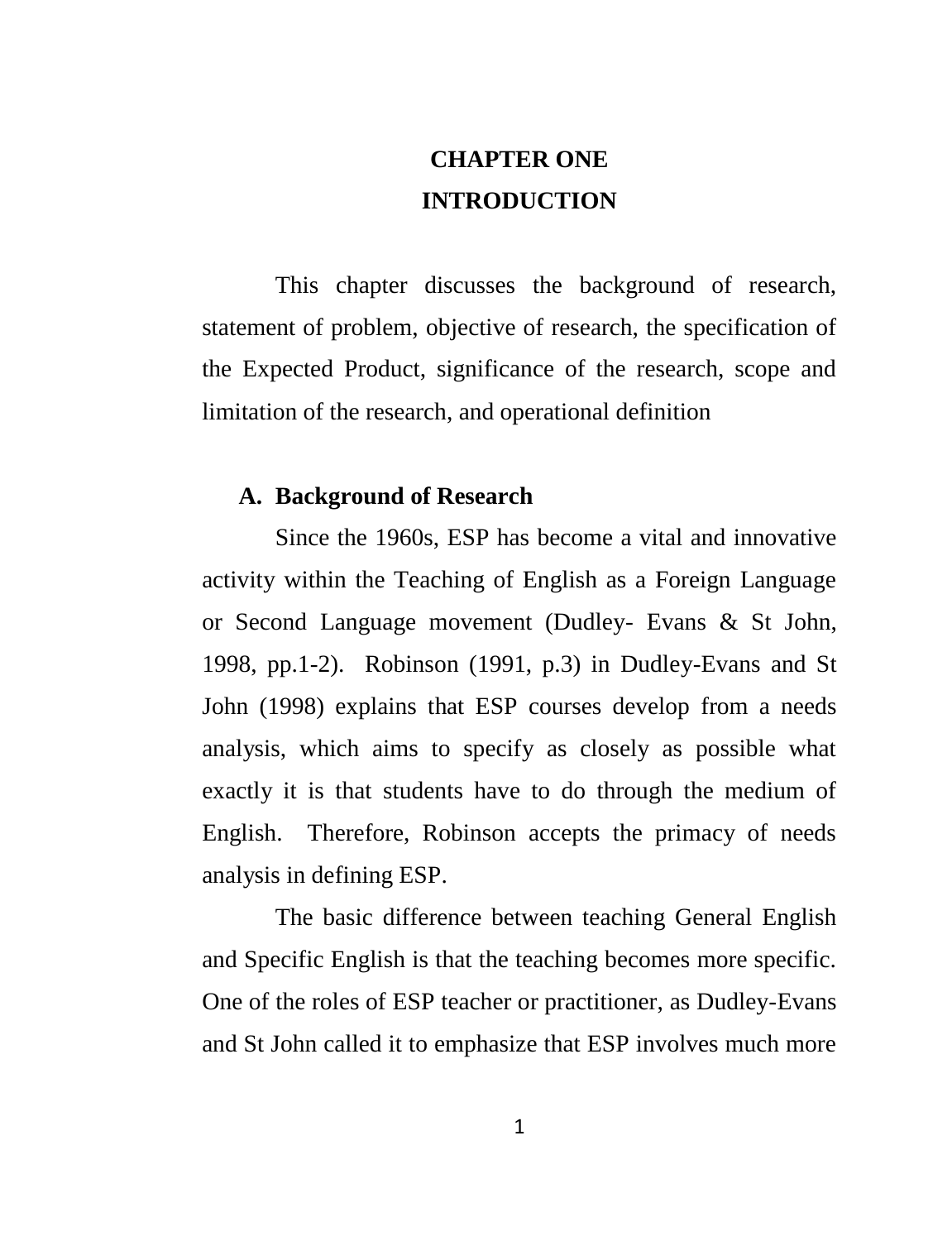# CHAPTER ONE
# INTRODUCTION

This chapter discusses the background of research, statement of problem, objective of research, the specification of the Expected Product, significance of the research, scope and limitation of the research, and operational definition

## A. Background of Research

Since the 1960s, ESP has become a vital and innovative activity within the Teaching of English as a Foreign Language or Second Language movement (Dudley- Evans & St John, 1998, pp.1-2). Robinson (1991, p.3) in Dudley-Evans and St John (1998) explains that ESP courses develop from a needs analysis, which aims to specify as closely as possible what exactly it is that students have to do through the medium of English. Therefore, Robinson accepts the primacy of needs analysis in defining ESP.

The basic difference between teaching General English and Specific English is that the teaching becomes more specific. One of the roles of ESP teacher or practitioner, as Dudley-Evans and St John called it to emphasize that ESP involves much more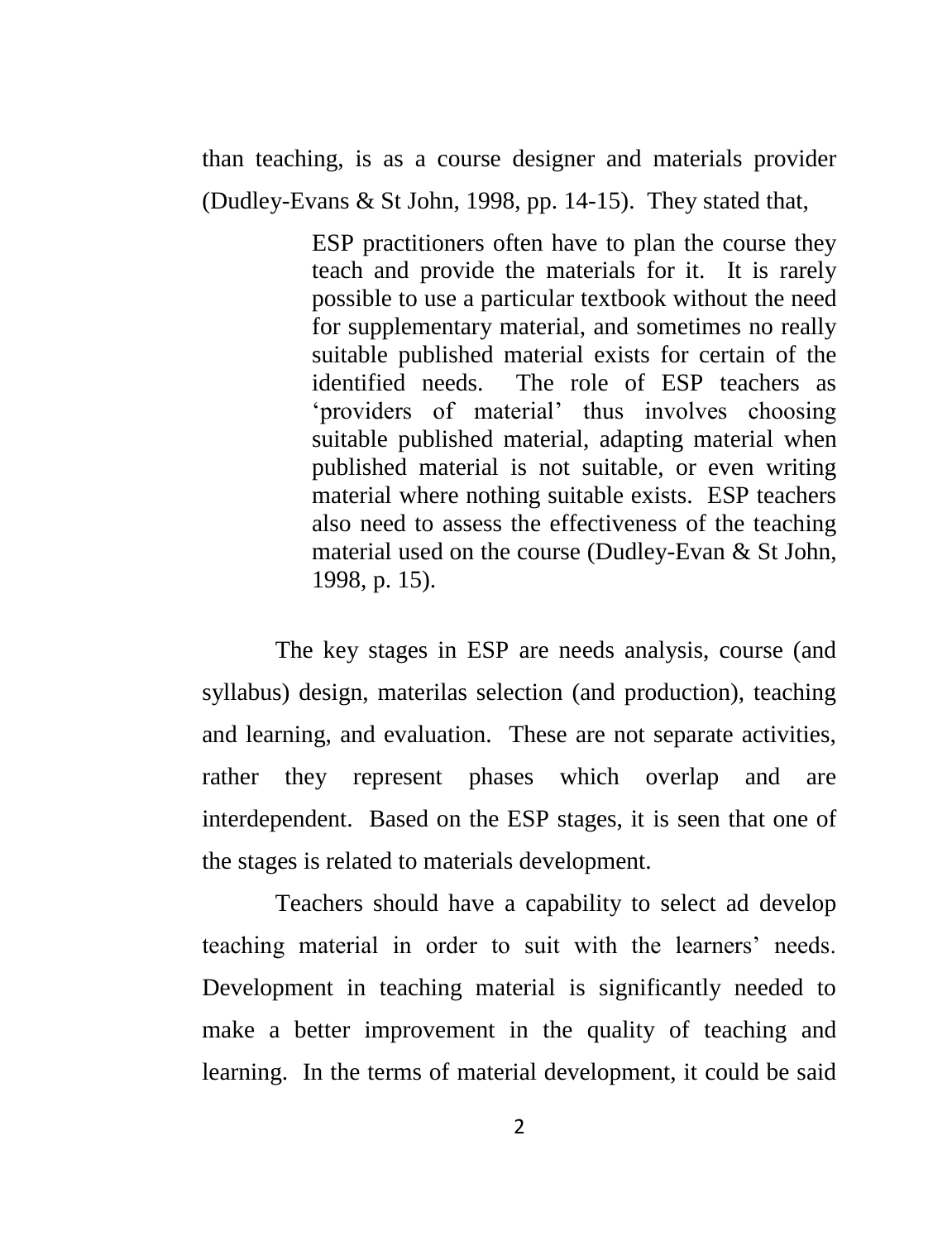than teaching, is as a course designer and materials provider (Dudley-Evans & St John, 1998, pp. 14-15). They stated that,

> ESP practitioners often have to plan the course they teach and provide the materials for it. It is rarely possible to use a particular textbook without the need for supplementary material, and sometimes no really suitable published material exists for certain of the identified needs. The role of ESP teachers as 'providers of material' thus involves choosing suitable published material, adapting material when published material is not suitable, or even writing material where nothing suitable exists. ESP teachers also need to assess the effectiveness of the teaching material used on the course (Dudley-Evan & St John, 1998, p. 15).

The key stages in ESP are needs analysis, course (and syllabus) design, materilas selection (and production), teaching and learning, and evaluation. These are not separate activities, rather they represent phases which overlap and are interdependent. Based on the ESP stages, it is seen that one of the stages is related to materials development.

Teachers should have a capability to select ad develop teaching material in order to suit with the learners' needs. Development in teaching material is significantly needed to make a better improvement in the quality of teaching and learning. In the terms of material development, it could be said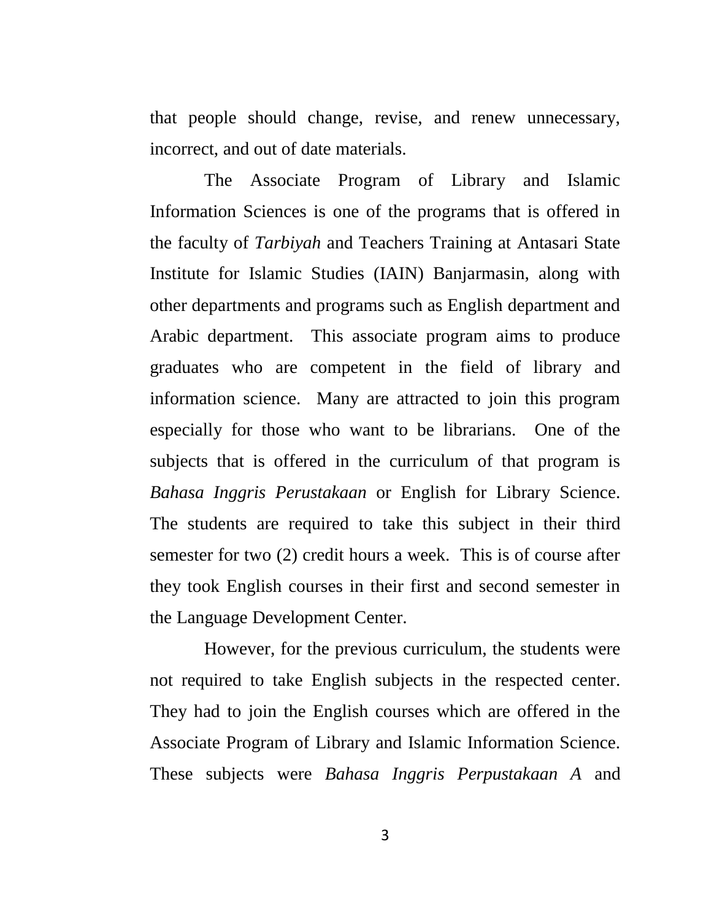that people should change, revise, and renew unnecessary, incorrect, and out of date materials.

The Associate Program of Library and Islamic Information Sciences is one of the programs that is offered in the faculty of *Tarbiyah* and Teachers Training at Antasari State Institute for Islamic Studies (IAIN) Banjarmasin, along with other departments and programs such as English department and Arabic department. This associate program aims to produce graduates who are competent in the field of library and information science. Many are attracted to join this program especially for those who want to be librarians. One of the subjects that is offered in the curriculum of that program is *Bahasa Inggris Perustakaan* or English for Library Science. The students are required to take this subject in their third semester for two (2) credit hours a week. This is of course after they took English courses in their first and second semester in the Language Development Center.

However, for the previous curriculum, the students were not required to take English subjects in the respected center. They had to join the English courses which are offered in the Associate Program of Library and Islamic Information Science. These subjects were *Bahasa Inggris Perpustakaan A* and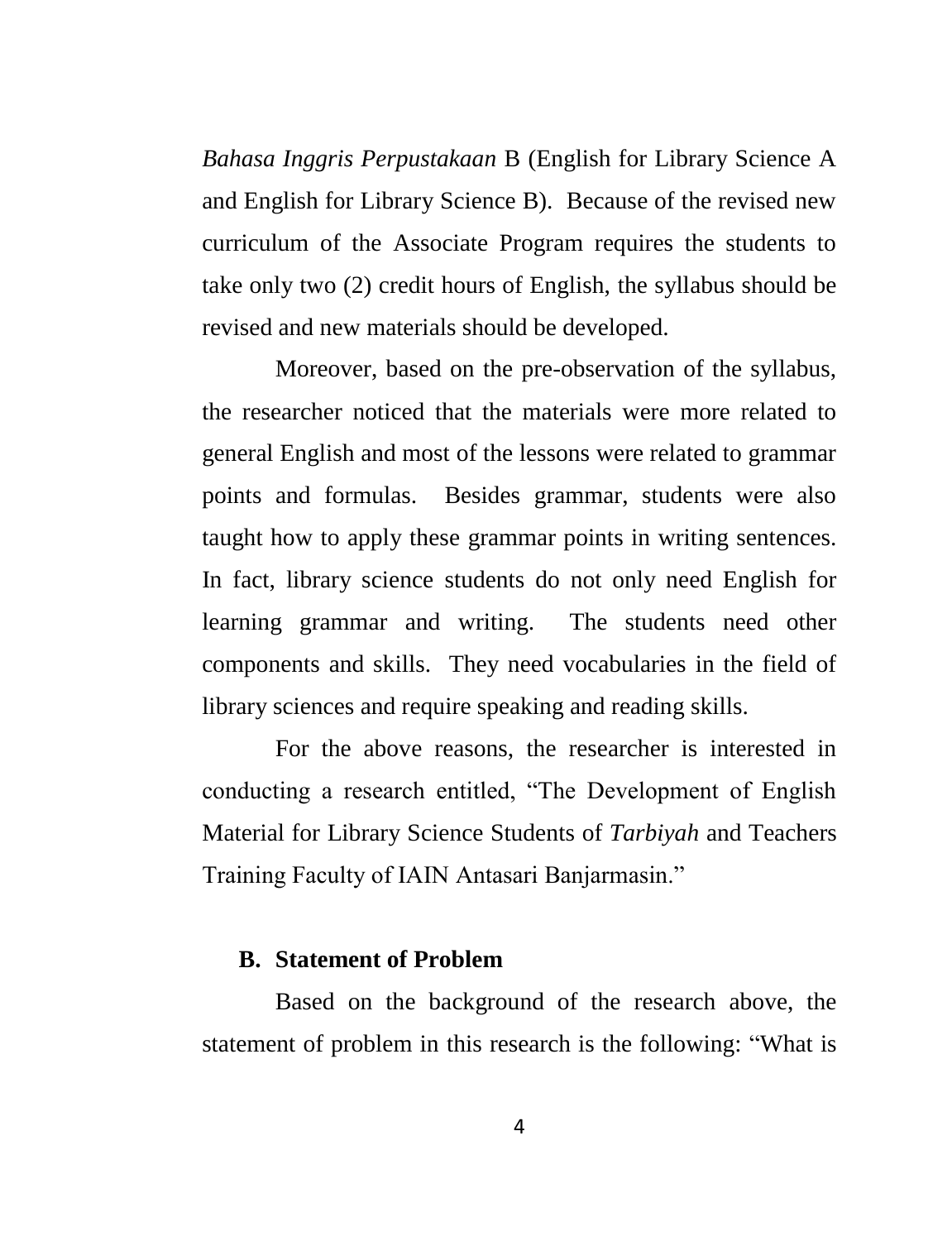*Bahasa Inggris Perpustakaan* B (English for Library Science A and English for Library Science B). Because of the revised new curriculum of the Associate Program requires the students to take only two (2) credit hours of English, the syllabus should be revised and new materials should be developed.

Moreover, based on the pre-observation of the syllabus, the researcher noticed that the materials were more related to general English and most of the lessons were related to grammar points and formulas. Besides grammar, students were also taught how to apply these grammar points in writing sentences. In fact, library science students do not only need English for learning grammar and writing. The students need other components and skills. They need vocabularies in the field of library sciences and require speaking and reading skills.

For the above reasons, the researcher is interested in conducting a research entitled, "The Development of English Material for Library Science Students of *Tarbiyah* and Teachers Training Faculty of IAIN Antasari Banjarmasin."

## B. Statement of Problem

Based on the background of the research above, the statement of problem in this research is the following: "What is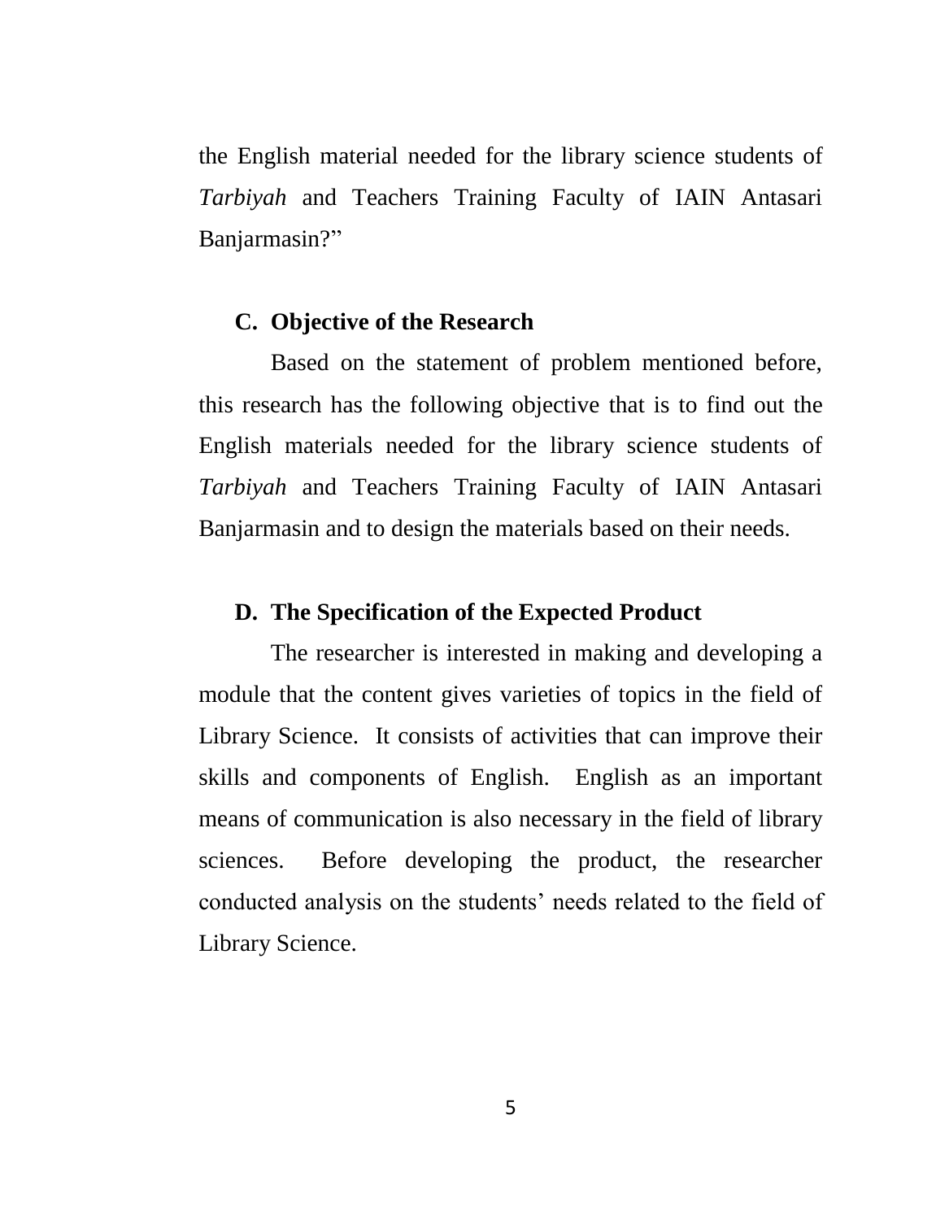the English material needed for the library science students of *Tarbiyah* and Teachers Training Faculty of IAIN Antasari Banjarmasin?"

## C. Objective of the Research

Based on the statement of problem mentioned before, this research has the following objective that is to find out the English materials needed for the library science students of *Tarbiyah* and Teachers Training Faculty of IAIN Antasari Banjarmasin and to design the materials based on their needs.

## D. The Specification of the Expected Product

The researcher is interested in making and developing a module that the content gives varieties of topics in the field of Library Science. It consists of activities that can improve their skills and components of English. English as an important means of communication is also necessary in the field of library sciences. Before developing the product, the researcher conducted analysis on the students' needs related to the field of Library Science.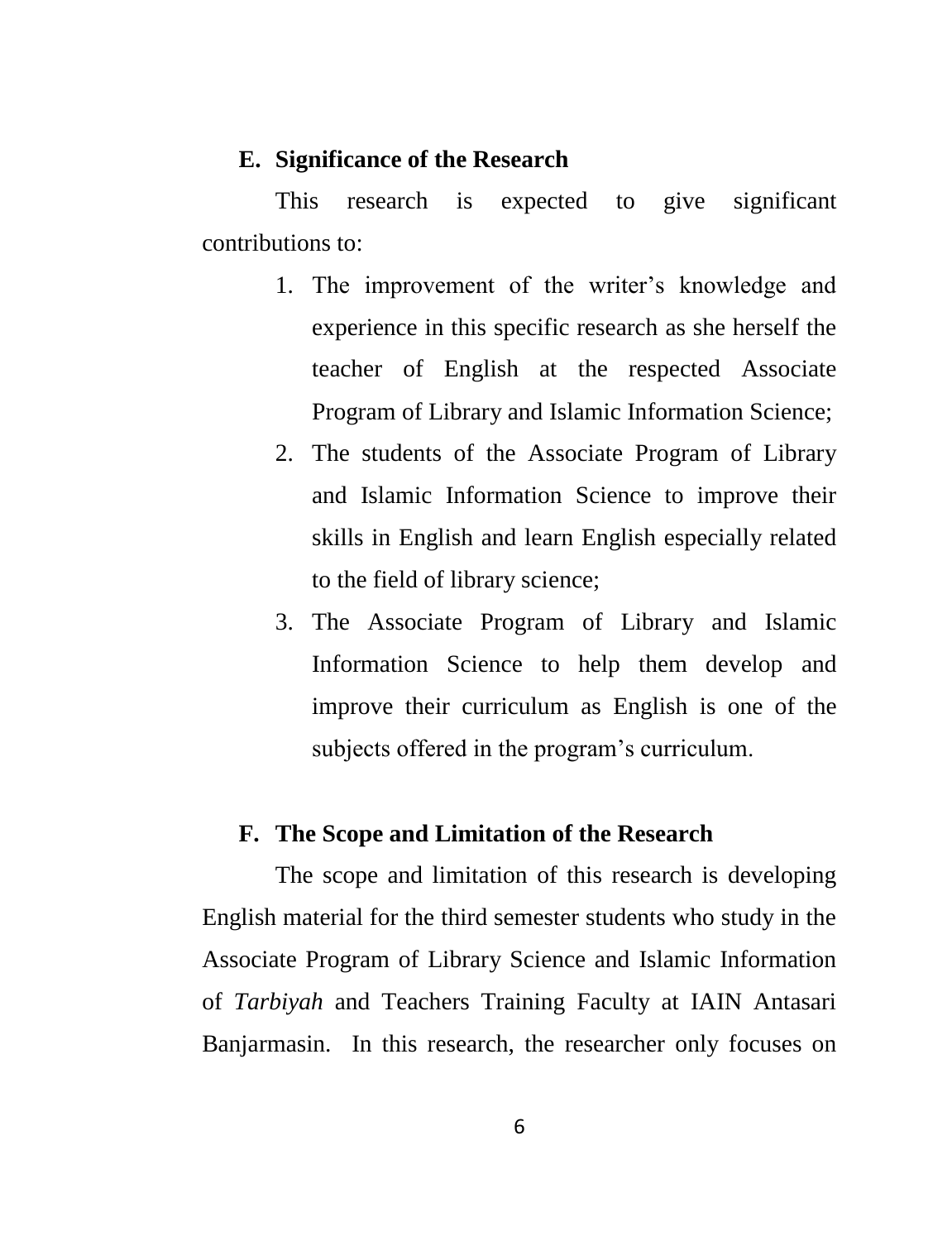## E. Significance of the Research

This research is expected to give significant contributions to:

1. The improvement of the writer's knowledge and experience in this specific research as she herself the teacher of English at the respected Associate Program of Library and Islamic Information Science;
2. The students of the Associate Program of Library and Islamic Information Science to improve their skills in English and learn English especially related to the field of library science;
3. The Associate Program of Library and Islamic Information Science to help them develop and improve their curriculum as English is one of the subjects offered in the program's curriculum.

## F. The Scope and Limitation of the Research

The scope and limitation of this research is developing English material for the third semester students who study in the Associate Program of Library Science and Islamic Information of *Tarbiyah* and Teachers Training Faculty at IAIN Antasari Banjarmasin. In this research, the researcher only focuses on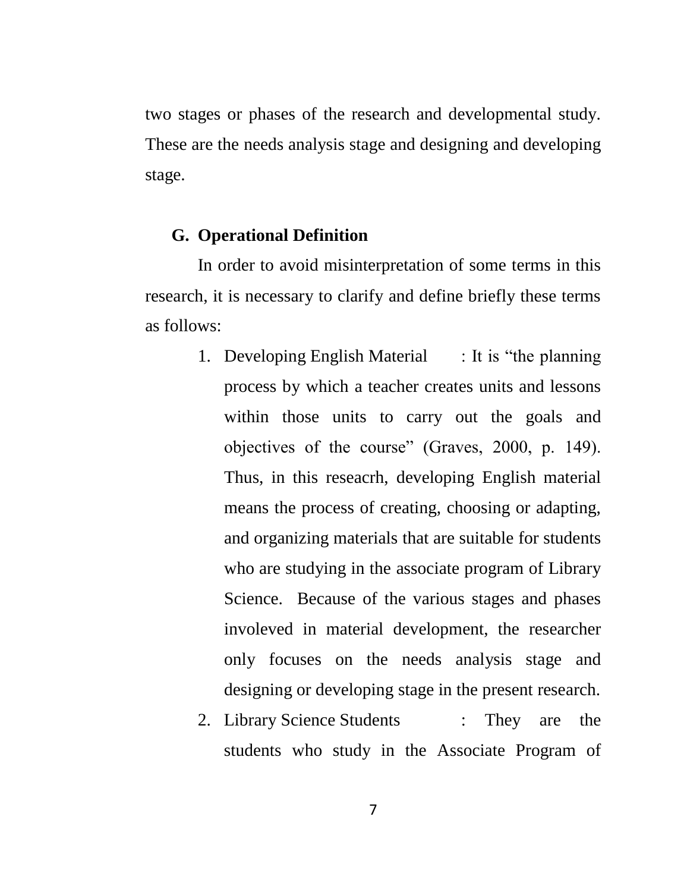two stages or phases of the research and developmental study. These are the needs analysis stage and designing and developing stage.

## G. Operational Definition

In order to avoid misinterpretation of some terms in this research, it is necessary to clarify and define briefly these terms as follows:

1. Developing English Material : It is "the planning process by which a teacher creates units and lessons within those units to carry out the goals and objectives of the course" (Graves, 2000, p. 149). Thus, in this reseacrh, developing English material means the process of creating, choosing or adapting, and organizing materials that are suitable for students who are studying in the associate program of Library Science. Because of the various stages and phases involeved in material development, the researcher only focuses on the needs analysis stage and designing or developing stage in the present research.
2. Library Science Students : They are the students who study in the Associate Program of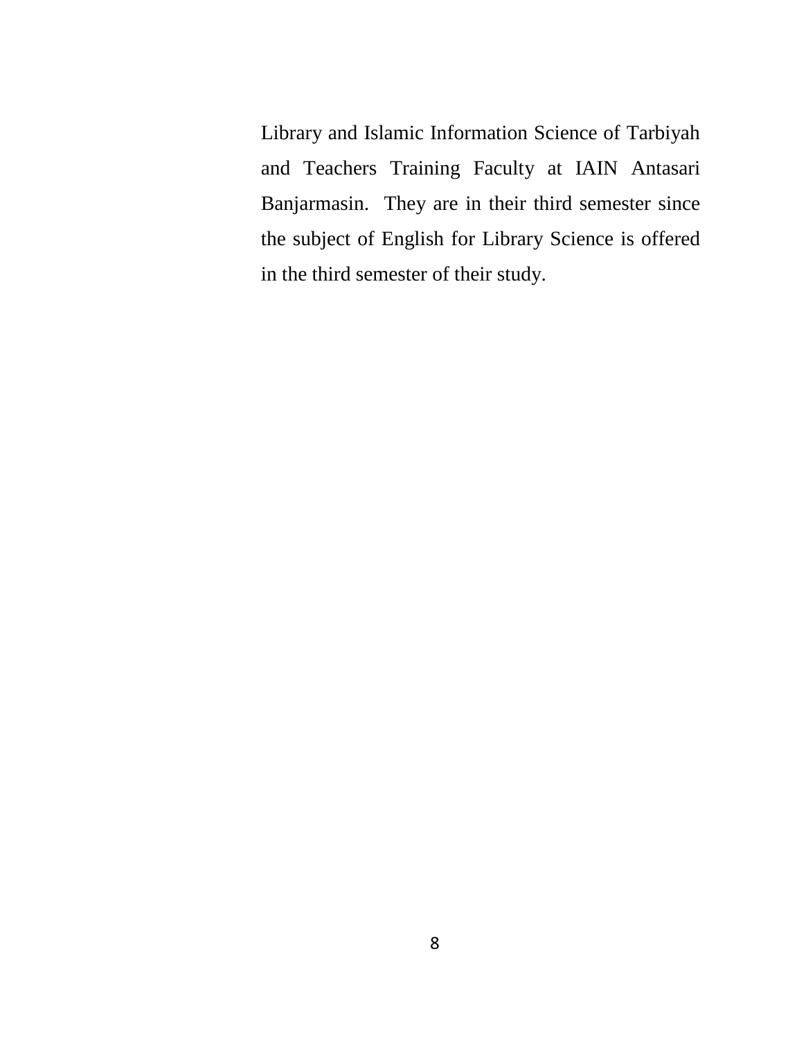Library and Islamic Information Science of Tarbiyah and Teachers Training Faculty at IAIN Antasari Banjarmasin. They are in their third semester since the subject of English for Library Science is offered in the third semester of their study.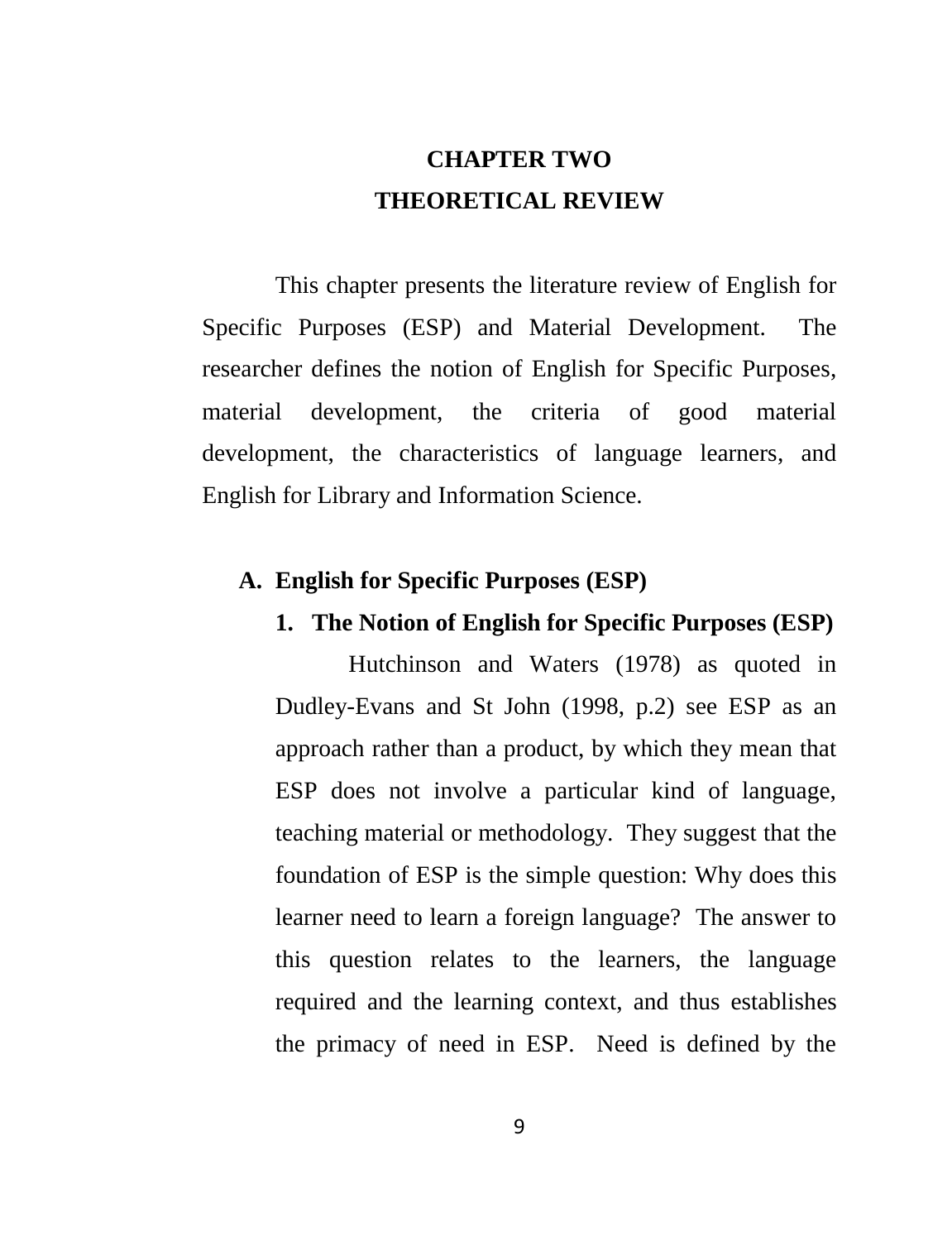# CHAPTER TWO
# THEORETICAL REVIEW

This chapter presents the literature review of English for Specific Purposes (ESP) and Material Development. The researcher defines the notion of English for Specific Purposes, material development, the criteria of good material development, the characteristics of language learners, and English for Library and Information Science.

## A. English for Specific Purposes (ESP)

### 1. The Notion of English for Specific Purposes (ESP)

Hutchinson and Waters (1978) as quoted in Dudley-Evans and St John (1998, p.2) see ESP as an approach rather than a product, by which they mean that ESP does not involve a particular kind of language, teaching material or methodology. They suggest that the foundation of ESP is the simple question: Why does this learner need to learn a foreign language? The answer to this question relates to the learners, the language required and the learning context, and thus establishes the primacy of need in ESP. Need is defined by the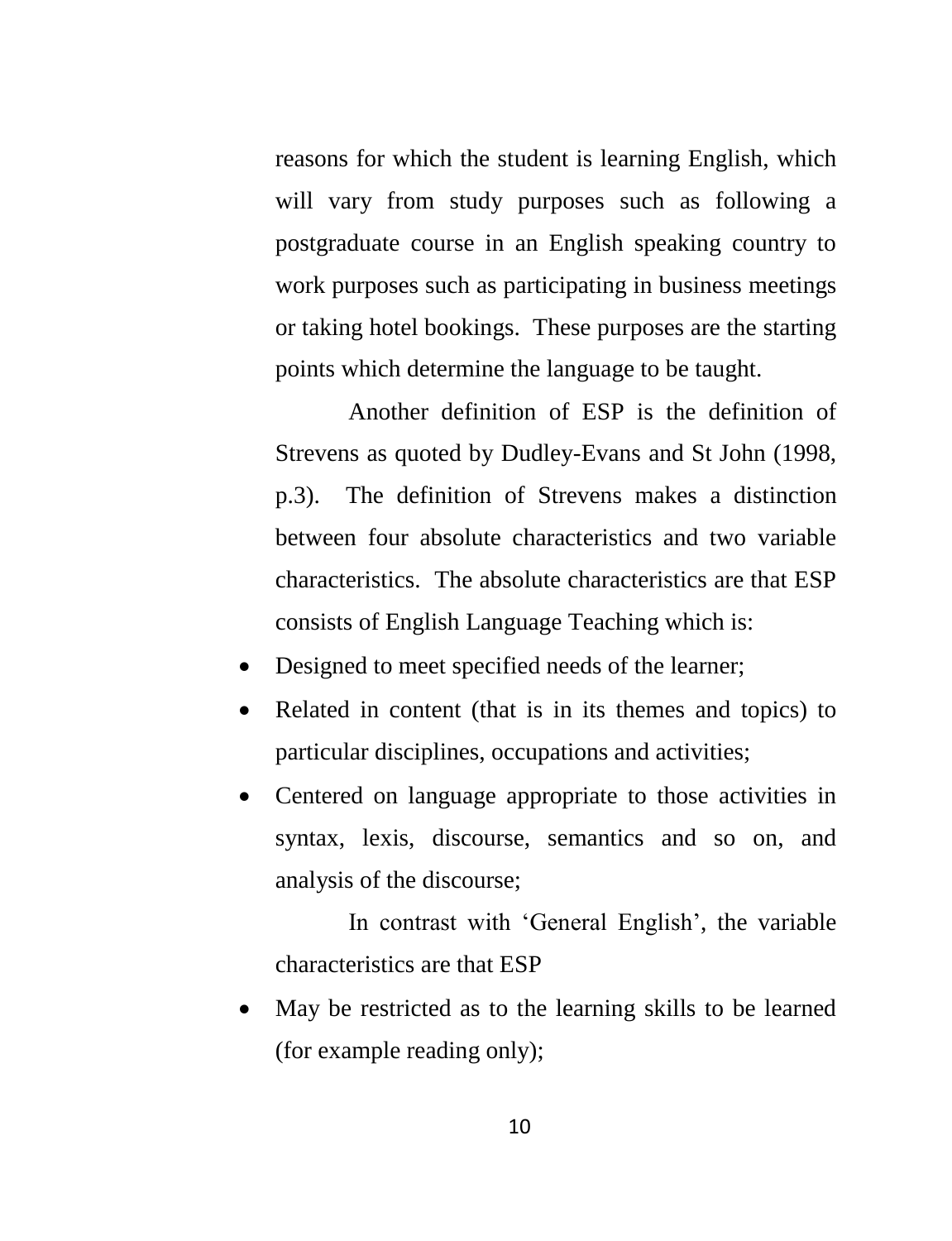reasons for which the student is learning English, which will vary from study purposes such as following a postgraduate course in an English speaking country to work purposes such as participating in business meetings or taking hotel bookings. These purposes are the starting points which determine the language to be taught.

Another definition of ESP is the definition of Strevens as quoted by Dudley-Evans and St John (1998, p.3). The definition of Strevens makes a distinction between four absolute characteristics and two variable characteristics. The absolute characteristics are that ESP consists of English Language Teaching which is:

- Designed to meet specified needs of the learner;
- Related in content (that is in its themes and topics) to particular disciplines, occupations and activities;
- Centered on language appropriate to those activities in syntax, lexis, discourse, semantics and so on, and analysis of the discourse;

In contrast with 'General English', the variable characteristics are that ESP

- May be restricted as to the learning skills to be learned (for example reading only);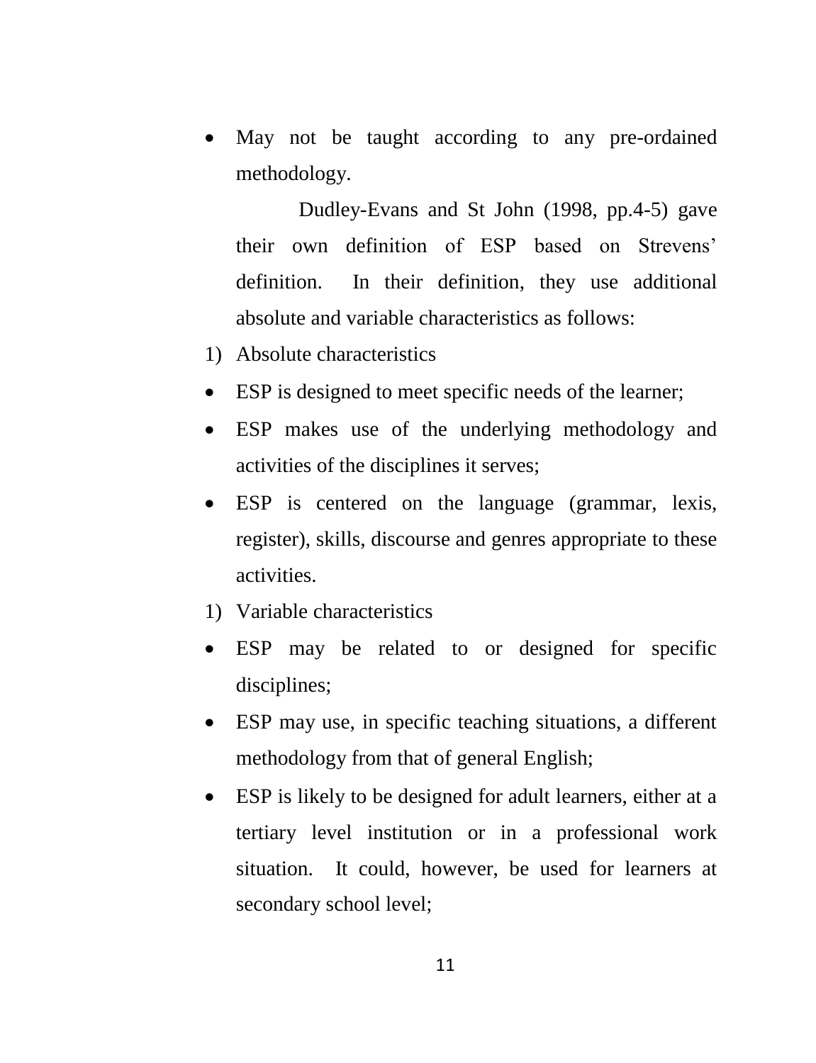- May not be taught according to any pre-ordained methodology.

Dudley-Evans and St John (1998, pp.4-5) gave their own definition of ESP based on Strevens' definition. In their definition, they use additional absolute and variable characteristics as follows:

1) Absolute characteristics

- ESP is designed to meet specific needs of the learner;
- ESP makes use of the underlying methodology and activities of the disciplines it serves;
- ESP is centered on the language (grammar, lexis, register), skills, discourse and genres appropriate to these activities.

1) Variable characteristics

- ESP may be related to or designed for specific disciplines;
- ESP may use, in specific teaching situations, a different methodology from that of general English;
- ESP is likely to be designed for adult learners, either at a tertiary level institution or in a professional work situation. It could, however, be used for learners at secondary school level;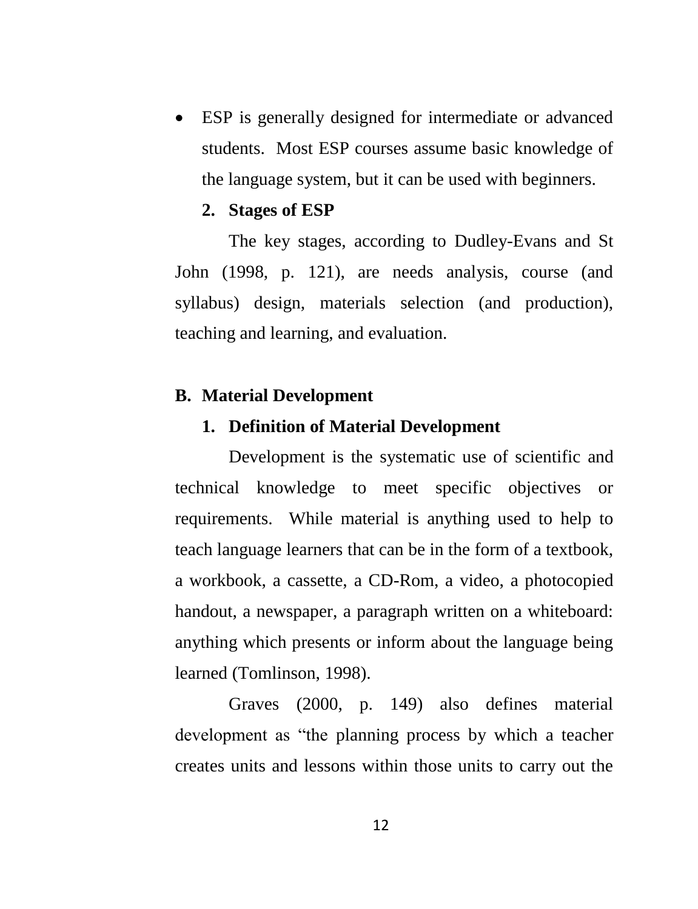- ESP is generally designed for intermediate or advanced students. Most ESP courses assume basic knowledge of the language system, but it can be used with beginners.

### 2. Stages of ESP

The key stages, according to Dudley-Evans and St John (1998, p. 121), are needs analysis, course (and syllabus) design, materials selection (and production), teaching and learning, and evaluation.

## B. Material Development

### 1. Definition of Material Development

Development is the systematic use of scientific and technical knowledge to meet specific objectives or requirements. While material is anything used to help to teach language learners that can be in the form of a textbook, a workbook, a cassette, a CD-Rom, a video, a photocopied handout, a newspaper, a paragraph written on a whiteboard: anything which presents or inform about the language being learned (Tomlinson, 1998).

Graves (2000, p. 149) also defines material development as "the planning process by which a teacher creates units and lessons within those units to carry out the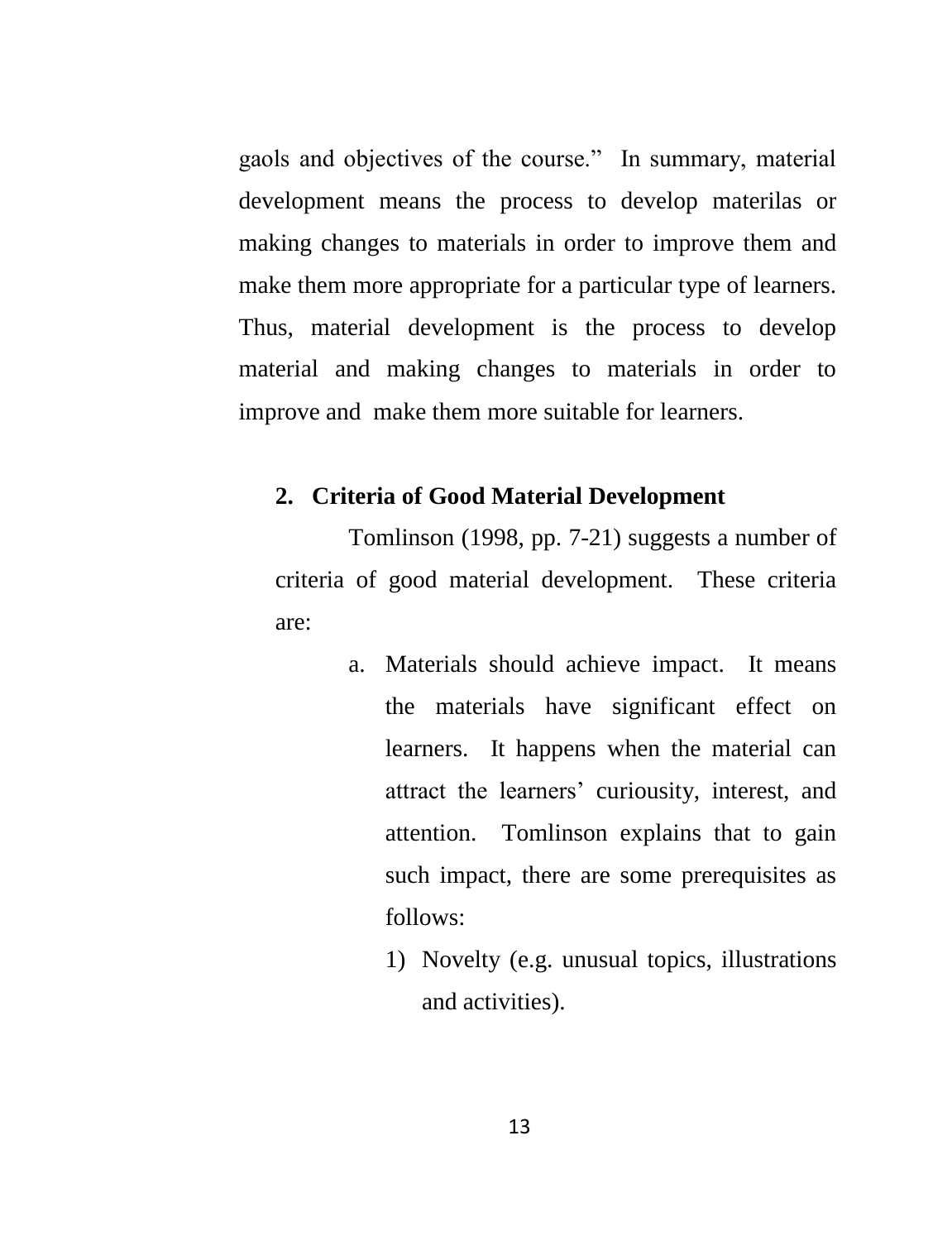gaols and objectives of the course." In summary, material development means the process to develop materilas or making changes to materials in order to improve them and make them more appropriate for a particular type of learners. Thus, material development is the process to develop material and making changes to materials in order to improve and make them more suitable for learners.

## 2. Criteria of Good Material Development

Tomlinson (1998, pp. 7-21) suggests a number of criteria of good material development. These criteria are:

a. Materials should achieve impact. It means the materials have significant effect on learners. It happens when the material can attract the learners' curiousity, interest, and attention. Tomlinson explains that to gain such impact, there are some prerequisites as follows:

    1) Novelty (e.g. unusual topics, illustrations and activities).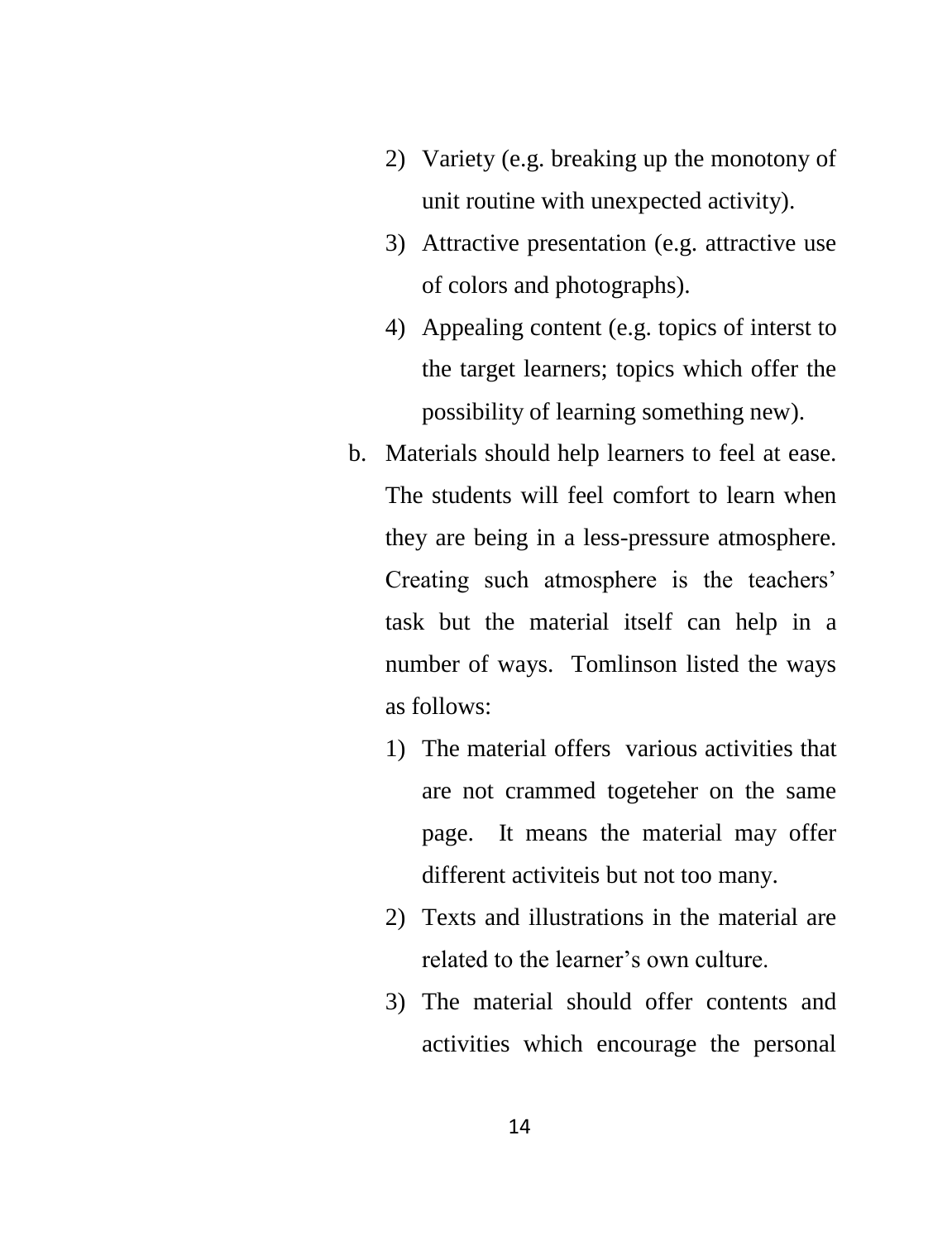2) Variety (e.g. breaking up the monotony of unit routine with unexpected activity).
3) Attractive presentation (e.g. attractive use of colors and photographs).
4) Appealing content (e.g. topics of interst to the target learners; topics which offer the possibility of learning something new).

b. Materials should help learners to feel at ease. The students will feel comfort to learn when they are being in a less-pressure atmosphere. Creating such atmosphere is the teachers' task but the material itself can help in a number of ways. Tomlinson listed the ways as follows:

   1) The material offers various activities that are not crammed togeteher on the same page. It means the material may offer different activiteis but not too many.
   2) Texts and illustrations in the material are related to the learner's own culture.
   3) The material should offer contents and activities which encourage the personal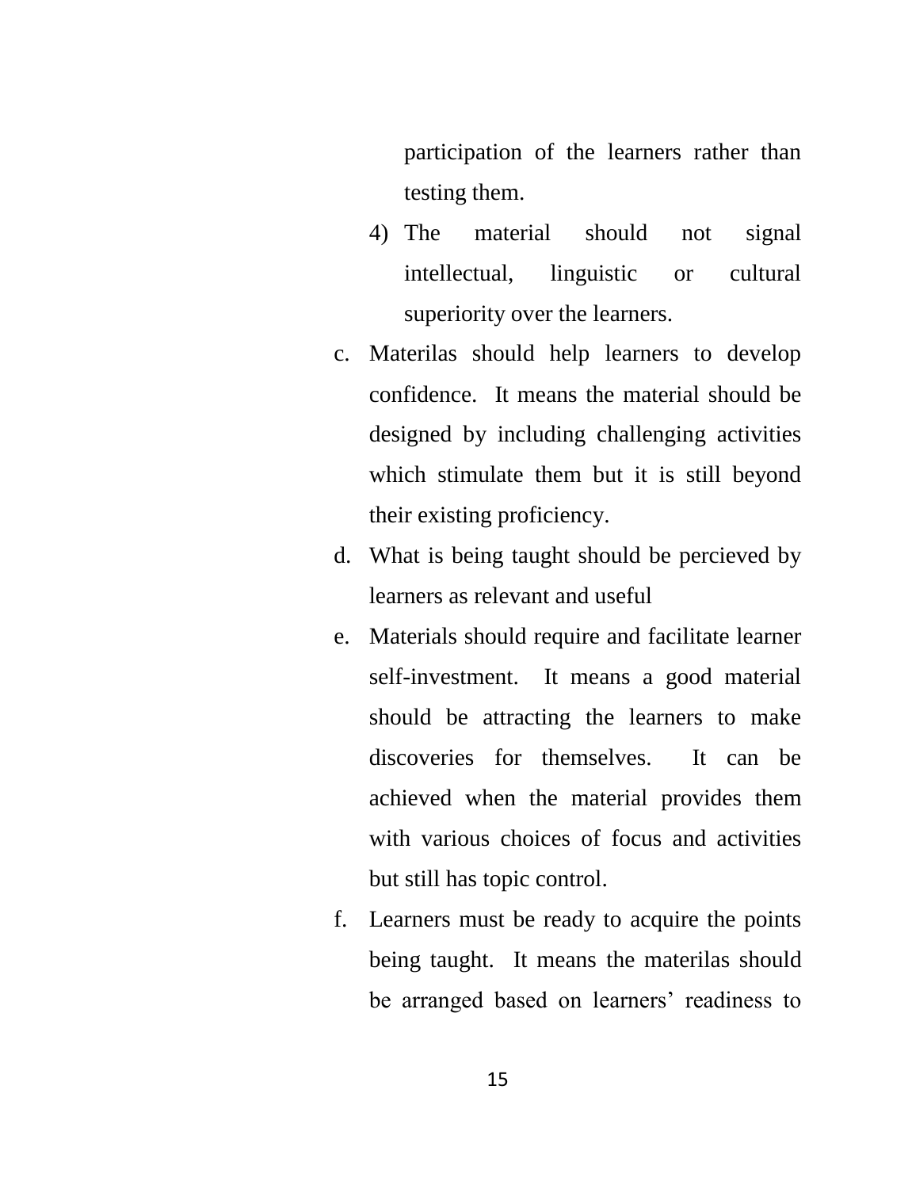participation of the learners rather than testing them.

4) The material should not signal intellectual, linguistic or cultural superiority over the learners.

c. Materilas should help learners to develop confidence. It means the material should be designed by including challenging activities which stimulate them but it is still beyond their existing proficiency.
d. What is being taught should be percieved by learners as relevant and useful
e. Materials should require and facilitate learner self-investment. It means a good material should be attracting the learners to make discoveries for themselves. It can be achieved when the material provides them with various choices of focus and activities but still has topic control.
f. Learners must be ready to acquire the points being taught. It means the materilas should be arranged based on learners' readiness to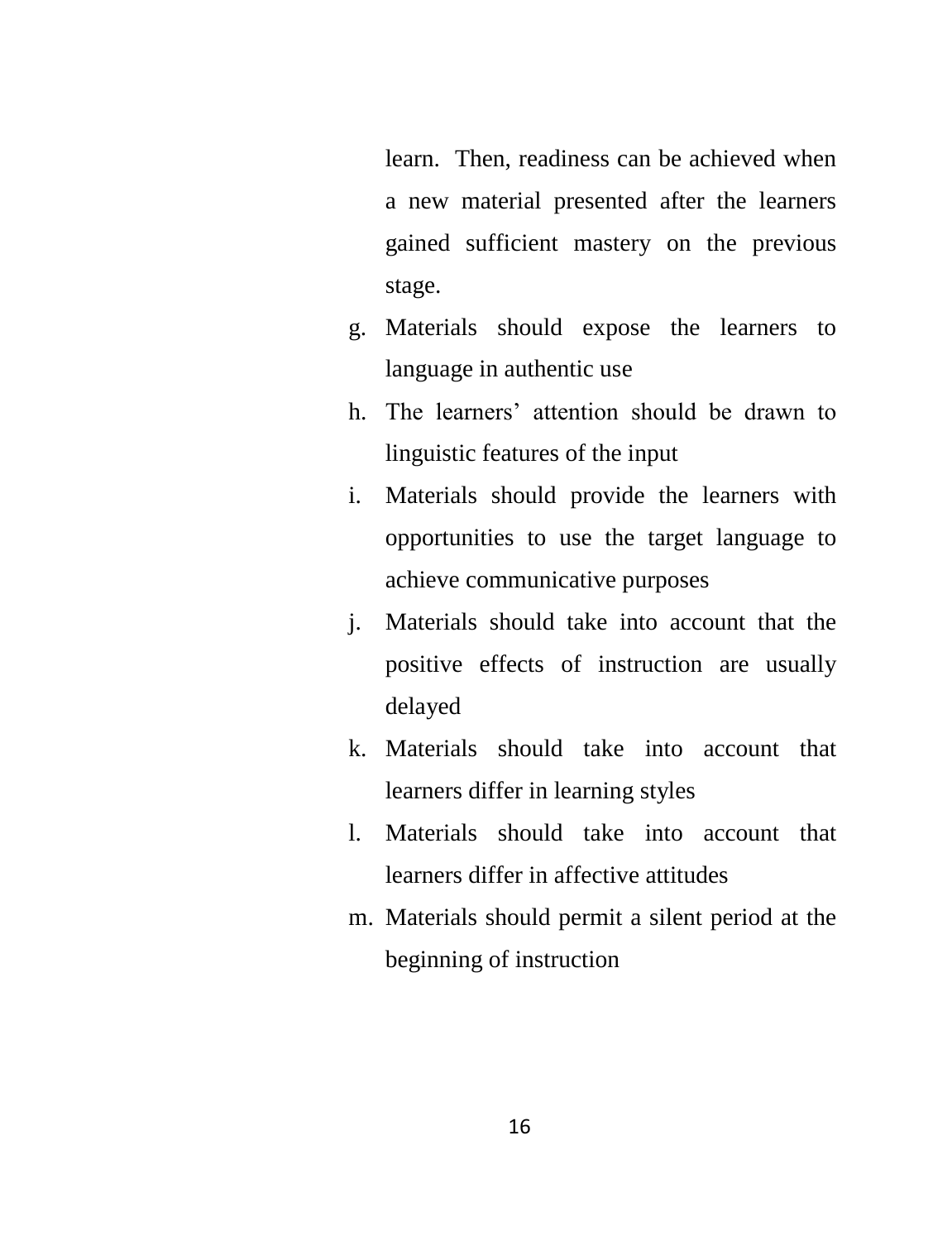learn. Then, readiness can be achieved when a new material presented after the learners gained sufficient mastery on the previous stage.

g. Materials should expose the learners to language in authentic use
h. The learners' attention should be drawn to linguistic features of the input
i. Materials should provide the learners with opportunities to use the target language to achieve communicative purposes
j. Materials should take into account that the positive effects of instruction are usually delayed
k. Materials should take into account that learners differ in learning styles
l. Materials should take into account that learners differ in affective attitudes
m. Materials should permit a silent period at the beginning of instruction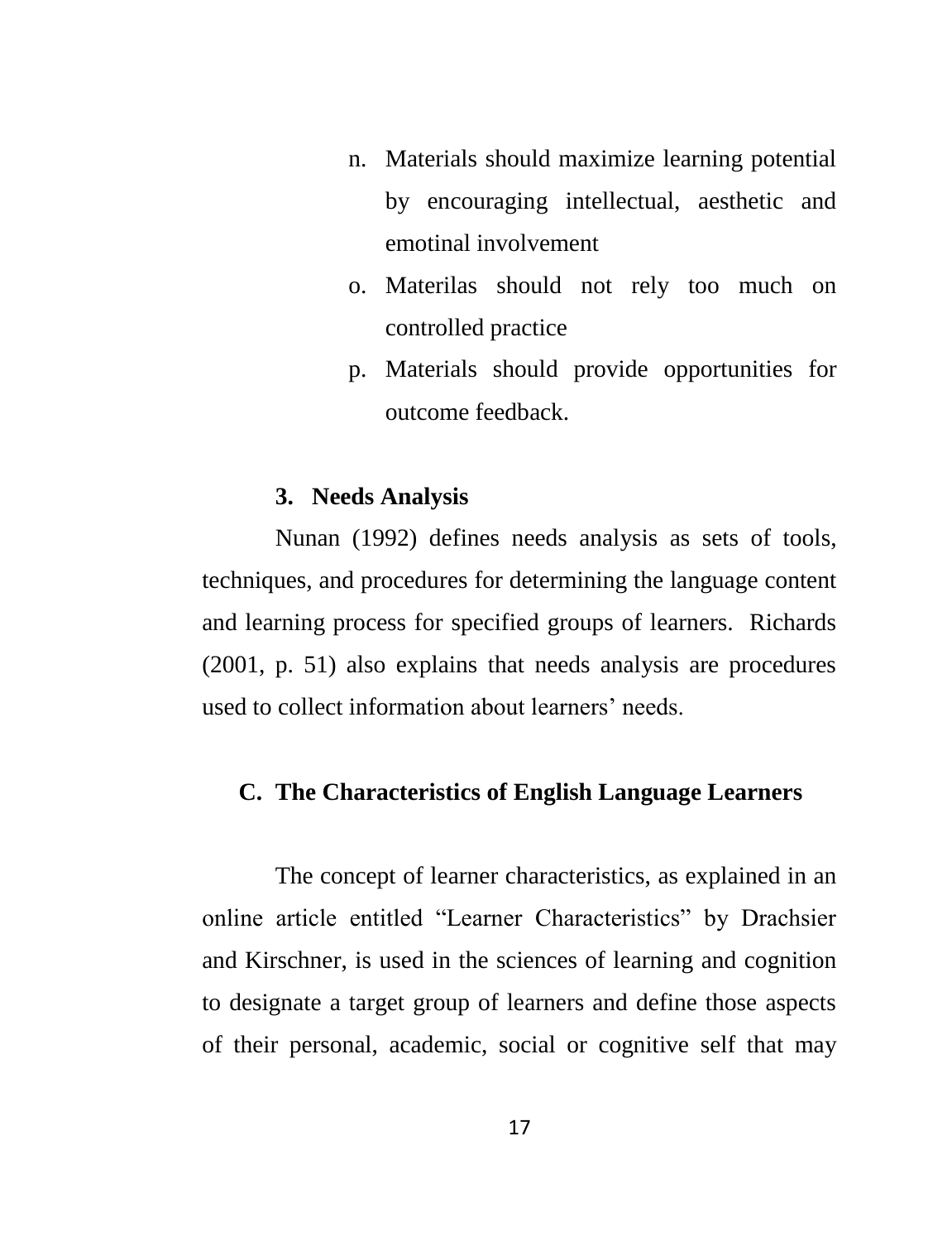n. Materials should maximize learning potential by encouraging intellectual, aesthetic and emotinal involvement
o. Materilas should not rely too much on controlled practice
p. Materials should provide opportunities for outcome feedback.

### 3. Needs Analysis

Nunan (1992) defines needs analysis as sets of tools, techniques, and procedures for determining the language content and learning process for specified groups of learners. Richards (2001, p. 51) also explains that needs analysis are procedures used to collect information about learners' needs.

## C. The Characteristics of English Language Learners

The concept of learner characteristics, as explained in an online article entitled "Learner Characteristics" by Drachsier and Kirschner, is used in the sciences of learning and cognition to designate a target group of learners and define those aspects of their personal, academic, social or cognitive self that may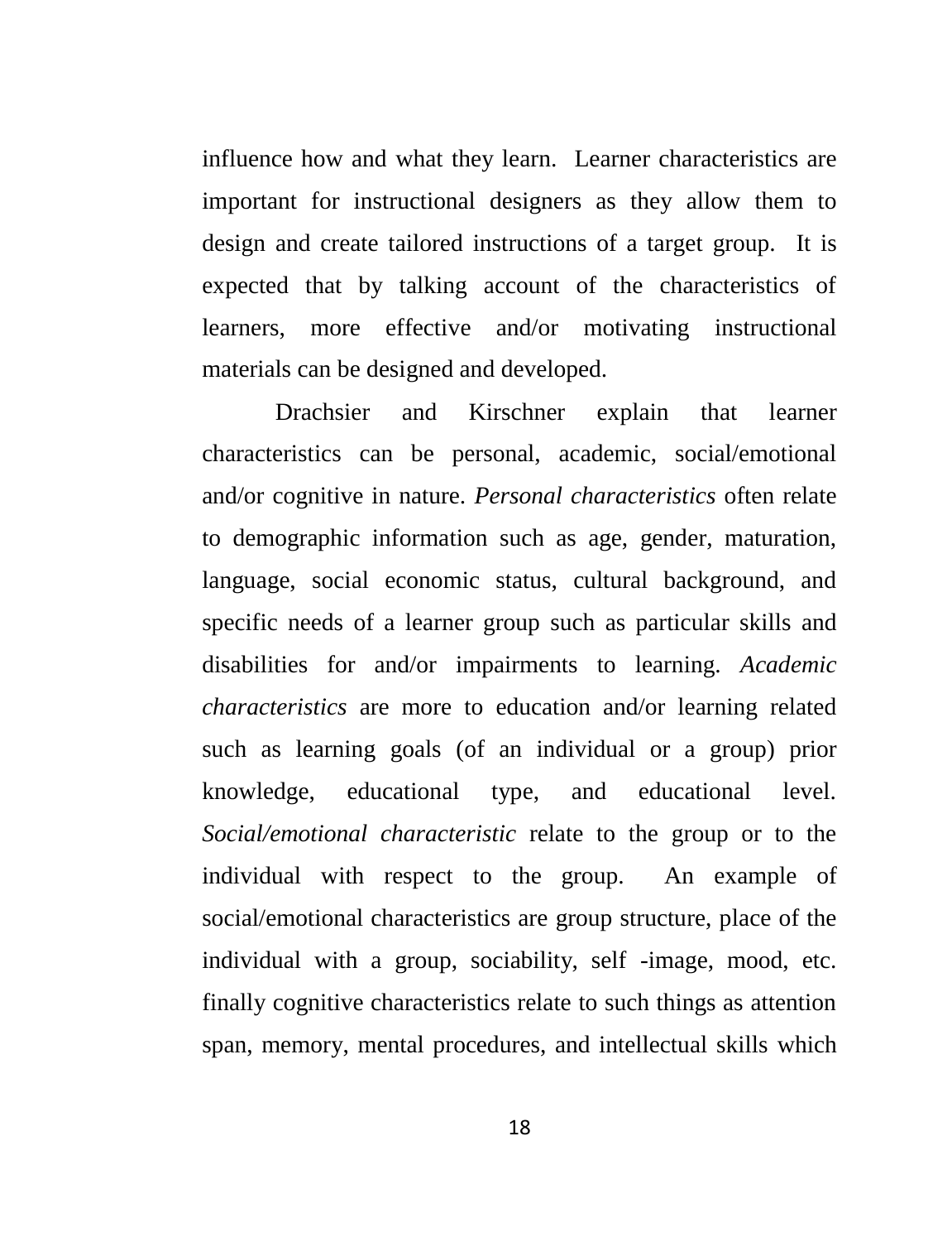influence how and what they learn. Learner characteristics are important for instructional designers as they allow them to design and create tailored instructions of a target group. It is expected that by talking account of the characteristics of learners, more effective and/or motivating instructional materials can be designed and developed.

Drachsier and Kirschner explain that learner characteristics can be personal, academic, social/emotional and/or cognitive in nature. *Personal characteristics* often relate to demographic information such as age, gender, maturation, language, social economic status, cultural background, and specific needs of a learner group such as particular skills and disabilities for and/or impairments to learning. *Academic characteristics* are more to education and/or learning related such as learning goals (of an individual or a group) prior knowledge, educational type, and educational level. *Social/emotional characteristic* relate to the group or to the individual with respect to the group. An example of social/emotional characteristics are group structure, place of the individual with a group, sociability, self -image, mood, etc. finally cognitive characteristics relate to such things as attention span, memory, mental procedures, and intellectual skills which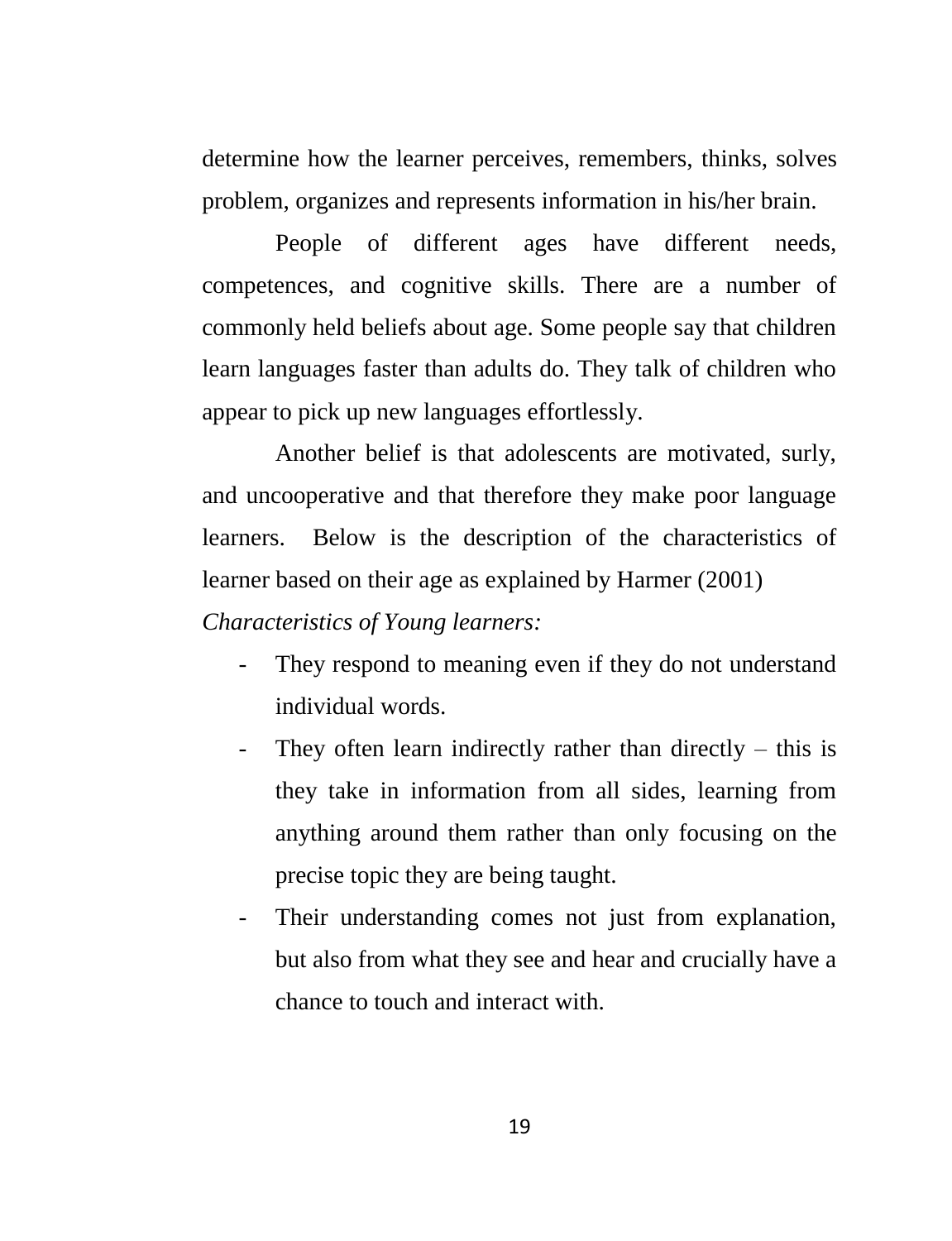determine how the learner perceives, remembers, thinks, solves problem, organizes and represents information in his/her brain.

People of different ages have different needs, competences, and cognitive skills. There are a number of commonly held beliefs about age. Some people say that children learn languages faster than adults do. They talk of children who appear to pick up new languages effortlessly.

Another belief is that adolescents are motivated, surly, and uncooperative and that therefore they make poor language learners. Below is the description of the characteristics of learner based on their age as explained by Harmer (2001)

*Characteristics of Young learners:*

- They respond to meaning even if they do not understand individual words.
- They often learn indirectly rather than directly – this is they take in information from all sides, learning from anything around them rather than only focusing on the precise topic they are being taught.
- Their understanding comes not just from explanation, but also from what they see and hear and crucially have a chance to touch and interact with.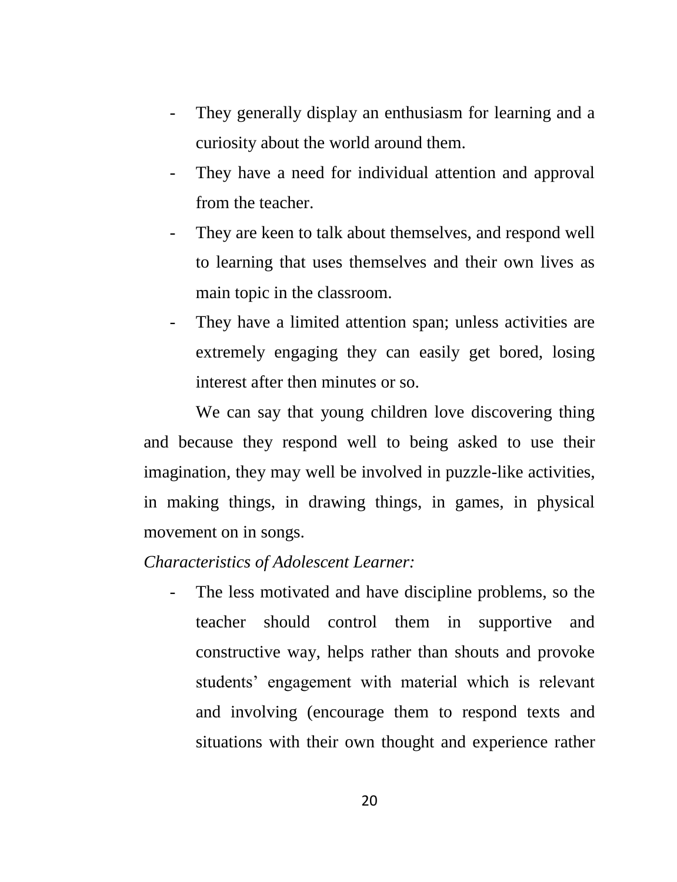- They generally display an enthusiasm for learning and a curiosity about the world around them.
- They have a need for individual attention and approval from the teacher.
- They are keen to talk about themselves, and respond well to learning that uses themselves and their own lives as main topic in the classroom.
- They have a limited attention span; unless activities are extremely engaging they can easily get bored, losing interest after then minutes or so.

We can say that young children love discovering thing and because they respond well to being asked to use their imagination, they may well be involved in puzzle-like activities, in making things, in drawing things, in games, in physical movement on in songs.

*Characteristics of Adolescent Learner:*

- The less motivated and have discipline problems, so the teacher should control them in supportive and constructive way, helps rather than shouts and provoke students' engagement with material which is relevant and involving (encourage them to respond texts and situations with their own thought and experience rather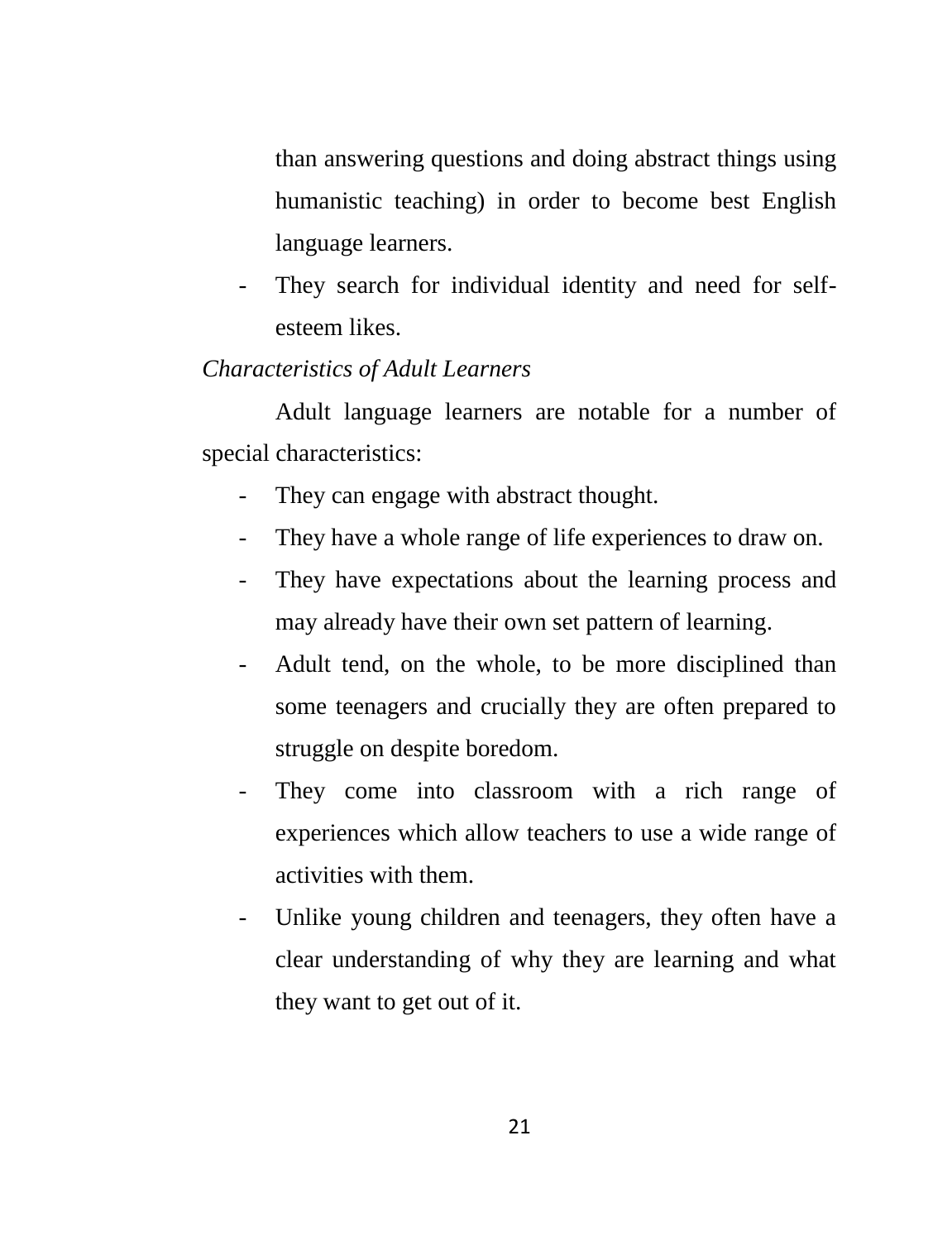than answering questions and doing abstract things using humanistic teaching) in order to become best English language learners.

- They search for individual identity and need for self-esteem likes.

*Characteristics of Adult Learners*

Adult language learners are notable for a number of special characteristics:

- They can engage with abstract thought.
- They have a whole range of life experiences to draw on.
- They have expectations about the learning process and may already have their own set pattern of learning.
- Adult tend, on the whole, to be more disciplined than some teenagers and crucially they are often prepared to struggle on despite boredom.
- They come into classroom with a rich range of experiences which allow teachers to use a wide range of activities with them.
- Unlike young children and teenagers, they often have a clear understanding of why they are learning and what they want to get out of it.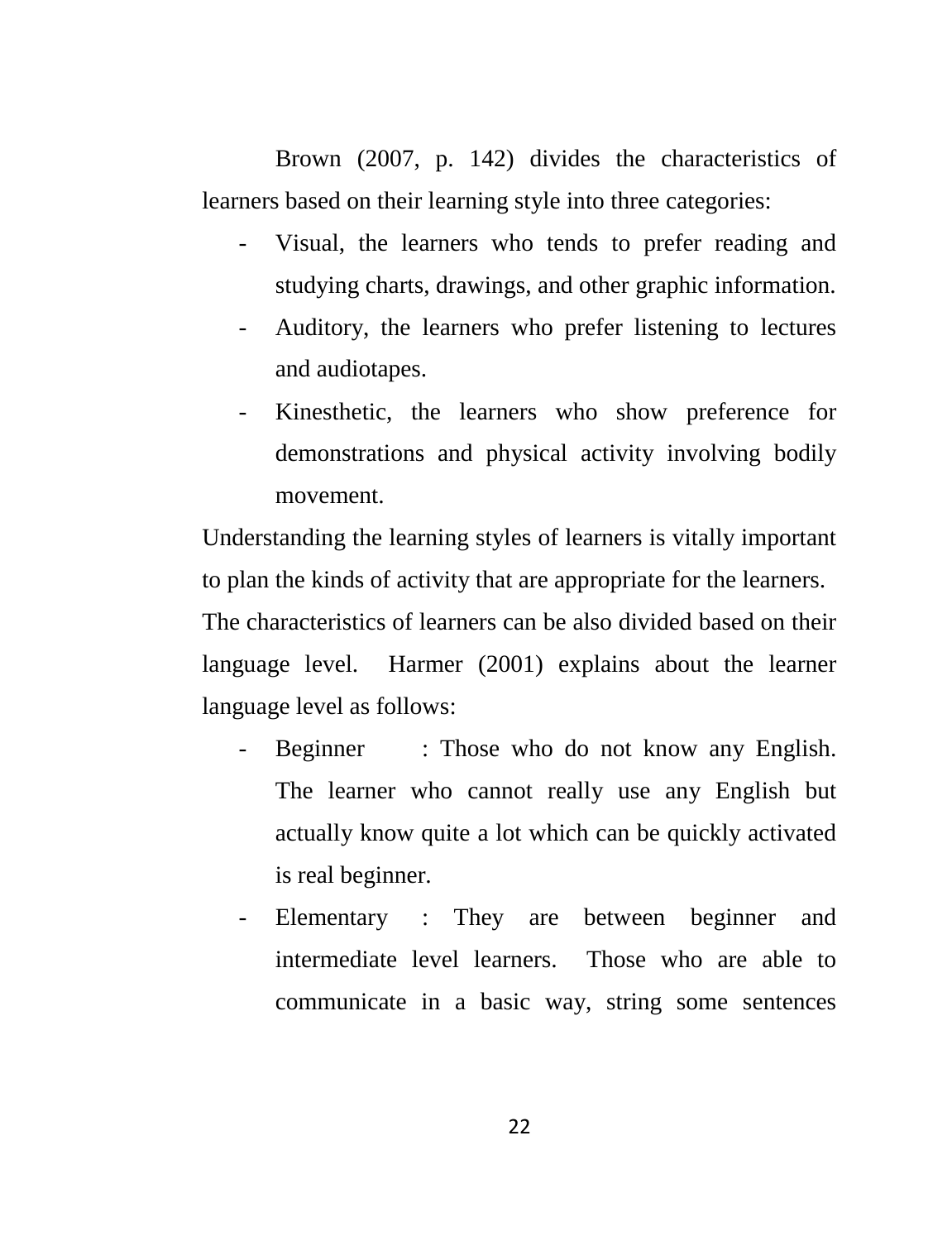Brown (2007, p. 142) divides the characteristics of learners based on their learning style into three categories:

- Visual, the learners who tends to prefer reading and studying charts, drawings, and other graphic information.
- Auditory, the learners who prefer listening to lectures and audiotapes.
- Kinesthetic, the learners who show preference for demonstrations and physical activity involving bodily movement.

Understanding the learning styles of learners is vitally important to plan the kinds of activity that are appropriate for the learners.
The characteristics of learners can be also divided based on their language level. Harmer (2001) explains about the learner language level as follows:

- Beginner : Those who do not know any English. The learner who cannot really use any English but actually know quite a lot which can be quickly activated is real beginner.
- Elementary : They are between beginner and intermediate level learners. Those who are able to communicate in a basic way, string some sentences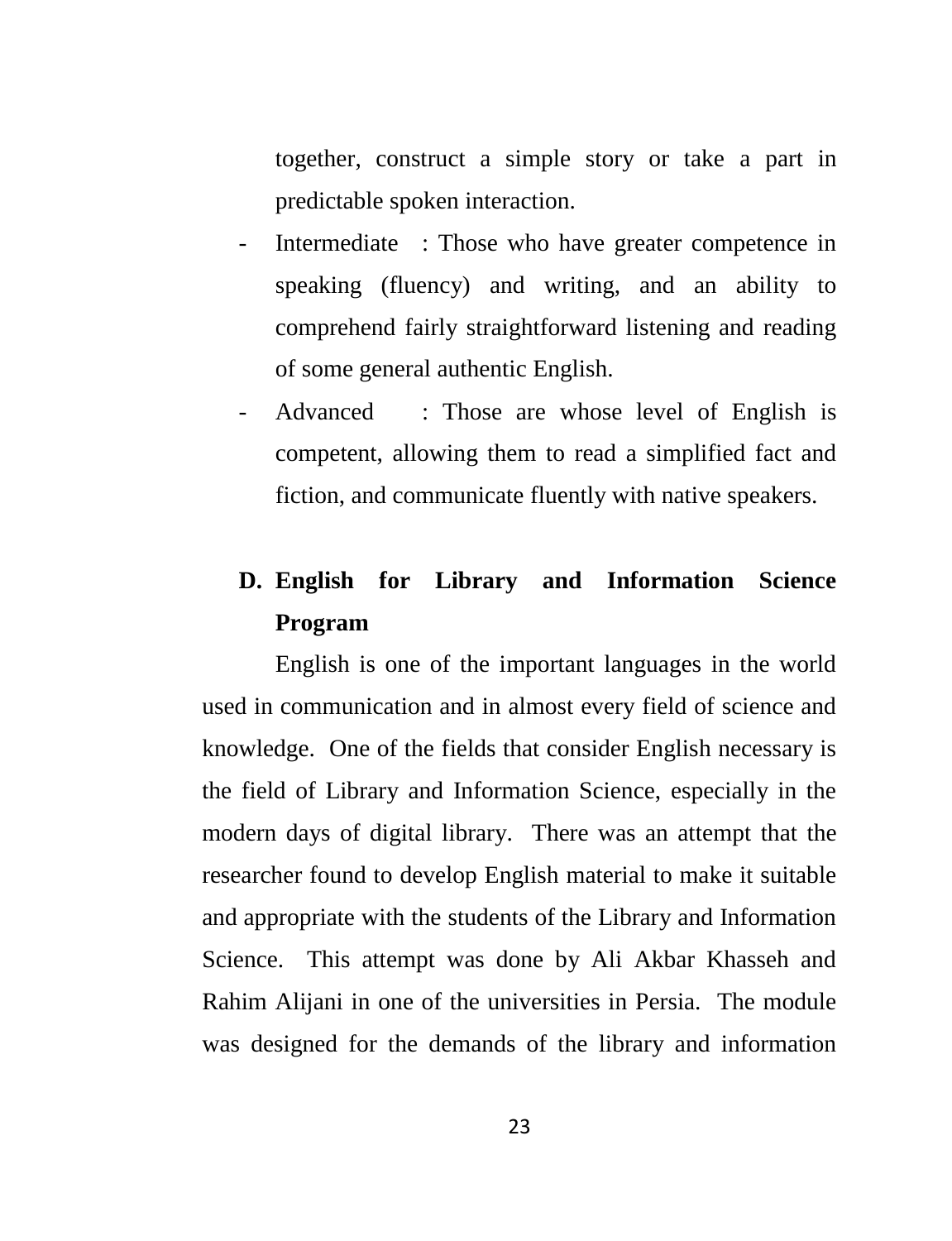together, construct a simple story or take a part in predictable spoken interaction.

- Intermediate : Those who have greater competence in speaking (fluency) and writing, and an ability to comprehend fairly straightforward listening and reading of some general authentic English.
- Advanced : Those are whose level of English is competent, allowing them to read a simplified fact and fiction, and communicate fluently with native speakers.

## D. English for Library and Information Science Program

English is one of the important languages in the world used in communication and in almost every field of science and knowledge. One of the fields that consider English necessary is the field of Library and Information Science, especially in the modern days of digital library. There was an attempt that the researcher found to develop English material to make it suitable and appropriate with the students of the Library and Information Science. This attempt was done by Ali Akbar Khasseh and Rahim Alijani in one of the universities in Persia. The module was designed for the demands of the library and information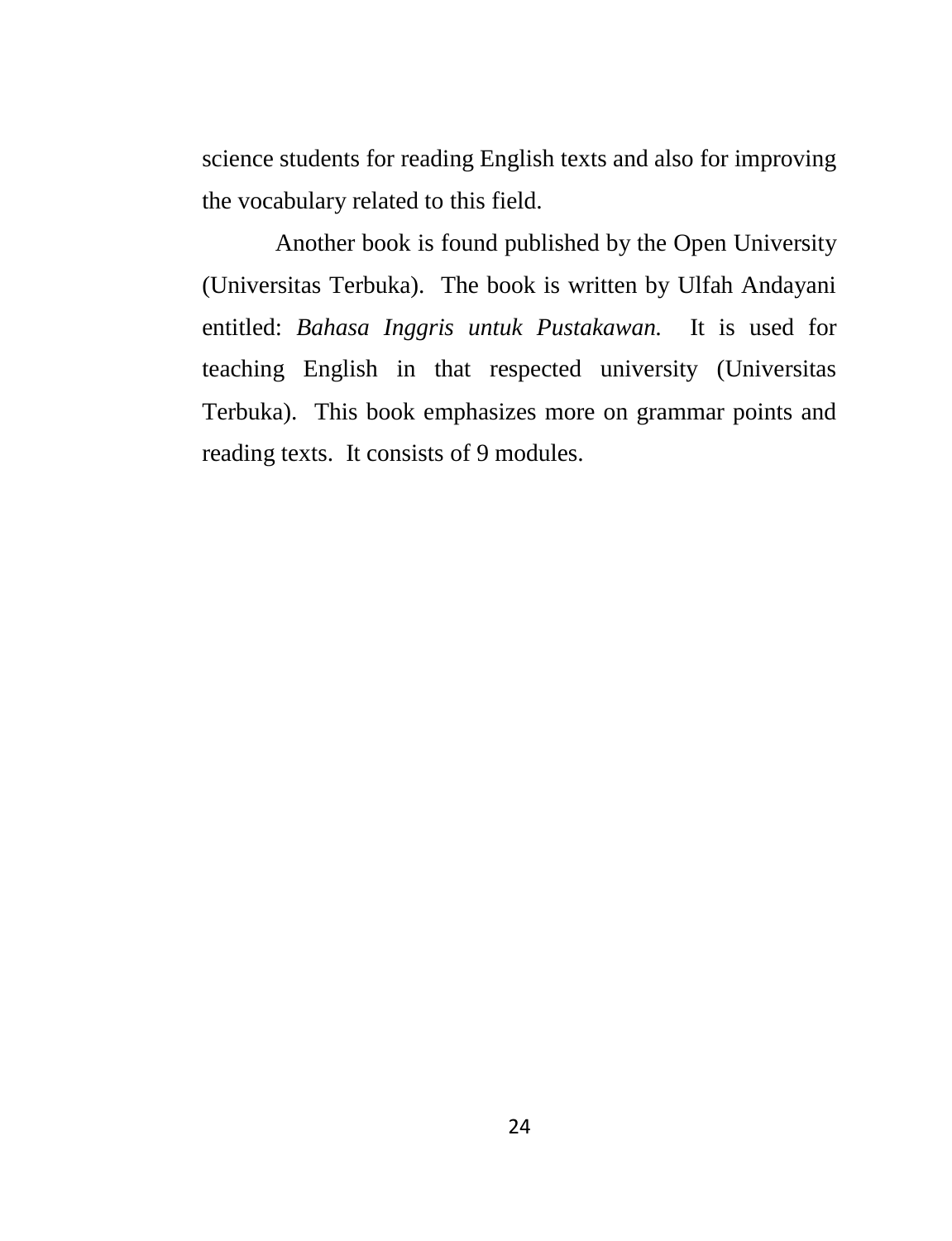science students for reading English texts and also for improving the vocabulary related to this field.

Another book is found published by the Open University (Universitas Terbuka). The book is written by Ulfah Andayani entitled: *Bahasa Inggris untuk Pustakawan.* It is used for teaching English in that respected university (Universitas Terbuka). This book emphasizes more on grammar points and reading texts. It consists of 9 modules.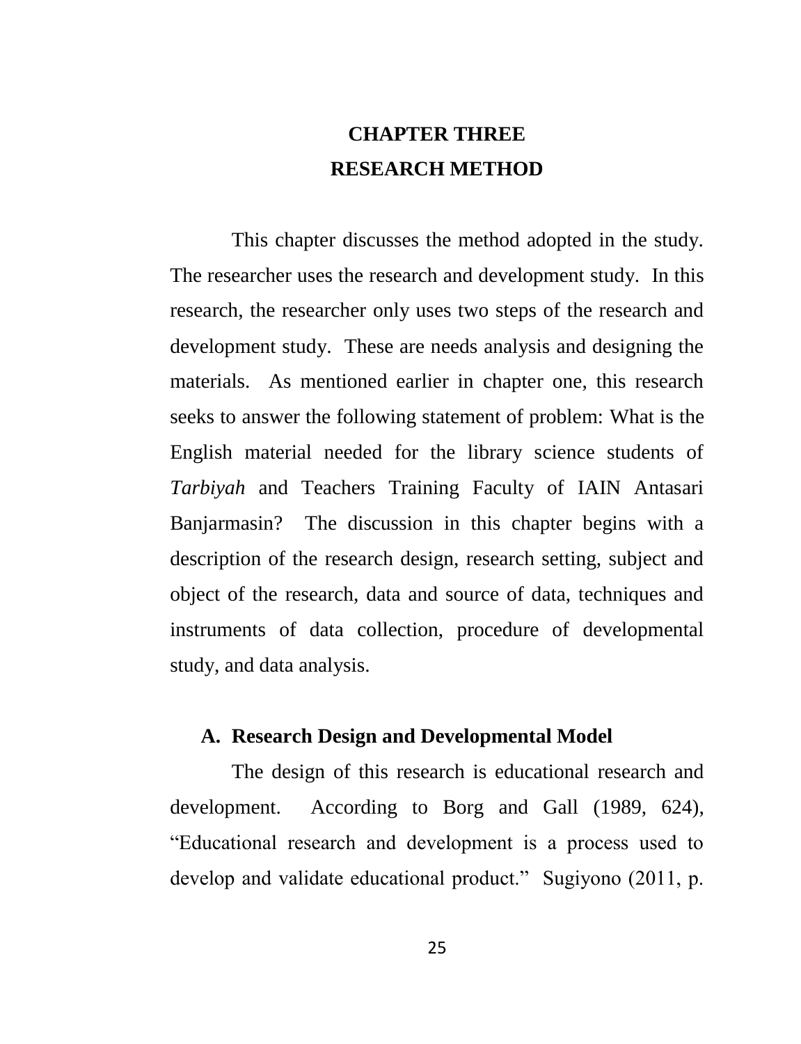# CHAPTER THREE
# RESEARCH METHOD

This chapter discusses the method adopted in the study. The researcher uses the research and development study. In this research, the researcher only uses two steps of the research and development study. These are needs analysis and designing the materials. As mentioned earlier in chapter one, this research seeks to answer the following statement of problem: What is the English material needed for the library science students of *Tarbiyah* and Teachers Training Faculty of IAIN Antasari Banjarmasin? The discussion in this chapter begins with a description of the research design, research setting, subject and object of the research, data and source of data, techniques and instruments of data collection, procedure of developmental study, and data analysis.

## A. Research Design and Developmental Model

The design of this research is educational research and development. According to Borg and Gall (1989, 624), "Educational research and development is a process used to develop and validate educational product." Sugiyono (2011, p.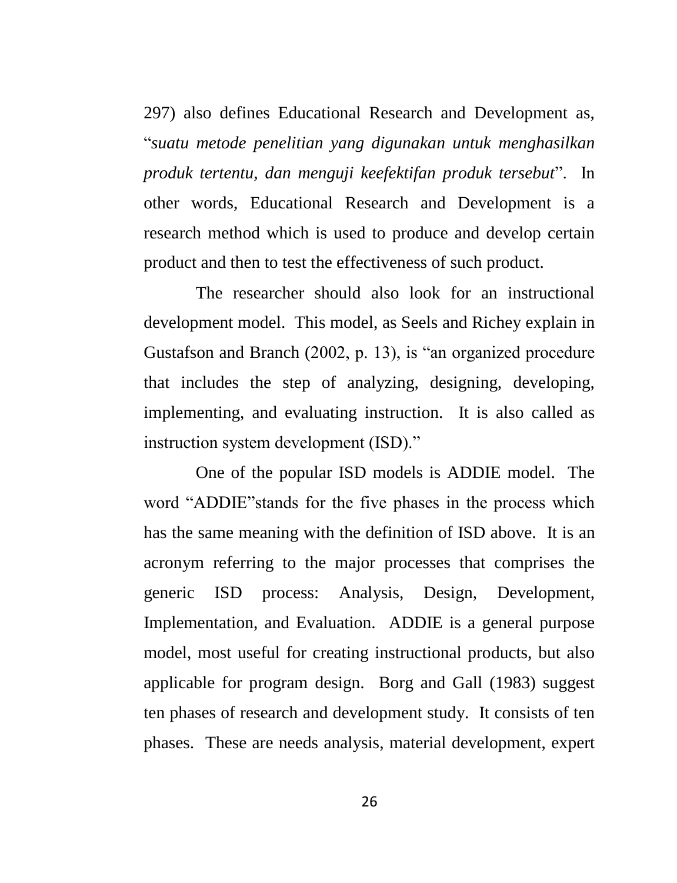297) also defines Educational Research and Development as, "*suatu metode penelitian yang digunakan untuk menghasilkan produk tertentu, dan menguji keefektifan produk tersebut*". In other words, Educational Research and Development is a research method which is used to produce and develop certain product and then to test the effectiveness of such product.

The researcher should also look for an instructional development model. This model, as Seels and Richey explain in Gustafson and Branch (2002, p. 13), is "an organized procedure that includes the step of analyzing, designing, developing, implementing, and evaluating instruction. It is also called as instruction system development (ISD)."

One of the popular ISD models is ADDIE model. The word "ADDIE"stands for the five phases in the process which has the same meaning with the definition of ISD above. It is an acronym referring to the major processes that comprises the generic ISD process: Analysis, Design, Development, Implementation, and Evaluation. ADDIE is a general purpose model, most useful for creating instructional products, but also applicable for program design. Borg and Gall (1983) suggest ten phases of research and development study. It consists of ten phases. These are needs analysis, material development, expert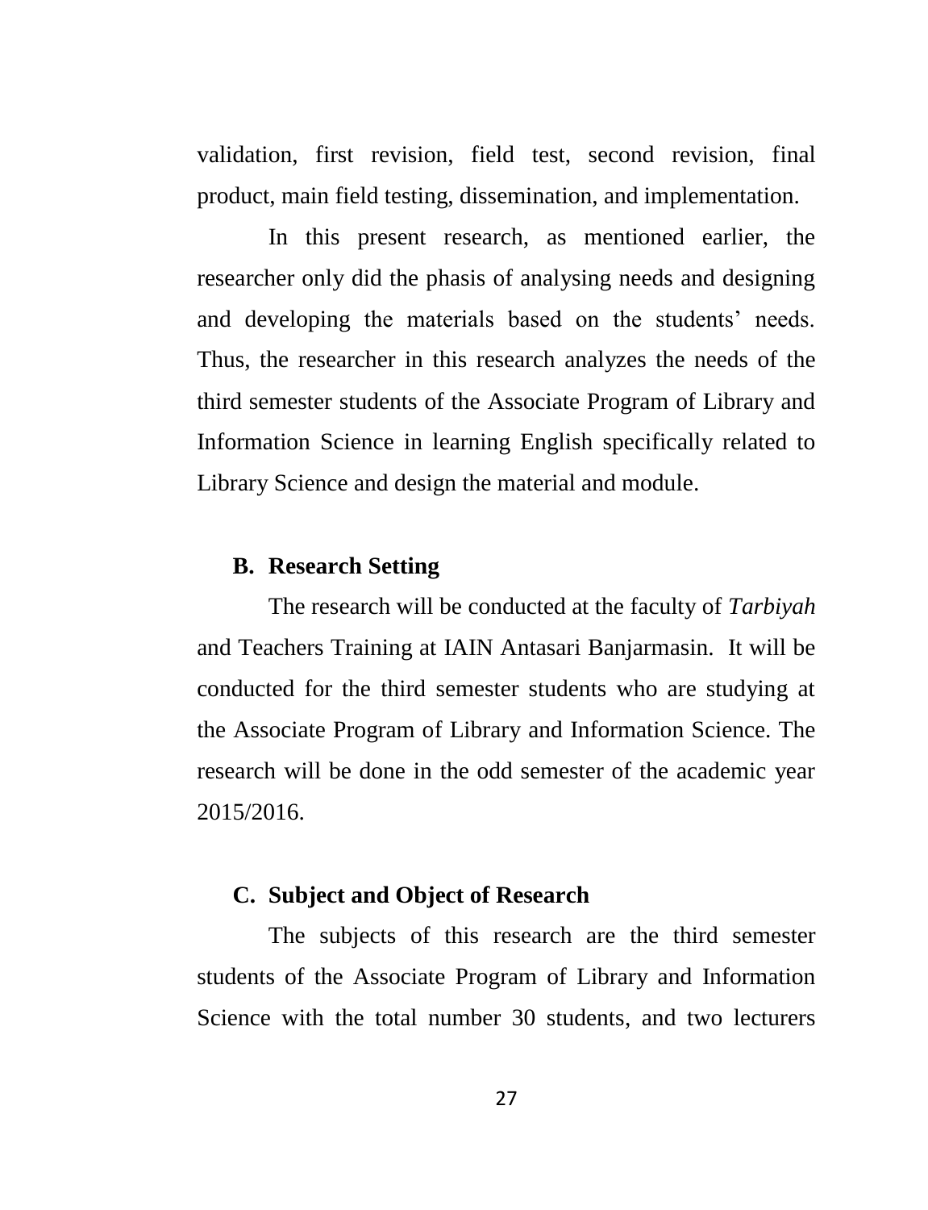validation, first revision, field test, second revision, final product, main field testing, dissemination, and implementation.

In this present research, as mentioned earlier, the researcher only did the phasis of analysing needs and designing and developing the materials based on the students' needs. Thus, the researcher in this research analyzes the needs of the third semester students of the Associate Program of Library and Information Science in learning English specifically related to Library Science and design the material and module.

## B. Research Setting

The research will be conducted at the faculty of *Tarbiyah* and Teachers Training at IAIN Antasari Banjarmasin. It will be conducted for the third semester students who are studying at the Associate Program of Library and Information Science. The research will be done in the odd semester of the academic year 2015/2016.

## C. Subject and Object of Research

The subjects of this research are the third semester students of the Associate Program of Library and Information Science with the total number 30 students, and two lecturers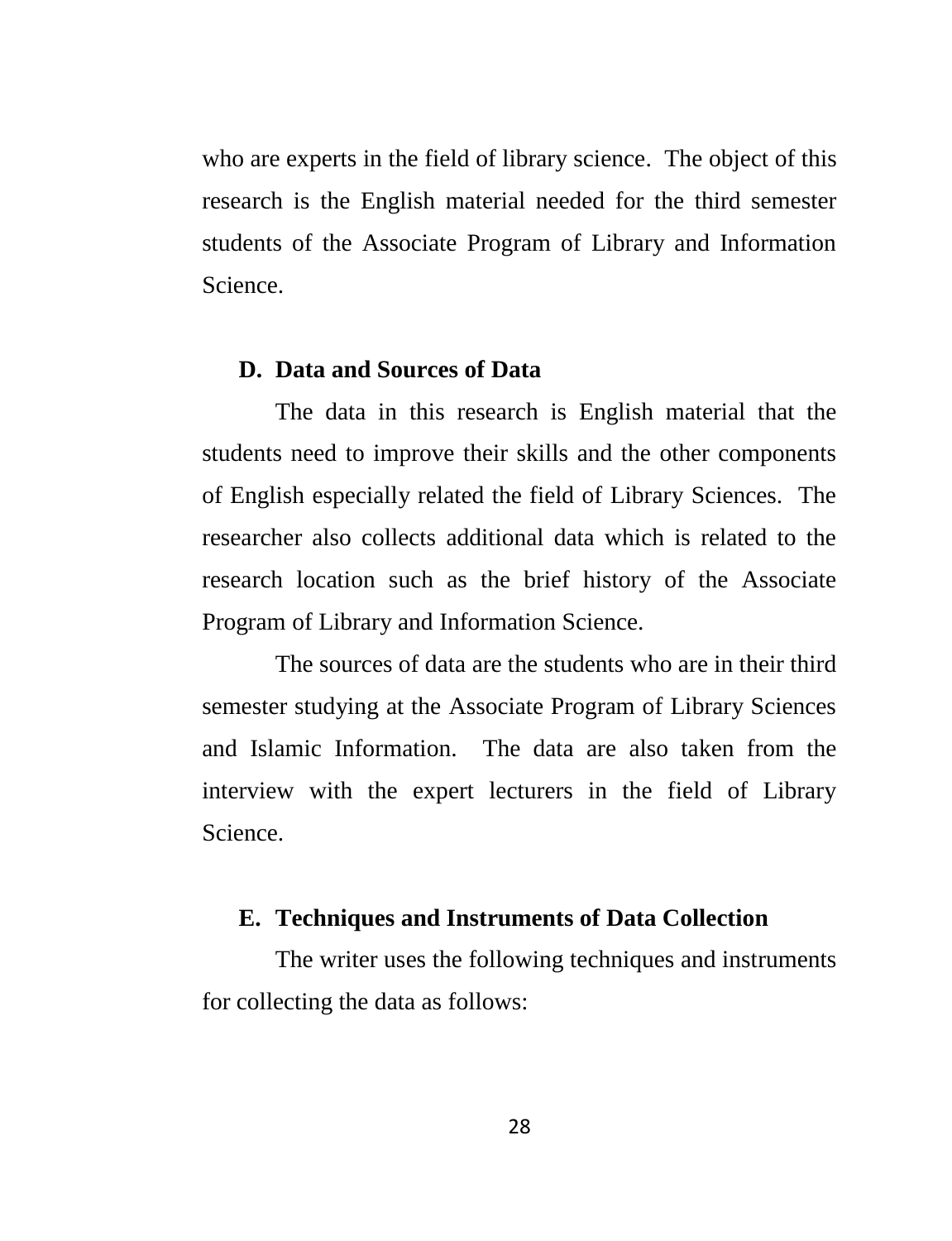who are experts in the field of library science. The object of this research is the English material needed for the third semester students of the Associate Program of Library and Information Science.

## D. Data and Sources of Data

The data in this research is English material that the students need to improve their skills and the other components of English especially related the field of Library Sciences. The researcher also collects additional data which is related to the research location such as the brief history of the Associate Program of Library and Information Science.

The sources of data are the students who are in their third semester studying at the Associate Program of Library Sciences and Islamic Information. The data are also taken from the interview with the expert lecturers in the field of Library Science.

## E. Techniques and Instruments of Data Collection

The writer uses the following techniques and instruments for collecting the data as follows: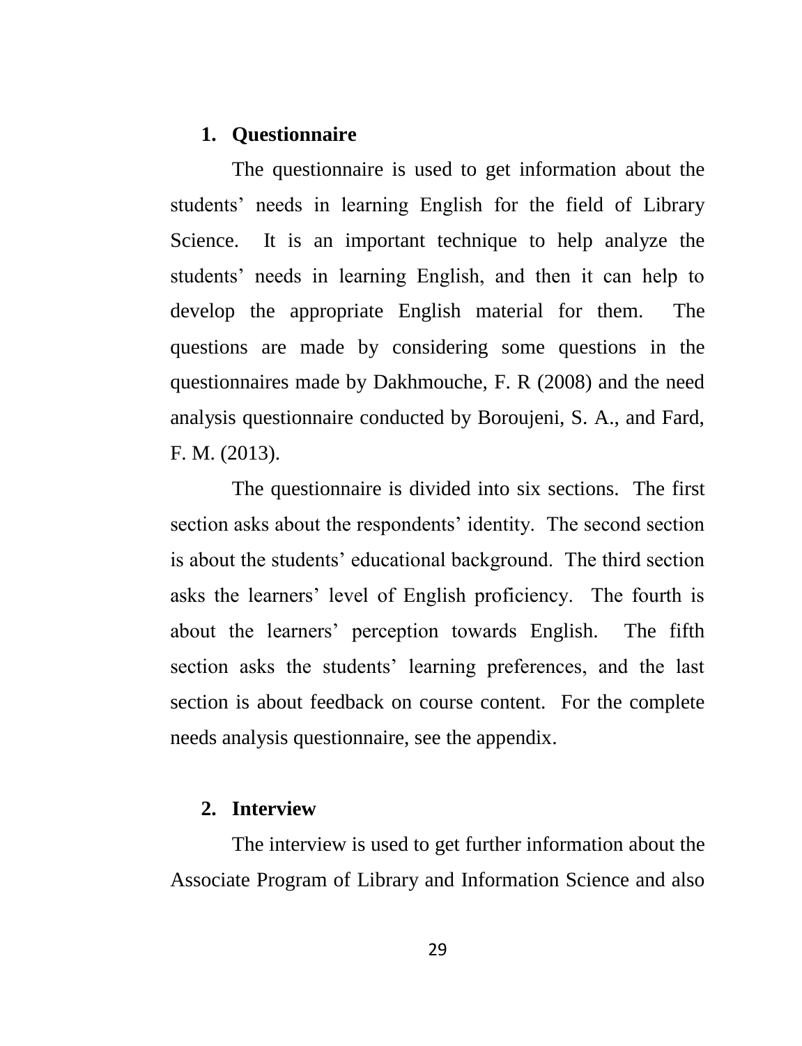1. **Questionnaire**

The questionnaire is used to get information about the students' needs in learning English for the field of Library Science. It is an important technique to help analyze the students' needs in learning English, and then it can help to develop the appropriate English material for them. The questions are made by considering some questions in the questionnaires made by Dakhmouche, F. R (2008) and the need analysis questionnaire conducted by Boroujeni, S. A., and Fard, F. M. (2013).

The questionnaire is divided into six sections. The first section asks about the respondents' identity. The second section is about the students' educational background. The third section asks the learners' level of English proficiency. The fourth is about the learners' perception towards English. The fifth section asks the students' learning preferences, and the last section is about feedback on course content. For the complete needs analysis questionnaire, see the appendix.

2. **Interview**

The interview is used to get further information about the Associate Program of Library and Information Science and also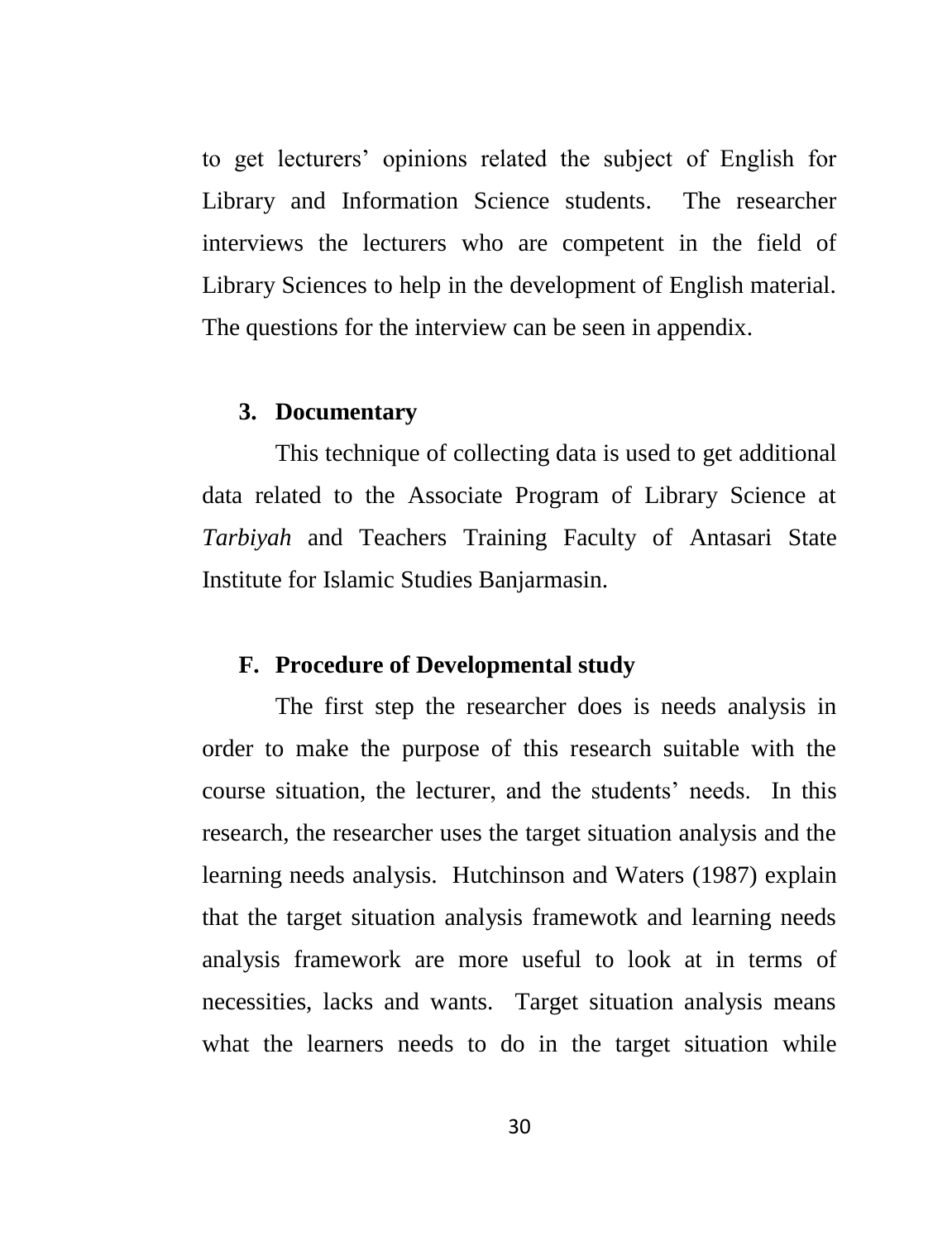to get lecturers' opinions related the subject of English for Library and Information Science students. The researcher interviews the lecturers who are competent in the field of Library Sciences to help in the development of English material. The questions for the interview can be seen in appendix.

### 3. Documentary

This technique of collecting data is used to get additional data related to the Associate Program of Library Science at *Tarbiyah* and Teachers Training Faculty of Antasari State Institute for Islamic Studies Banjarmasin.

## F. Procedure of Developmental study

The first step the researcher does is needs analysis in order to make the purpose of this research suitable with the course situation, the lecturer, and the students' needs. In this research, the researcher uses the target situation analysis and the learning needs analysis. Hutchinson and Waters (1987) explain that the target situation analysis framewotk and learning needs analysis framework are more useful to look at in terms of necessities, lacks and wants. Target situation analysis means what the learners needs to do in the target situation while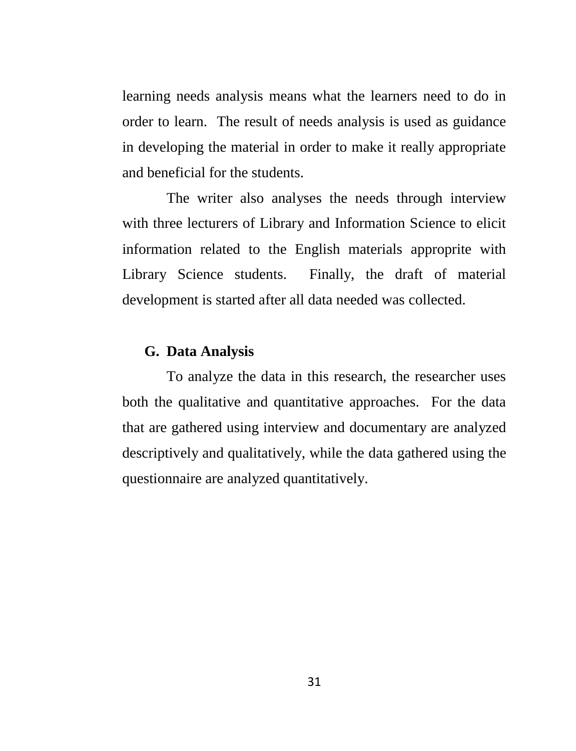learning needs analysis means what the learners need to do in order to learn.  The result of needs analysis is used as guidance in developing the material in order to make it really appropriate and beneficial for the students.

The writer also analyses the needs through interview with three lecturers of Library and Information Science to elicit information related to the English materials approprite with Library Science students.  Finally, the draft of material development is started after all data needed was collected.

## G. Data Analysis

To analyze the data in this research, the researcher uses both the qualitative and quantitative approaches.  For the data that are gathered using interview and documentary are analyzed descriptively and qualitatively, while the data gathered using the questionnaire are analyzed quantitatively.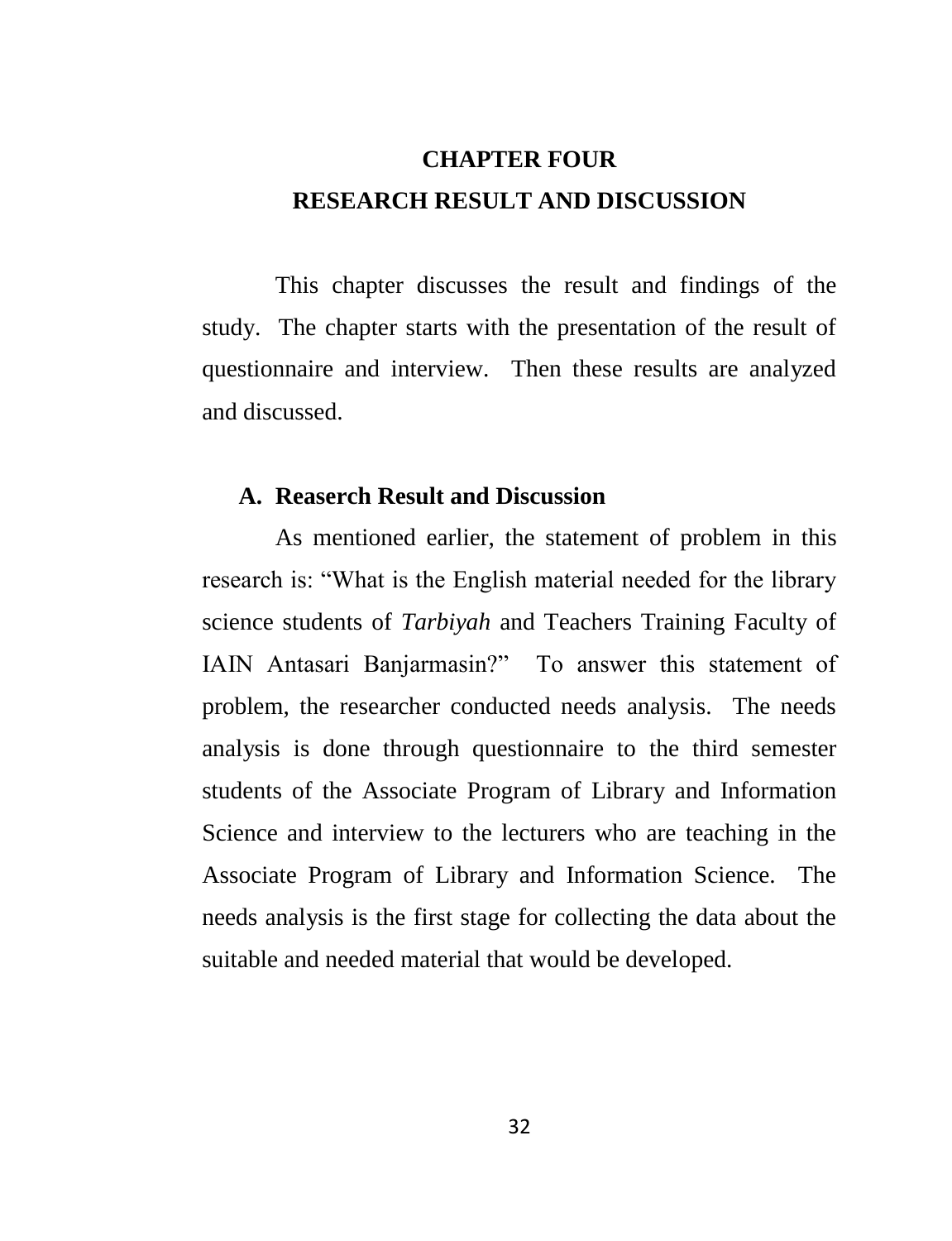# CHAPTER FOUR
# RESEARCH RESULT AND DISCUSSION

This chapter discusses the result and findings of the study. The chapter starts with the presentation of the result of questionnaire and interview. Then these results are analyzed and discussed.

## A. Reaserch Result and Discussion

As mentioned earlier, the statement of problem in this research is: "What is the English material needed for the library science students of *Tarbiyah* and Teachers Training Faculty of IAIN Antasari Banjarmasin?" To answer this statement of problem, the researcher conducted needs analysis. The needs analysis is done through questionnaire to the third semester students of the Associate Program of Library and Information Science and interview to the lecturers who are teaching in the Associate Program of Library and Information Science. The needs analysis is the first stage for collecting the data about the suitable and needed material that would be developed.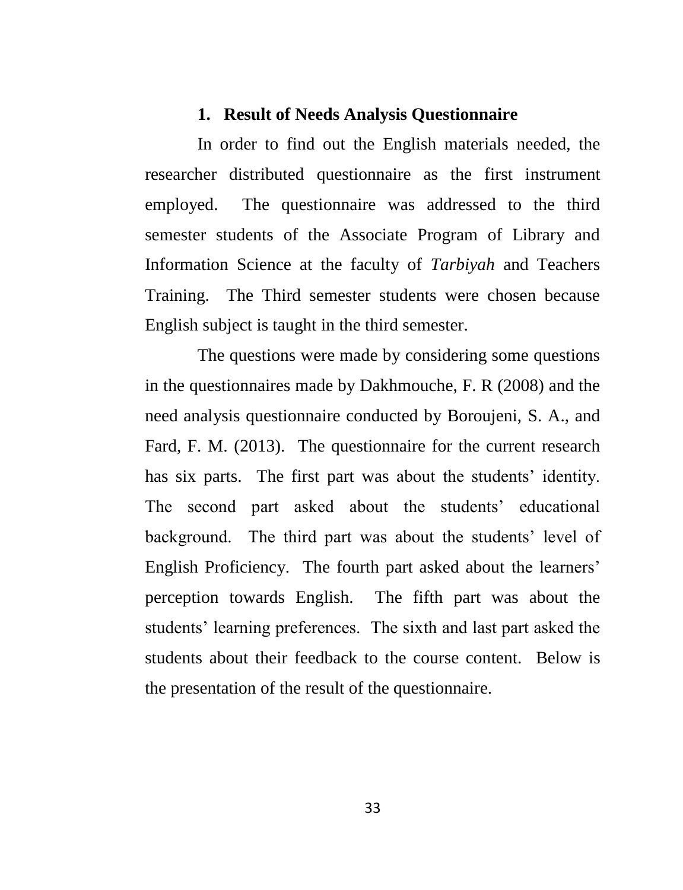### 1. Result of Needs Analysis Questionnaire

In order to find out the English materials needed, the researcher distributed questionnaire as the first instrument employed. The questionnaire was addressed to the third semester students of the Associate Program of Library and Information Science at the faculty of *Tarbiyah* and Teachers Training. The Third semester students were chosen because English subject is taught in the third semester.

The questions were made by considering some questions in the questionnaires made by Dakhmouche, F. R (2008) and the need analysis questionnaire conducted by Boroujeni, S. A., and Fard, F. M. (2013). The questionnaire for the current research has six parts. The first part was about the students' identity. The second part asked about the students' educational background. The third part was about the students' level of English Proficiency. The fourth part asked about the learners' perception towards English. The fifth part was about the students' learning preferences. The sixth and last part asked the students about their feedback to the course content. Below is the presentation of the result of the questionnaire.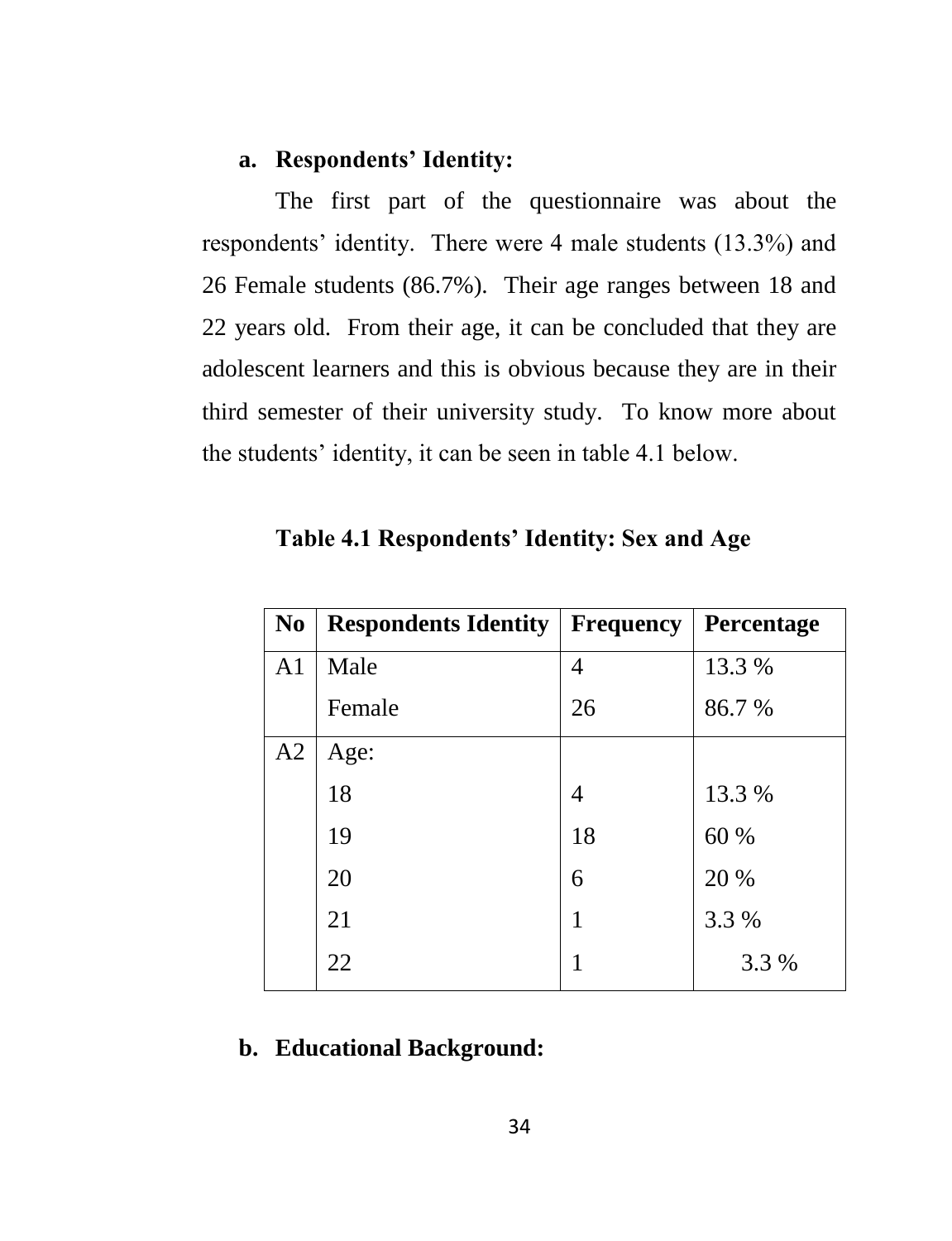**a. Respondents' Identity:**

The first part of the questionnaire was about the respondents' identity. There were 4 male students (13.3%) and 26 Female students (86.7%). Their age ranges between 18 and 22 years old. From their age, it can be concluded that they are adolescent learners and this is obvious because they are in their third semester of their university study. To know more about the students' identity, it can be seen in table 4.1 below.

**Table 4.1 Respondents' Identity: Sex and Age**

| No | Respondents Identity | Frequency | Percentage |
|---|---|---|---|
| A1 | Male | 4 | 13.3 % |
| | Female | 26 | 86.7 % |
| A2 | Age: | | |
| | 18 | 4 | 13.3 % |
| | 19 | 18 | 60 % |
| | 20 | 6 | 20 % |
| | 21 | 1 | 3.3 % |
| | 22 | 1 | 3.3 % |

**b. Educational Background:**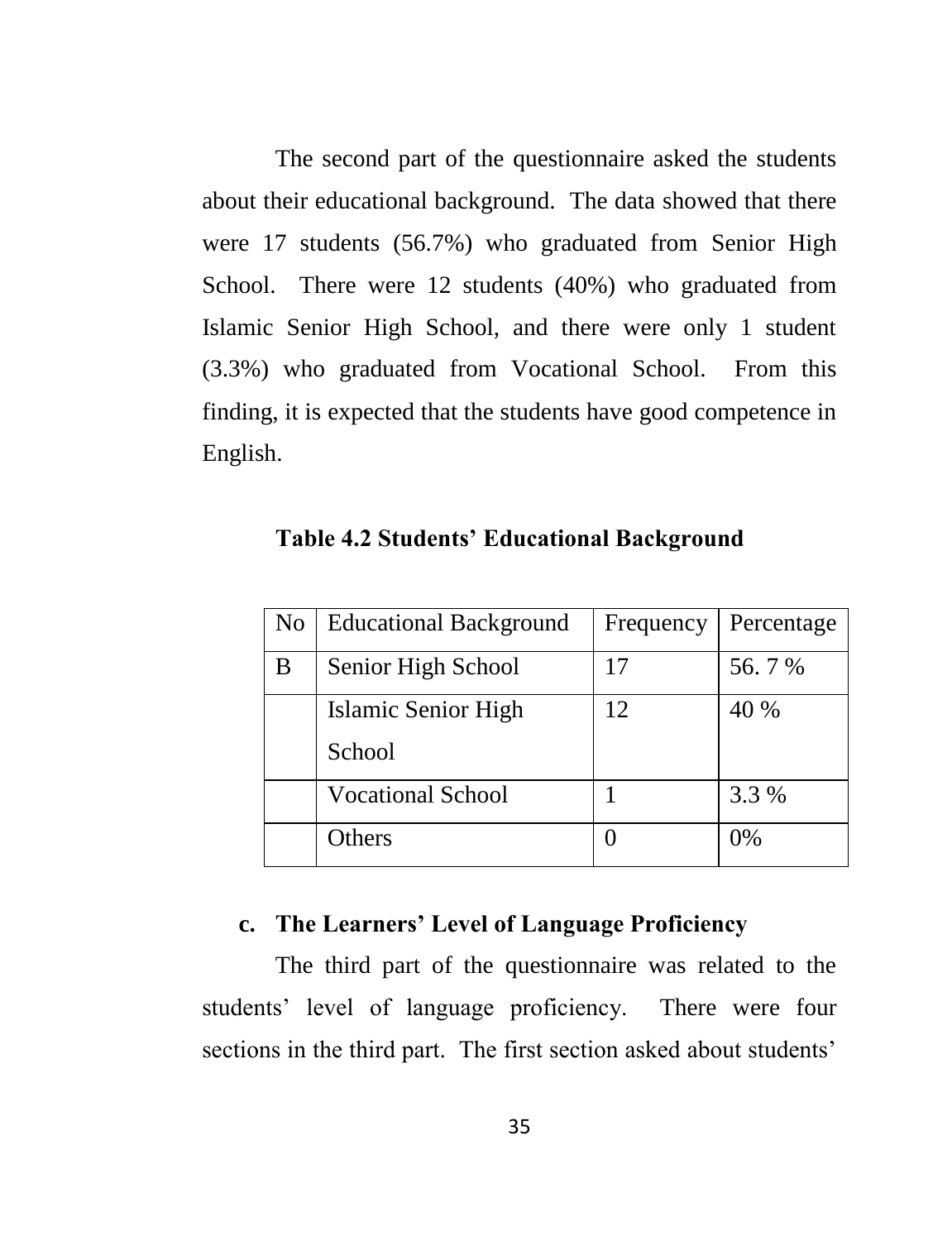The second part of the questionnaire asked the students about their educational background. The data showed that there were 17 students (56.7%) who graduated from Senior High School. There were 12 students (40%) who graduated from Islamic Senior High School, and there were only 1 student (3.3%) who graduated from Vocational School. From this finding, it is expected that the students have good competence in English.

**Table 4.2 Students' Educational Background**

| No | Educational Background | Frequency | Percentage |
|---|---|---|---|
| B | Senior High School | 17 | 56. 7 % |
| | Islamic Senior High School | 12 | 40 % |
| | Vocational School | 1 | 3.3 % |
| | Others | 0 | 0% |

### c. The Learners' Level of Language Proficiency

The third part of the questionnaire was related to the students' level of language proficiency. There were four sections in the third part. The first section asked about students'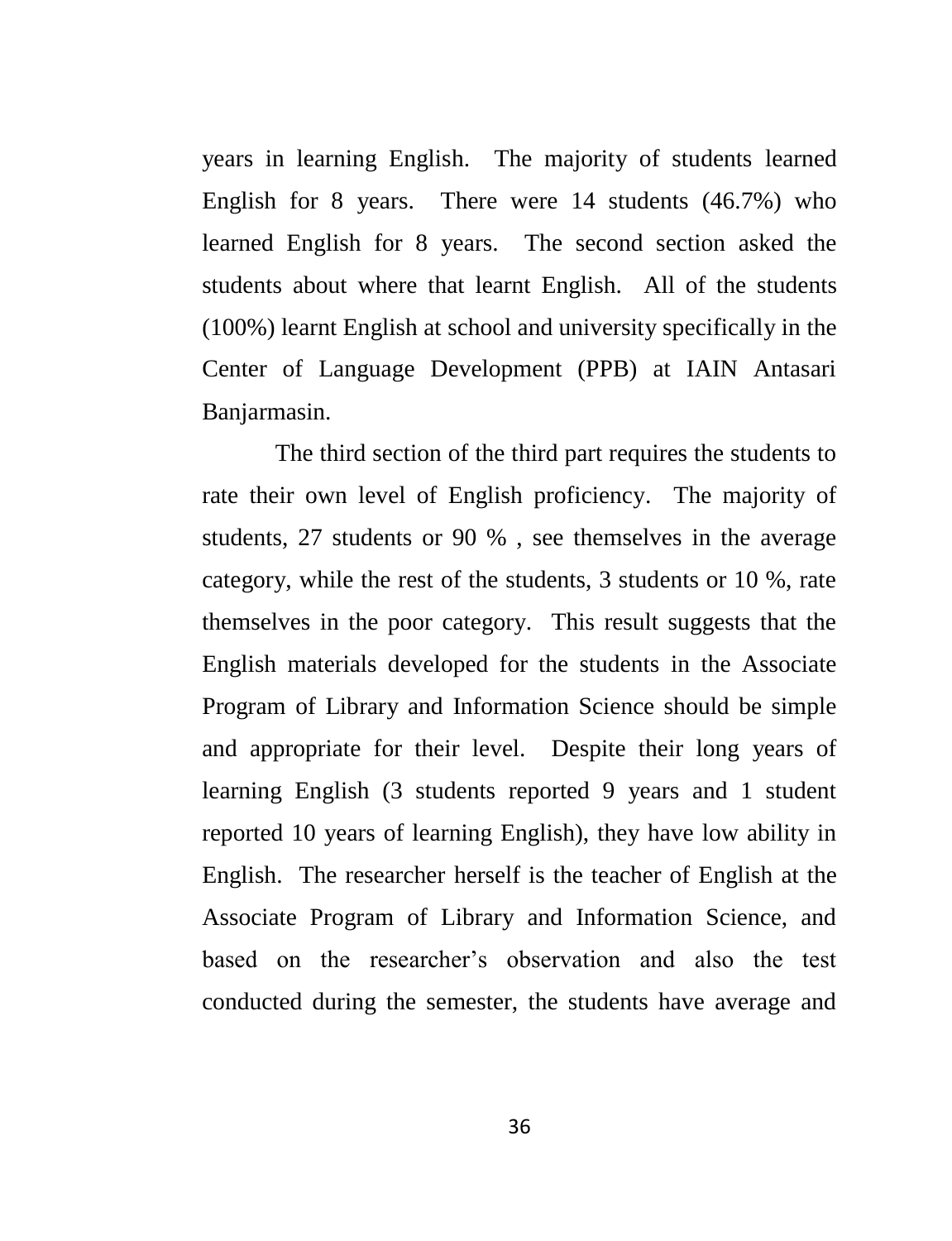years in learning English. The majority of students learned English for 8 years. There were 14 students (46.7%) who learned English for 8 years. The second section asked the students about where that learnt English. All of the students (100%) learnt English at school and university specifically in the Center of Language Development (PPB) at IAIN Antasari Banjarmasin.

The third section of the third part requires the students to rate their own level of English proficiency. The majority of students, 27 students or 90 % , see themselves in the average category, while the rest of the students, 3 students or 10 %, rate themselves in the poor category. This result suggests that the English materials developed for the students in the Associate Program of Library and Information Science should be simple and appropriate for their level. Despite their long years of learning English (3 students reported 9 years and 1 student reported 10 years of learning English), they have low ability in English. The researcher herself is the teacher of English at the Associate Program of Library and Information Science, and based on the researcher's observation and also the test conducted during the semester, the students have average and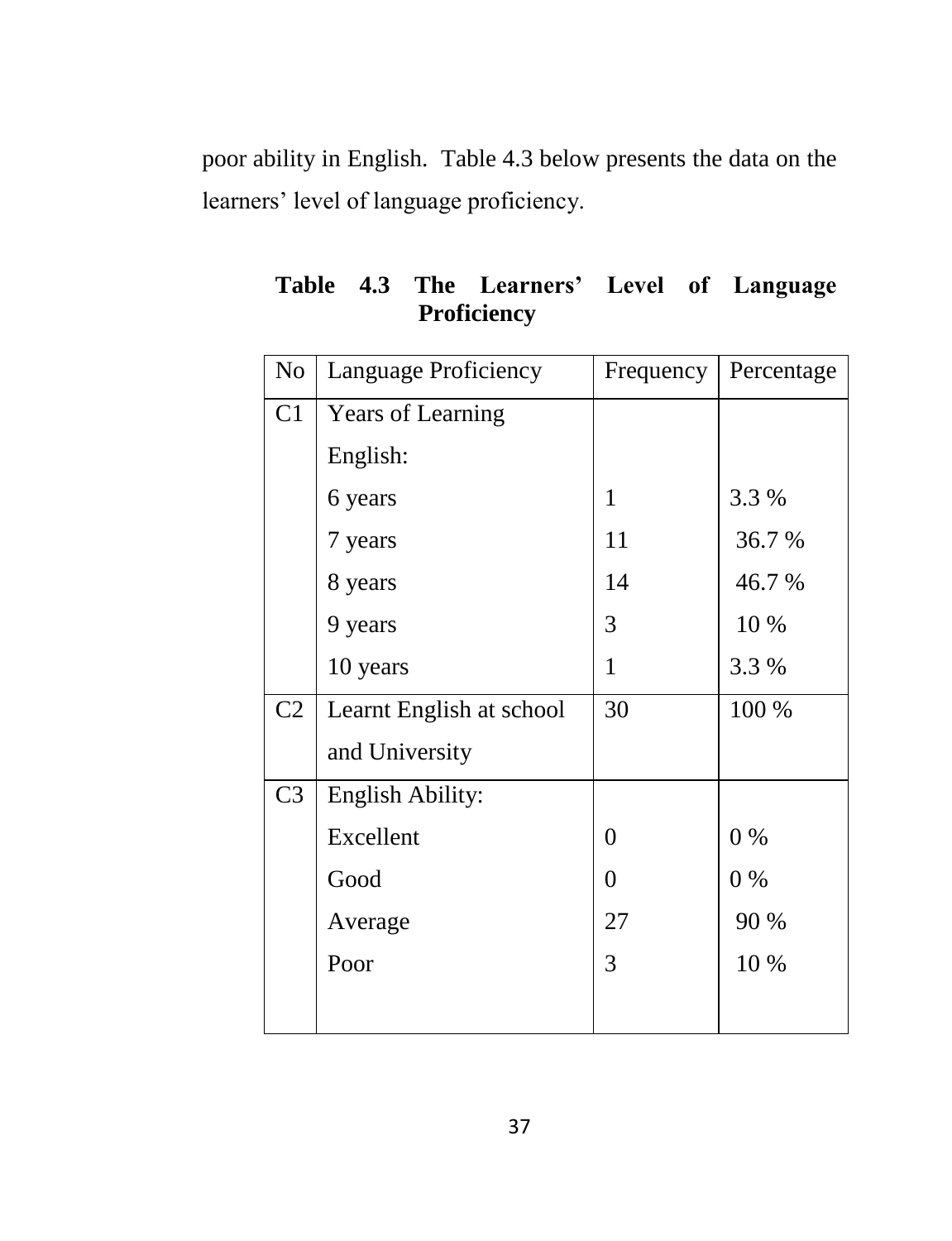poor ability in English. Table 4.3 below presents the data on the learners' level of language proficiency.

**Table 4.3 The Learners' Level of Language Proficiency**

| No | Language Proficiency | Frequency | Percentage |
|---|---|---|---|
| C1 | Years of Learning English: | | |
| | 6 years | 1 | 3.3 % |
| | 7 years | 11 | 36.7 % |
| | 8 years | 14 | 46.7 % |
| | 9 years | 3 | 10 % |
| | 10 years | 1 | 3.3 % |
| C2 | Learnt English at school and University | 30 | 100 % |
| C3 | English Ability: | | |
| | Excellent | 0 | 0 % |
| | Good | 0 | 0 % |
| | Average | 27 | 90 % |
| | Poor | 3 | 10 % |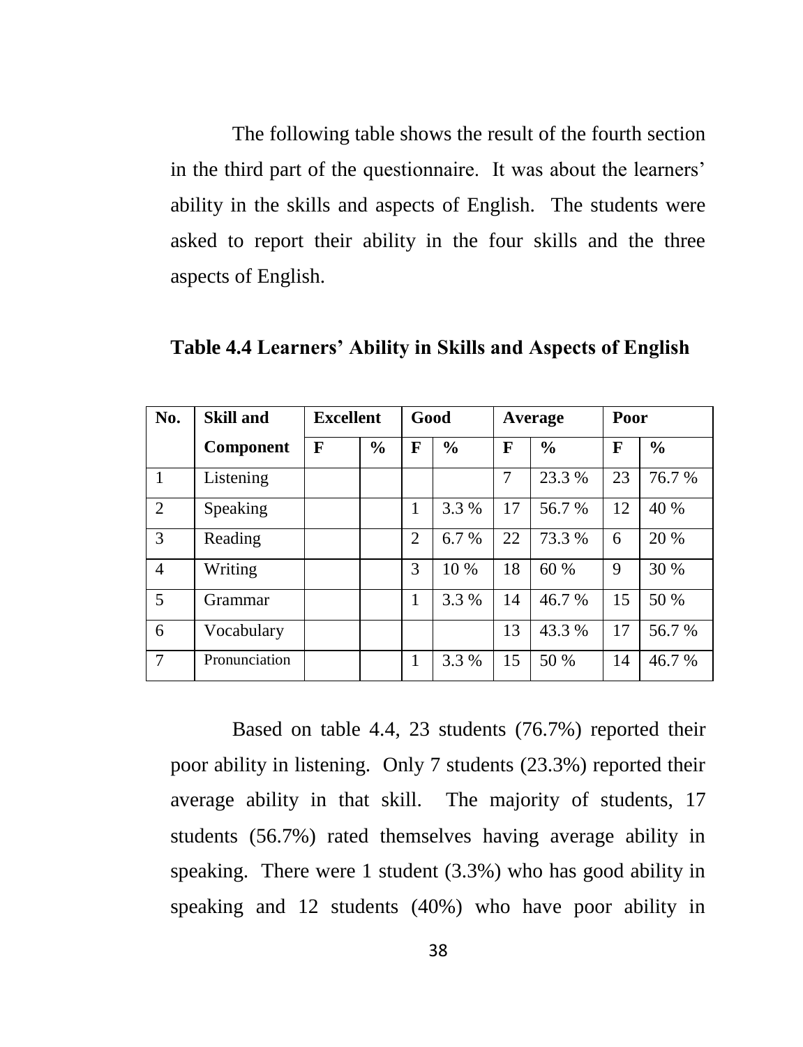The following table shows the result of the fourth section in the third part of the questionnaire. It was about the learners' ability in the skills and aspects of English. The students were asked to report their ability in the four skills and the three aspects of English.

**Table 4.4 Learners' Ability in Skills and Aspects of English**

| No. | Skill and | Excellent | | Good | | Average | | Poor | |
|---|---|---|---|---|---|---|---|---|---|
| | Component | F | % | F | % | F | % | F | % |
| 1 | Listening | | | | | 7 | 23.3 % | 23 | 76.7 % |
| 2 | Speaking | | | 1 | 3.3 % | 17 | 56.7 % | 12 | 40 % |
| 3 | Reading | | | 2 | 6.7 % | 22 | 73.3 % | 6 | 20 % |
| 4 | Writing | | | 3 | 10 % | 18 | 60 % | 9 | 30 % |
| 5 | Grammar | | | 1 | 3.3 % | 14 | 46.7 % | 15 | 50 % |
| 6 | Vocabulary | | | | | 13 | 43.3 % | 17 | 56.7 % |
| 7 | Pronunciation | | | 1 | 3.3 % | 15 | 50 % | 14 | 46.7 % |

Based on table 4.4, 23 students (76.7%) reported their poor ability in listening. Only 7 students (23.3%) reported their average ability in that skill. The majority of students, 17 students (56.7%) rated themselves having average ability in speaking. There were 1 student (3.3%) who has good ability in speaking and 12 students (40%) who have poor ability in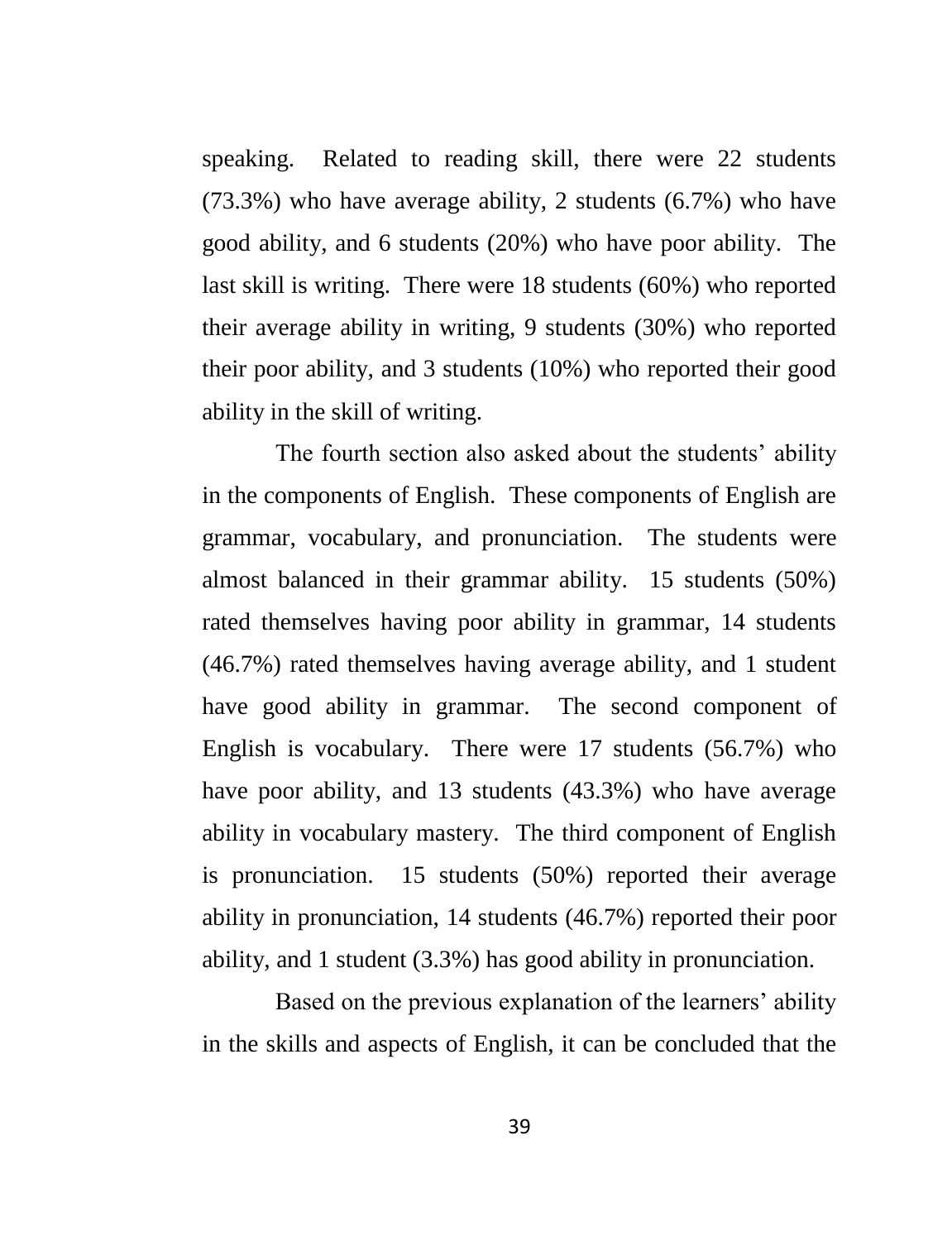speaking. Related to reading skill, there were 22 students (73.3%) who have average ability, 2 students (6.7%) who have good ability, and 6 students (20%) who have poor ability. The last skill is writing. There were 18 students (60%) who reported their average ability in writing, 9 students (30%) who reported their poor ability, and 3 students (10%) who reported their good ability in the skill of writing.

The fourth section also asked about the students' ability in the components of English. These components of English are grammar, vocabulary, and pronunciation. The students were almost balanced in their grammar ability. 15 students (50%) rated themselves having poor ability in grammar, 14 students (46.7%) rated themselves having average ability, and 1 student have good ability in grammar. The second component of English is vocabulary. There were 17 students (56.7%) who have poor ability, and 13 students (43.3%) who have average ability in vocabulary mastery. The third component of English is pronunciation. 15 students (50%) reported their average ability in pronunciation, 14 students (46.7%) reported their poor ability, and 1 student (3.3%) has good ability in pronunciation.

Based on the previous explanation of the learners' ability in the skills and aspects of English, it can be concluded that the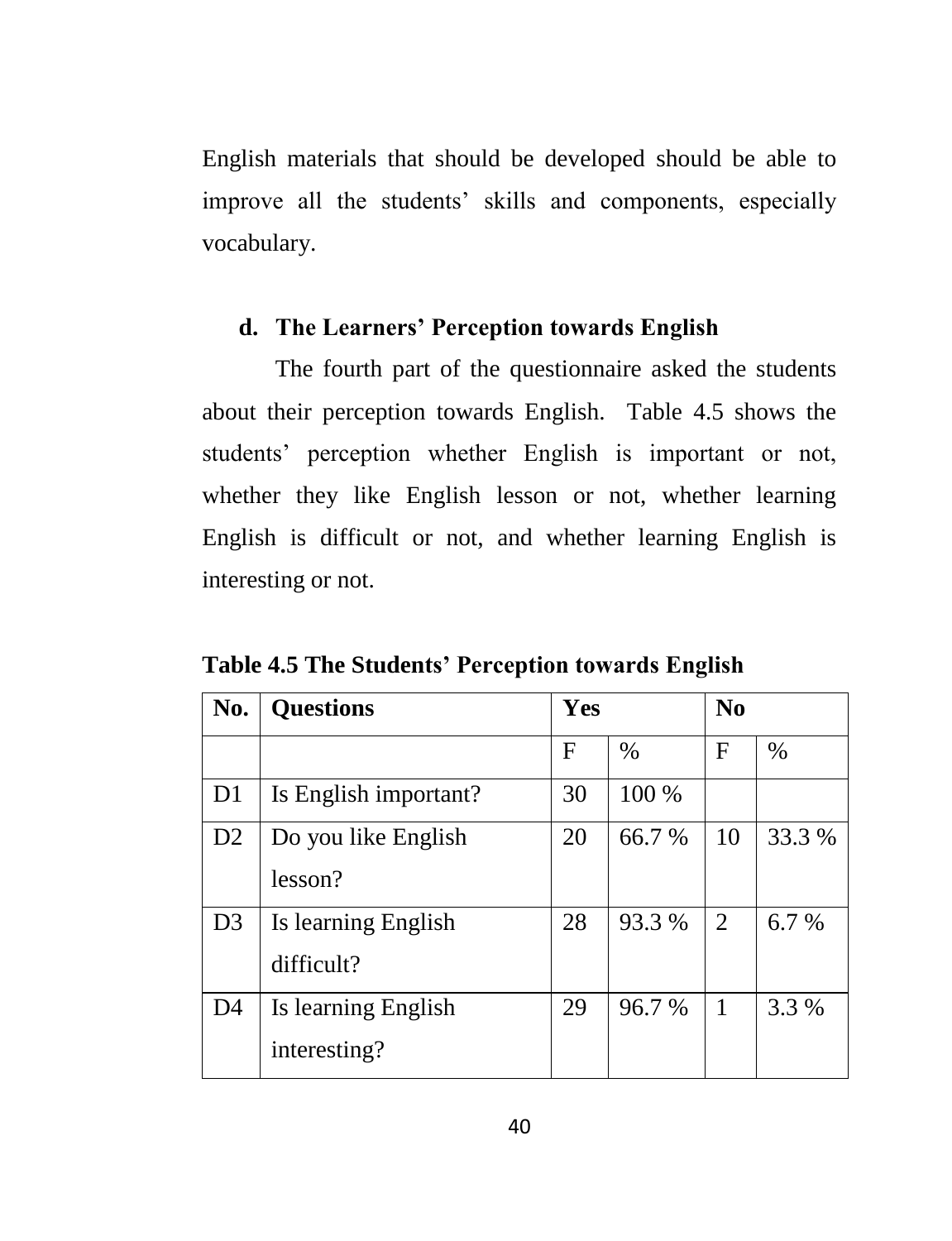English materials that should be developed should be able to improve all the students' skills and components, especially vocabulary.

### d. The Learners' Perception towards English

The fourth part of the questionnaire asked the students about their perception towards English. Table 4.5 shows the students' perception whether English is important or not, whether they like English lesson or not, whether learning English is difficult or not, and whether learning English is interesting or not.

**Table 4.5 The Students' Perception towards English**

| No. | Questions | Yes | | No | |
|---|---|---|---|---|---|
| | | F | % | F | % |
| D1 | Is English important? | 30 | 100 % | | |
| D2 | Do you like English lesson? | 20 | 66.7 % | 10 | 33.3 % |
| D3 | Is learning English difficult? | 28 | 93.3 % | 2 | 6.7 % |
| D4 | Is learning English interesting? | 29 | 96.7 % | 1 | 3.3 % |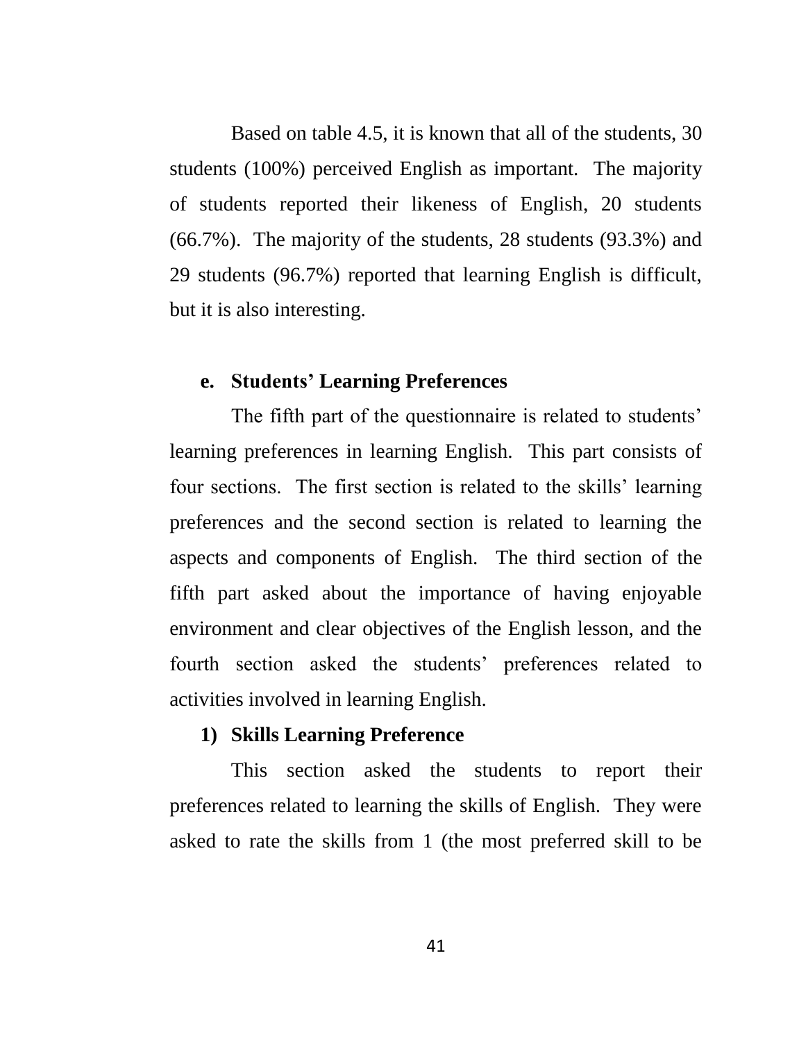Based on table 4.5, it is known that all of the students, 30 students (100%) perceived English as important. The majority of students reported their likeness of English, 20 students (66.7%). The majority of the students, 28 students (93.3%) and 29 students (96.7%) reported that learning English is difficult, but it is also interesting.

### e. Students' Learning Preferences

The fifth part of the questionnaire is related to students' learning preferences in learning English. This part consists of four sections. The first section is related to the skills' learning preferences and the second section is related to learning the aspects and components of English. The third section of the fifth part asked about the importance of having enjoyable environment and clear objectives of the English lesson, and the fourth section asked the students' preferences related to activities involved in learning English.

#### 1) Skills Learning Preference

This section asked the students to report their preferences related to learning the skills of English. They were asked to rate the skills from 1 (the most preferred skill to be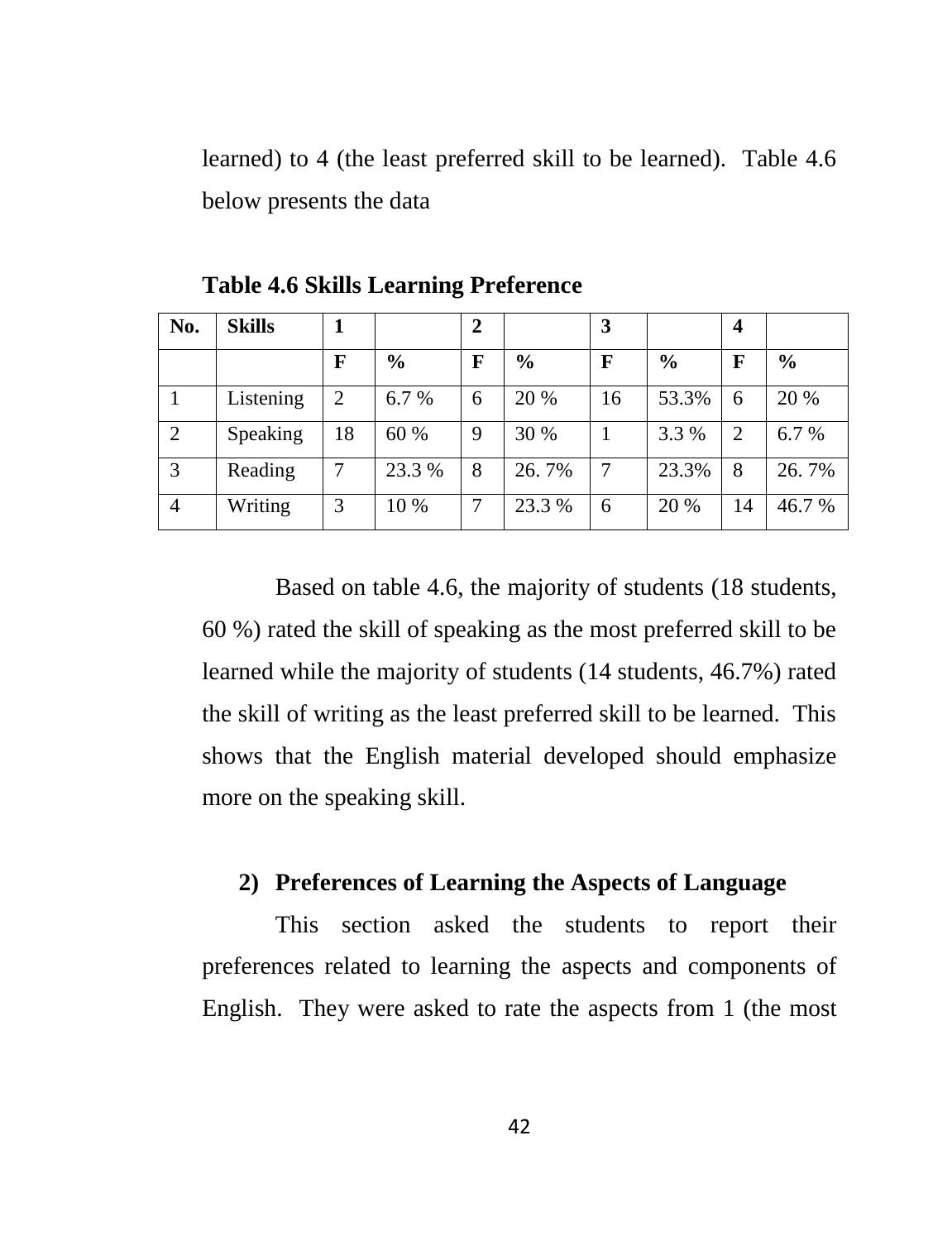learned) to 4 (the least preferred skill to be learned). Table 4.6 below presents the data

**Table 4.6 Skills Learning Preference**

| No. | Skills | 1 | | 2 | | 3 | | 4 | |
|---|---|---|---|---|---|---|---|---|---|
| | | F | % | F | % | F | % | F | % |
| 1 | Listening | 2 | 6.7 % | 6 | 20 % | 16 | 53.3% | 6 | 20 % |
| 2 | Speaking | 18 | 60 % | 9 | 30 % | 1 | 3.3 % | 2 | 6.7 % |
| 3 | Reading | 7 | 23.3 % | 8 | 26. 7% | 7 | 23.3% | 8 | 26. 7% |
| 4 | Writing | 3 | 10 % | 7 | 23.3 % | 6 | 20 % | 14 | 46.7 % |

Based on table 4.6, the majority of students (18 students, 60 %) rated the skill of speaking as the most preferred skill to be learned while the majority of students (14 students, 46.7%) rated the skill of writing as the least preferred skill to be learned. This shows that the English material developed should emphasize more on the speaking skill.

**2) Preferences of Learning the Aspects of Language**

This section asked the students to report their preferences related to learning the aspects and components of English. They were asked to rate the aspects from 1 (the most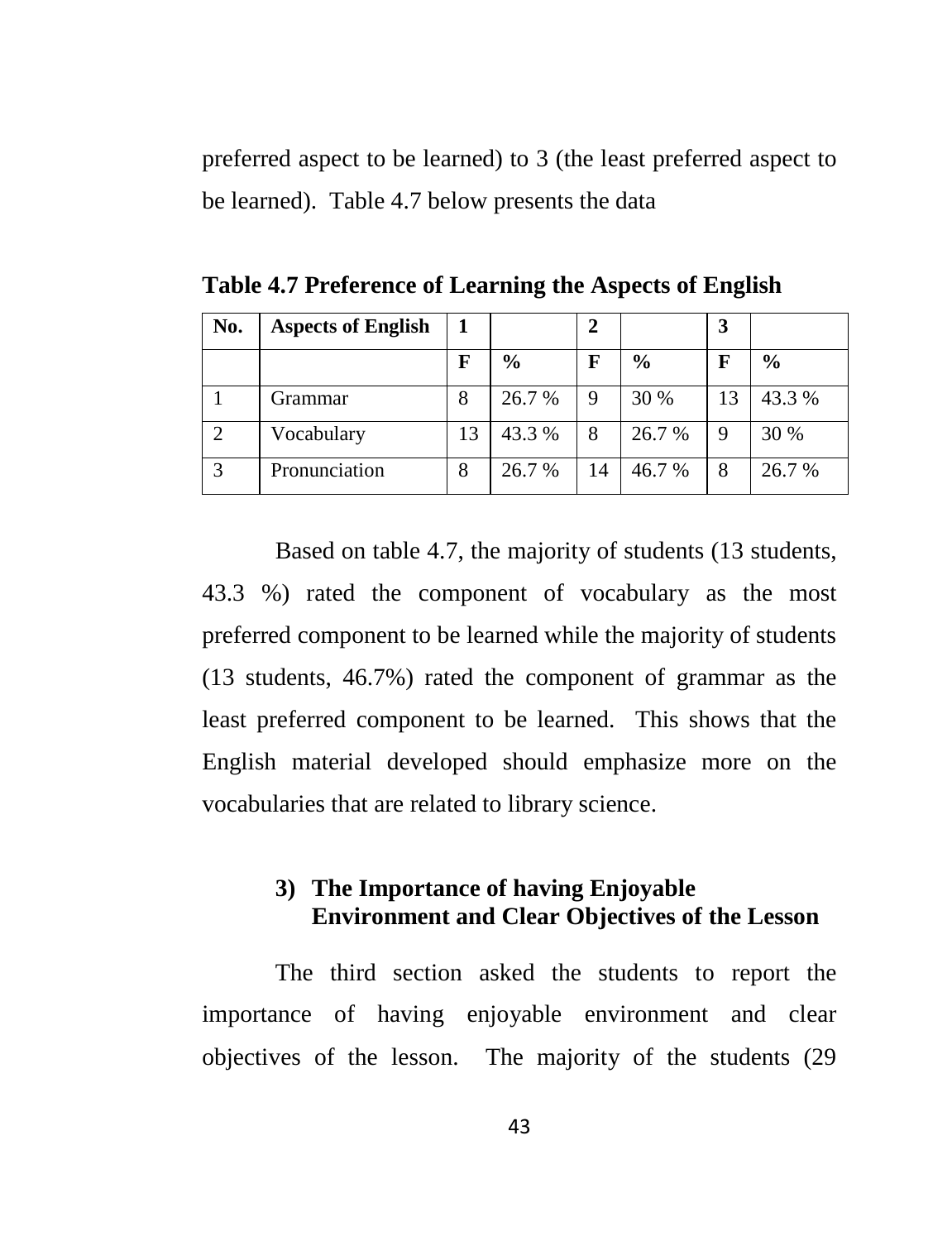preferred aspect to be learned) to 3 (the least preferred aspect to be learned). Table 4.7 below presents the data

**Table 4.7 Preference of Learning the Aspects of English**

| No. | Aspects of English | 1 | | 2 | | 3 | |
|---|---|---|---|---|---|---|---|
| | | F | % | F | % | F | % |
| 1 | Grammar | 8 | 26.7 % | 9 | 30 % | 13 | 43.3 % |
| 2 | Vocabulary | 13 | 43.3 % | 8 | 26.7 % | 9 | 30 % |
| 3 | Pronunciation | 8 | 26.7 % | 14 | 46.7 % | 8 | 26.7 % |

Based on table 4.7, the majority of students (13 students, 43.3 %) rated the component of vocabulary as the most preferred component to be learned while the majority of students (13 students, 46.7%) rated the component of grammar as the least preferred component to be learned. This shows that the English material developed should emphasize more on the vocabularies that are related to library science.

#### 3) The Importance of having Enjoyable Environment and Clear Objectives of the Lesson

The third section asked the students to report the importance of having enjoyable environment and clear objectives of the lesson. The majority of the students (29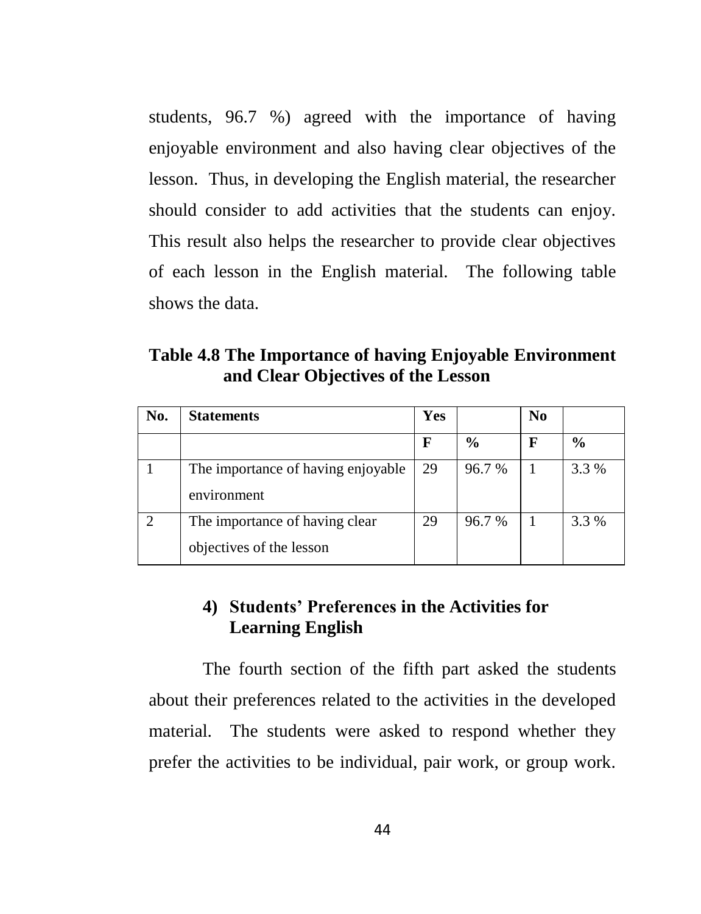students, 96.7 %) agreed with the importance of having enjoyable environment and also having clear objectives of the lesson. Thus, in developing the English material, the researcher should consider to add activities that the students can enjoy. This result also helps the researcher to provide clear objectives of each lesson in the English material. The following table shows the data.

**Table 4.8 The Importance of having Enjoyable Environment and Clear Objectives of the Lesson**

| No. | Statements | Yes | | No | |
|---|---|---|---|---|---|
| | | F | % | F | % |
| 1 | The importance of having enjoyable environment | 29 | 96.7 % | 1 | 3.3 % |
| 2 | The importance of having clear objectives of the lesson | 29 | 96.7 % | 1 | 3.3 % |

### 4) Students' Preferences in the Activities for Learning English

The fourth section of the fifth part asked the students about their preferences related to the activities in the developed material. The students were asked to respond whether they prefer the activities to be individual, pair work, or group work.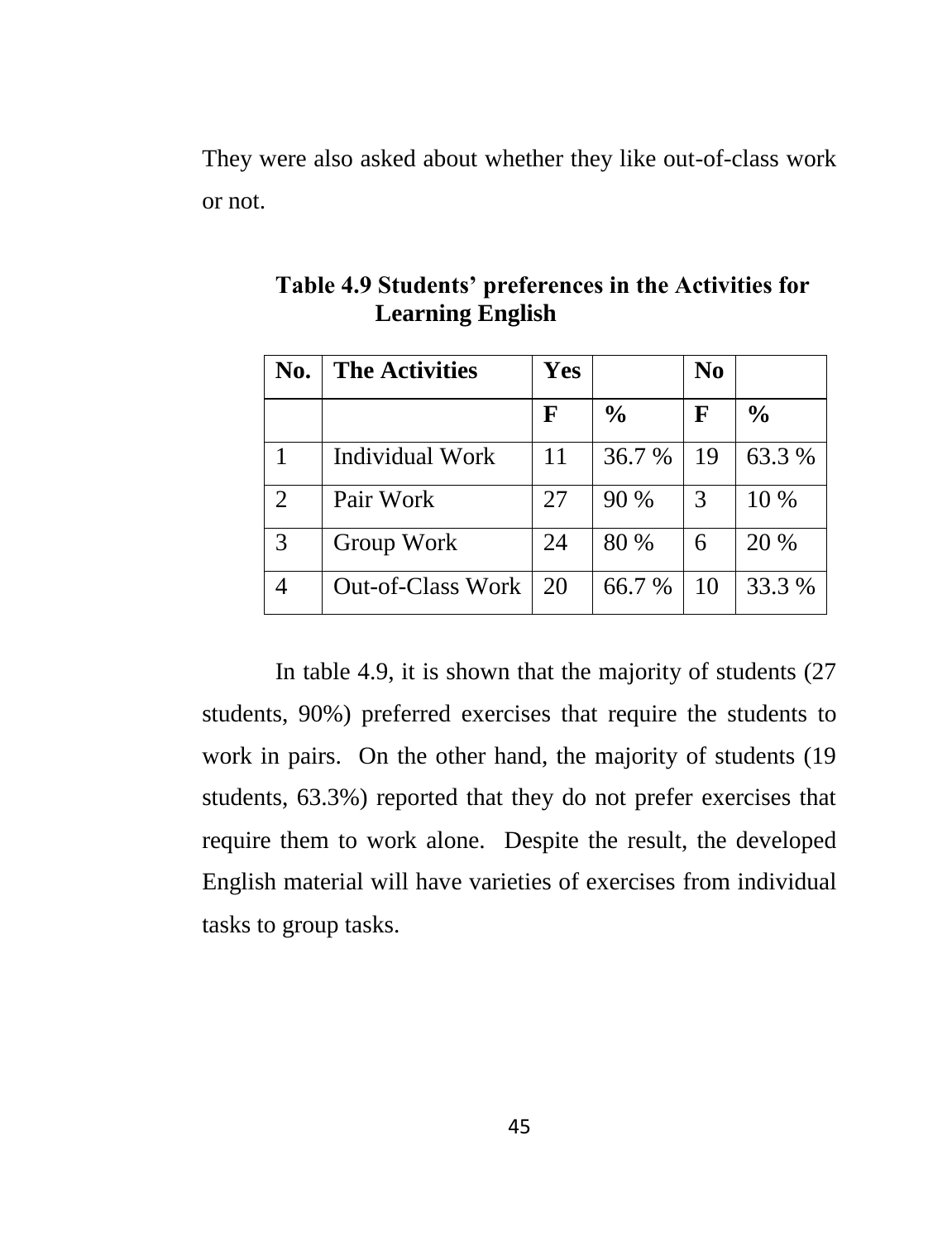They were also asked about whether they like out-of-class work or not.

**Table 4.9 Students' preferences in the Activities for Learning English**

| No. | The Activities | Yes | | No | |
|---|---|---|---|---|---|
| | | F | % | F | % |
| 1 | Individual Work | 11 | 36.7 % | 19 | 63.3 % |
| 2 | Pair Work | 27 | 90 % | 3 | 10 % |
| 3 | Group Work | 24 | 80 % | 6 | 20 % |
| 4 | Out-of-Class Work | 20 | 66.7 % | 10 | 33.3 % |

In table 4.9, it is shown that the majority of students (27 students, 90%) preferred exercises that require the students to work in pairs. On the other hand, the majority of students (19 students, 63.3%) reported that they do not prefer exercises that require them to work alone. Despite the result, the developed English material will have varieties of exercises from individual tasks to group tasks.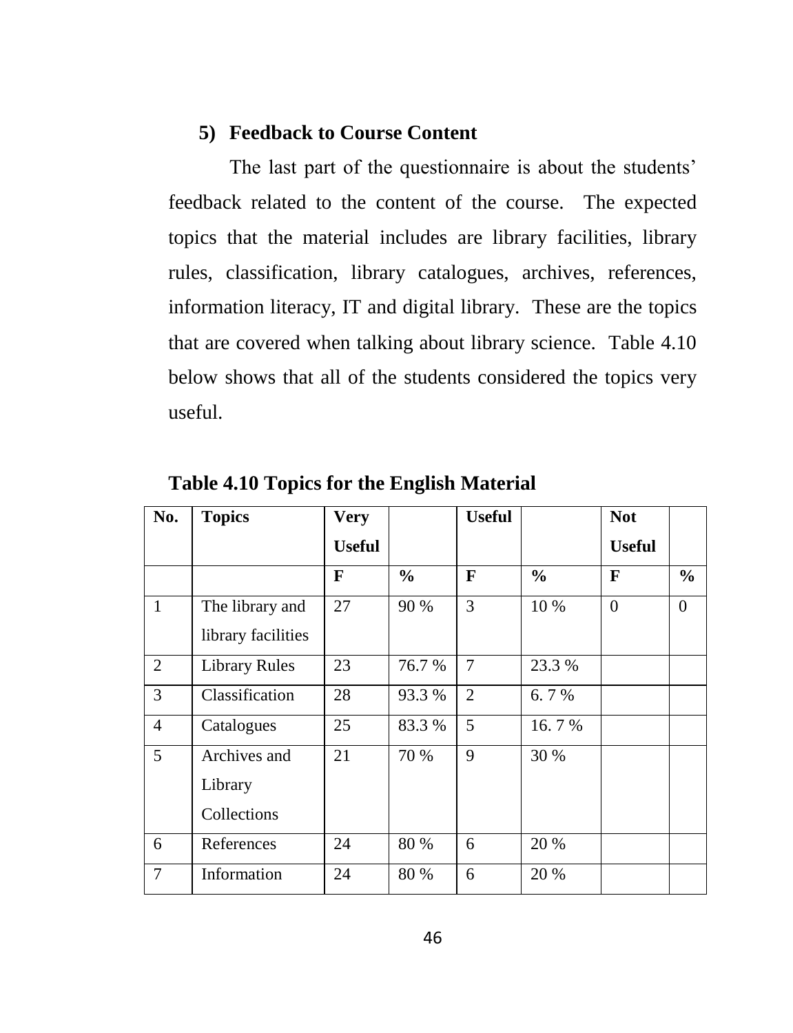### 5) Feedback to Course Content

The last part of the questionnaire is about the students' feedback related to the content of the course. The expected topics that the material includes are library facilities, library rules, classification, library catalogues, archives, references, information literacy, IT and digital library. These are the topics that are covered when talking about library science. Table 4.10 below shows that all of the students considered the topics very useful.

**Table 4.10 Topics for the English Material**

| No. | Topics | Very Useful | | Useful | | Not Useful | |
|---|---|---|---|---|---|---|---|
| | | F | % | F | % | F | % |
| 1 | The library and library facilities | 27 | 90 % | 3 | 10 % | 0 | 0 |
| 2 | Library Rules | 23 | 76.7 % | 7 | 23.3 % | | |
| 3 | Classification | 28 | 93.3 % | 2 | 6. 7 % | | |
| 4 | Catalogues | 25 | 83.3 % | 5 | 16. 7 % | | |
| 5 | Archives and Library Collections | 21 | 70 % | 9 | 30 % | | |
| 6 | References | 24 | 80 % | 6 | 20 % | | |
| 7 | Information | 24 | 80 % | 6 | 20 % | | |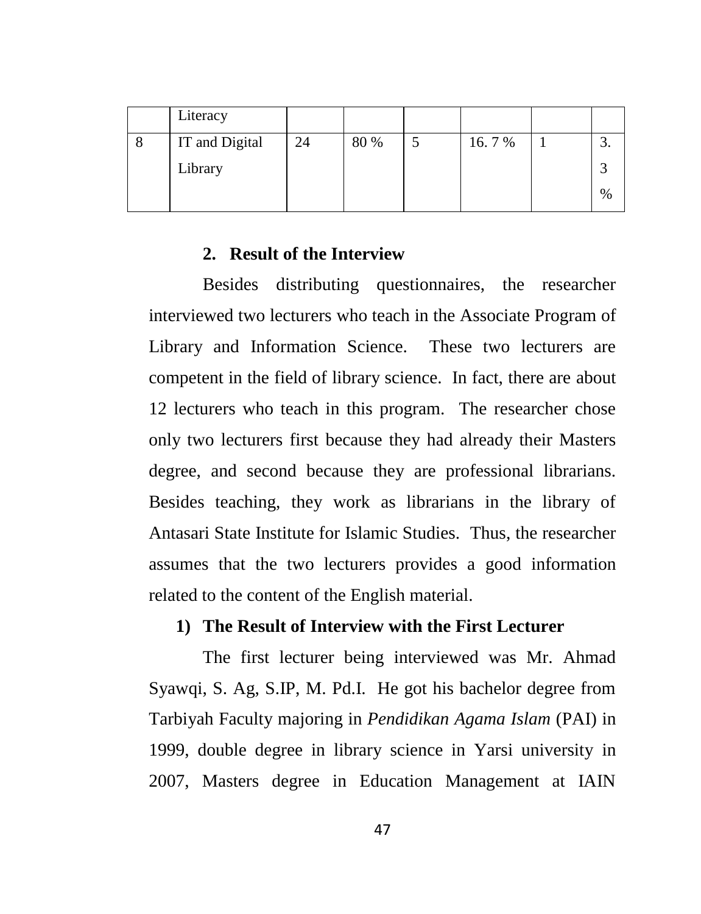|  | Literacy |  |  |  |  |  |  |
|---|---|---|---|---|---|---|---|
| 8 | IT and Digital Library | 24 | 80 % | 5 | 16. 7 % | 1 | 3. 3 % |

### 2. Result of the Interview

Besides distributing questionnaires, the researcher interviewed two lecturers who teach in the Associate Program of Library and Information Science. These two lecturers are competent in the field of library science. In fact, there are about 12 lecturers who teach in this program. The researcher chose only two lecturers first because they had already their Masters degree, and second because they are professional librarians. Besides teaching, they work as librarians in the library of Antasari State Institute for Islamic Studies. Thus, the researcher assumes that the two lecturers provides a good information related to the content of the English material.

#### 1) The Result of Interview with the First Lecturer

The first lecturer being interviewed was Mr. Ahmad Syawqi, S. Ag, S.IP, M. Pd.I. He got his bachelor degree from Tarbiyah Faculty majoring in *Pendidikan Agama Islam* (PAI) in 1999, double degree in library science in Yarsi university in 2007, Masters degree in Education Management at IAIN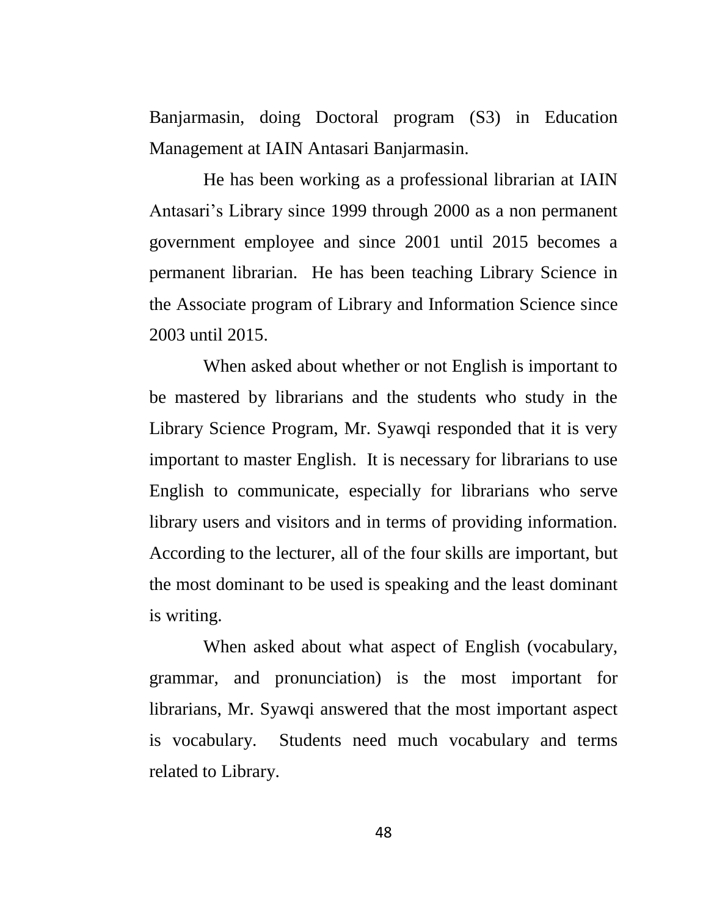Banjarmasin, doing Doctoral program (S3) in Education Management at IAIN Antasari Banjarmasin.

He has been working as a professional librarian at IAIN Antasari's Library since 1999 through 2000 as a non permanent government employee and since 2001 until 2015 becomes a permanent librarian. He has been teaching Library Science in the Associate program of Library and Information Science since 2003 until 2015.

When asked about whether or not English is important to be mastered by librarians and the students who study in the Library Science Program, Mr. Syawqi responded that it is very important to master English. It is necessary for librarians to use English to communicate, especially for librarians who serve library users and visitors and in terms of providing information. According to the lecturer, all of the four skills are important, but the most dominant to be used is speaking and the least dominant is writing.

When asked about what aspect of English (vocabulary, grammar, and pronunciation) is the most important for librarians, Mr. Syawqi answered that the most important aspect is vocabulary. Students need much vocabulary and terms related to Library.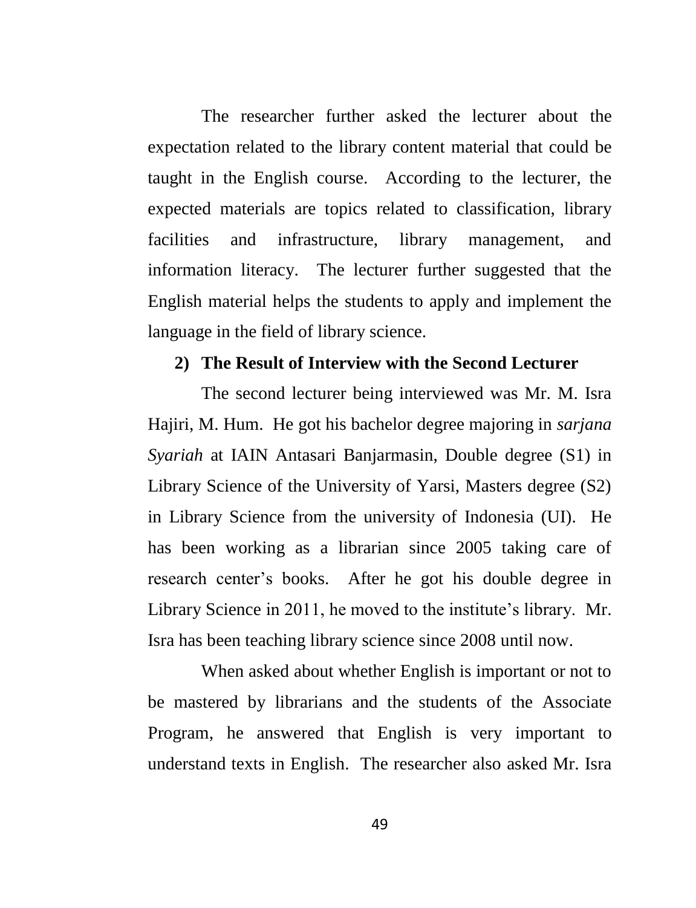The researcher further asked the lecturer about the expectation related to the library content material that could be taught in the English course. According to the lecturer, the expected materials are topics related to classification, library facilities and infrastructure, library management, and information literacy. The lecturer further suggested that the English material helps the students to apply and implement the language in the field of library science.

**2) The Result of Interview with the Second Lecturer**

The second lecturer being interviewed was Mr. M. Isra Hajiri, M. Hum. He got his bachelor degree majoring in *sarjana Syariah* at IAIN Antasari Banjarmasin, Double degree (S1) in Library Science of the University of Yarsi, Masters degree (S2) in Library Science from the university of Indonesia (UI). He has been working as a librarian since 2005 taking care of research center's books. After he got his double degree in Library Science in 2011, he moved to the institute's library. Mr. Isra has been teaching library science since 2008 until now.

When asked about whether English is important or not to be mastered by librarians and the students of the Associate Program, he answered that English is very important to understand texts in English. The researcher also asked Mr. Isra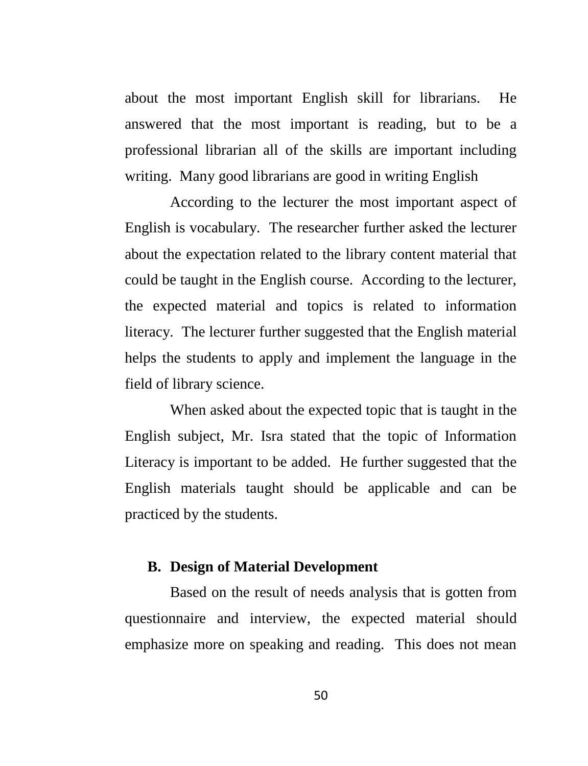about the most important English skill for librarians. He answered that the most important is reading, but to be a professional librarian all of the skills are important including writing. Many good librarians are good in writing English

According to the lecturer the most important aspect of English is vocabulary. The researcher further asked the lecturer about the expectation related to the library content material that could be taught in the English course. According to the lecturer, the expected material and topics is related to information literacy. The lecturer further suggested that the English material helps the students to apply and implement the language in the field of library science.

When asked about the expected topic that is taught in the English subject, Mr. Isra stated that the topic of Information Literacy is important to be added. He further suggested that the English materials taught should be applicable and can be practiced by the students.

## B. Design of Material Development

Based on the result of needs analysis that is gotten from questionnaire and interview, the expected material should emphasize more on speaking and reading. This does not mean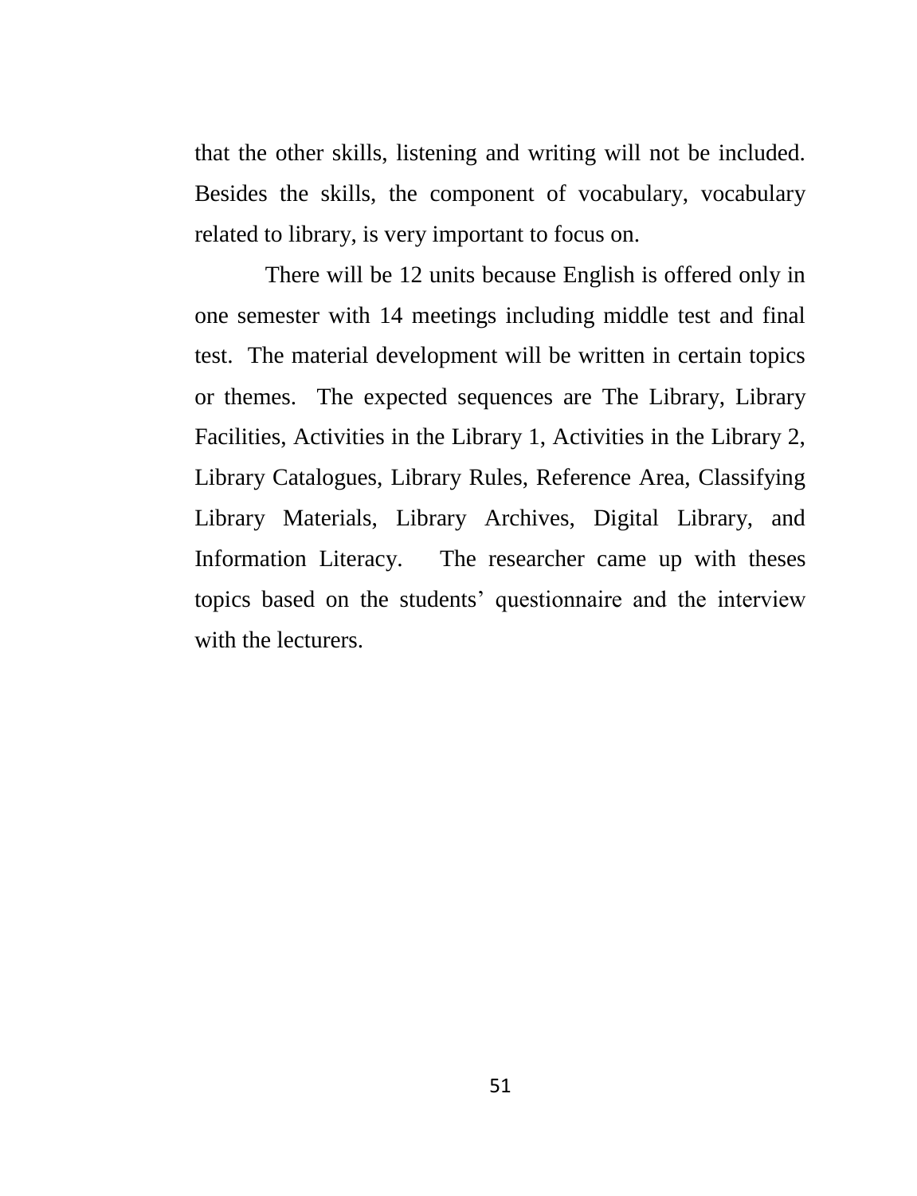that the other skills, listening and writing will not be included. Besides the skills, the component of vocabulary, vocabulary related to library, is very important to focus on.

There will be 12 units because English is offered only in one semester with 14 meetings including middle test and final test. The material development will be written in certain topics or themes. The expected sequences are The Library, Library Facilities, Activities in the Library 1, Activities in the Library 2, Library Catalogues, Library Rules, Reference Area, Classifying Library Materials, Library Archives, Digital Library, and Information Literacy. The researcher came up with theses topics based on the students' questionnaire and the interview with the lecturers.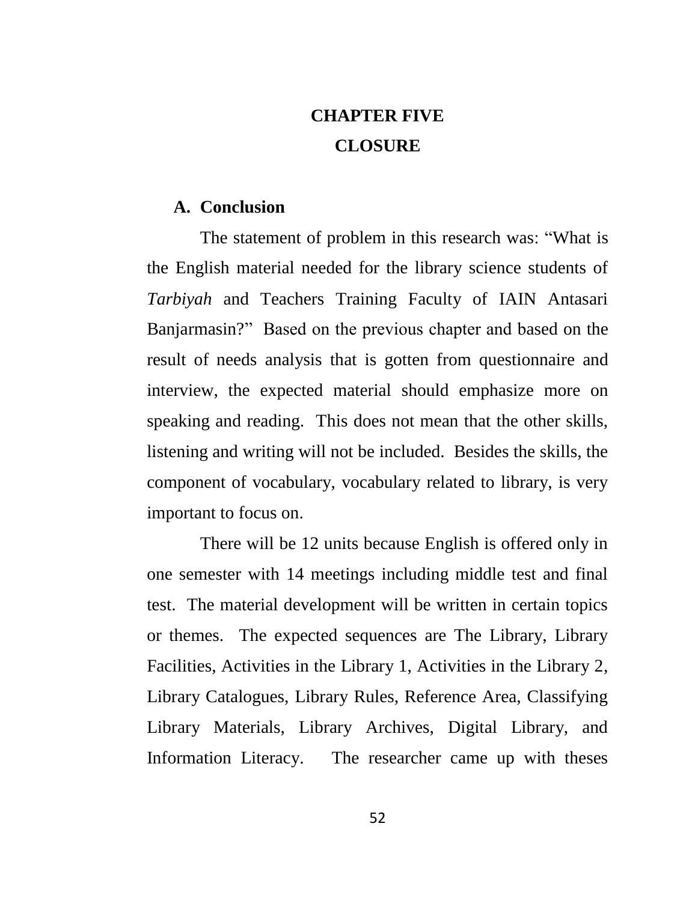# CHAPTER FIVE

# CLOSURE

## A. Conclusion

The statement of problem in this research was: "What is the English material needed for the library science students of *Tarbiyah* and Teachers Training Faculty of IAIN Antasari Banjarmasin?" Based on the previous chapter and based on the result of needs analysis that is gotten from questionnaire and interview, the expected material should emphasize more on speaking and reading. This does not mean that the other skills, listening and writing will not be included. Besides the skills, the component of vocabulary, vocabulary related to library, is very important to focus on.

There will be 12 units because English is offered only in one semester with 14 meetings including middle test and final test. The material development will be written in certain topics or themes. The expected sequences are The Library, Library Facilities, Activities in the Library 1, Activities in the Library 2, Library Catalogues, Library Rules, Reference Area, Classifying Library Materials, Library Archives, Digital Library, and Information Literacy. The researcher came up with theses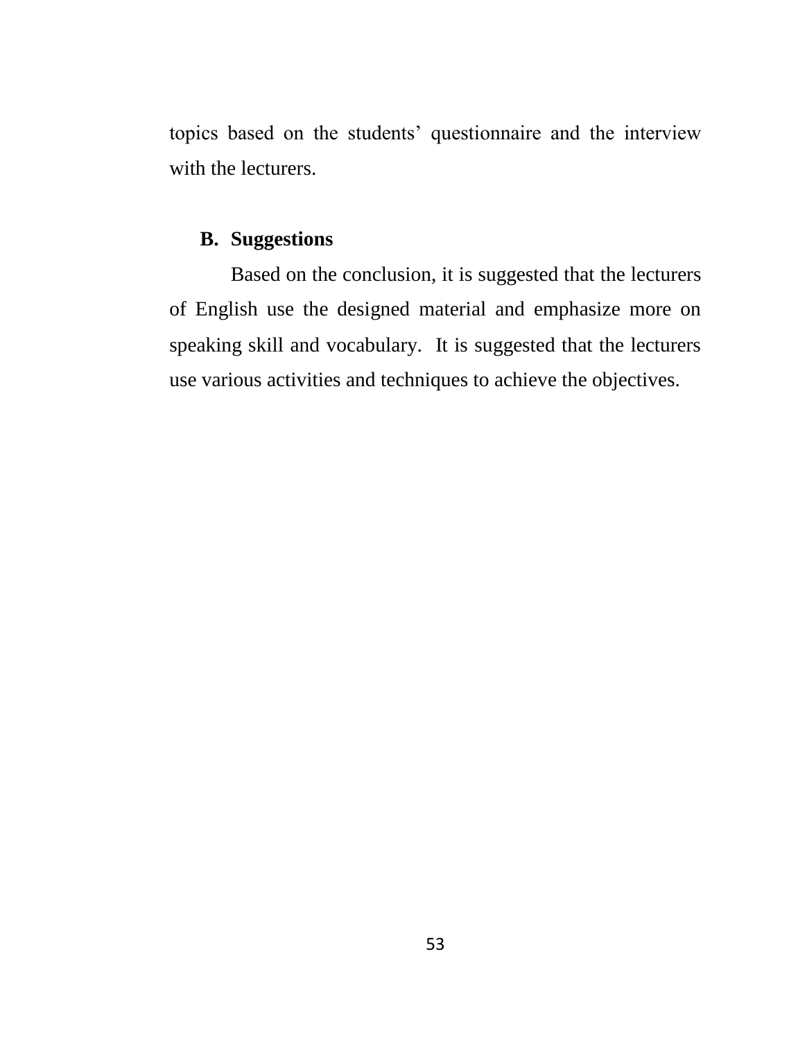topics based on the students' questionnaire and the interview with the lecturers.

## B. Suggestions

Based on the conclusion, it is suggested that the lecturers of English use the designed material and emphasize more on speaking skill and vocabulary. It is suggested that the lecturers use various activities and techniques to achieve the objectives.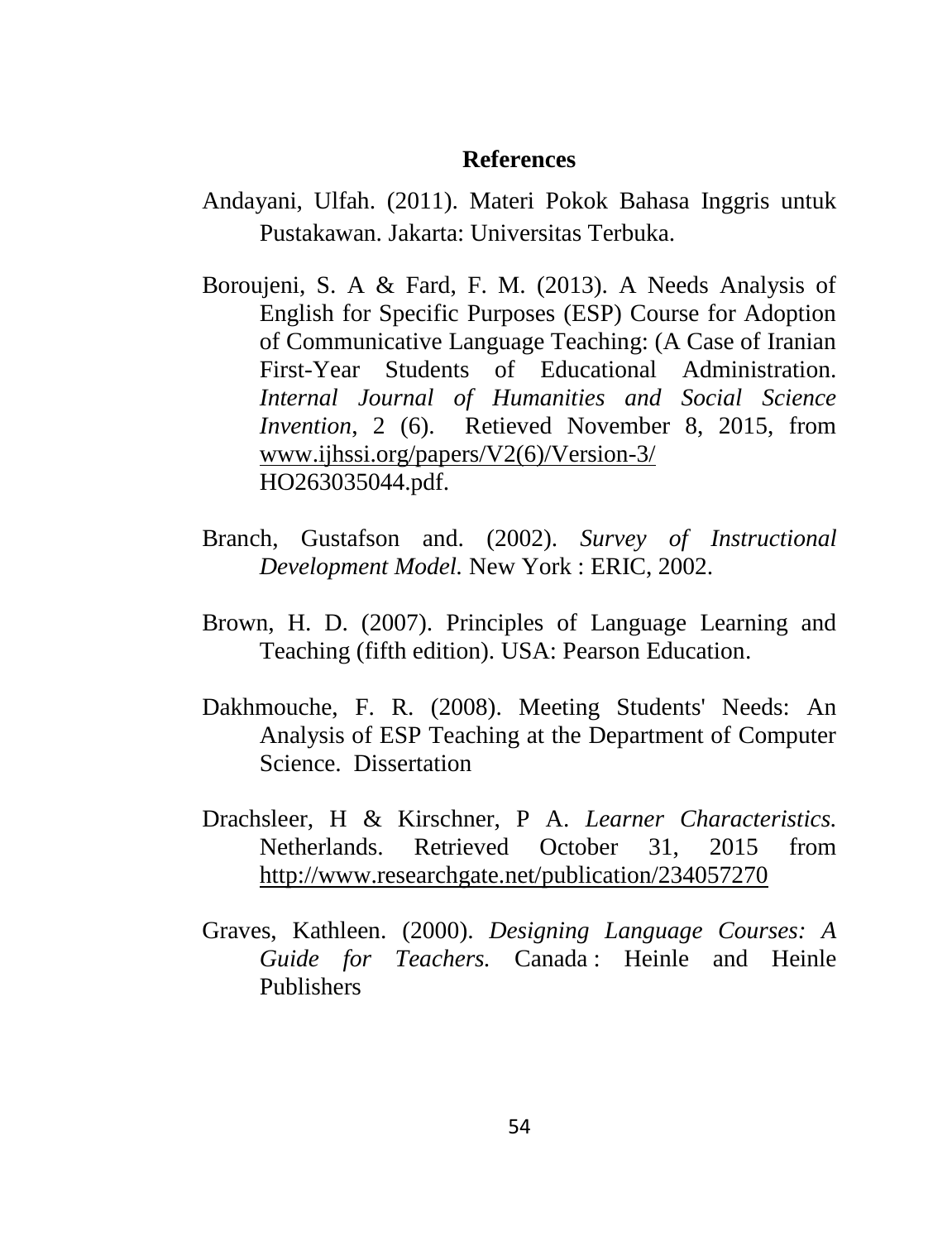## References

Andayani, Ulfah. (2011). Materi Pokok Bahasa Inggris untuk Pustakawan. Jakarta: Universitas Terbuka.

Boroujeni, S. A & Fard, F. M. (2013). A Needs Analysis of English for Specific Purposes (ESP) Course for Adoption of Communicative Language Teaching: (A Case of Iranian First-Year Students of Educational Administration. *Internal Journal of Humanities and Social Science Invention*, 2 (6). Retieved November 8, 2015, from www.ijhssi.org/papers/V2(6)/Version-3/ HO263035044.pdf.

Branch, Gustafson and. (2002). *Survey of Instructional Development Model.* New York : ERIC, 2002.

Brown, H. D. (2007). Principles of Language Learning and Teaching (fifth edition). USA: Pearson Education.

Dakhmouche, F. R. (2008). Meeting Students' Needs: An Analysis of ESP Teaching at the Department of Computer Science. Dissertation

Drachsleer, H & Kirschner, P A. *Learner Characteristics.* Netherlands. Retrieved October 31, 2015 from http://www.researchgate.net/publication/234057270

Graves, Kathleen. (2000). *Designing Language Courses: A Guide for Teachers.* Canada : Heinle and Heinle Publishers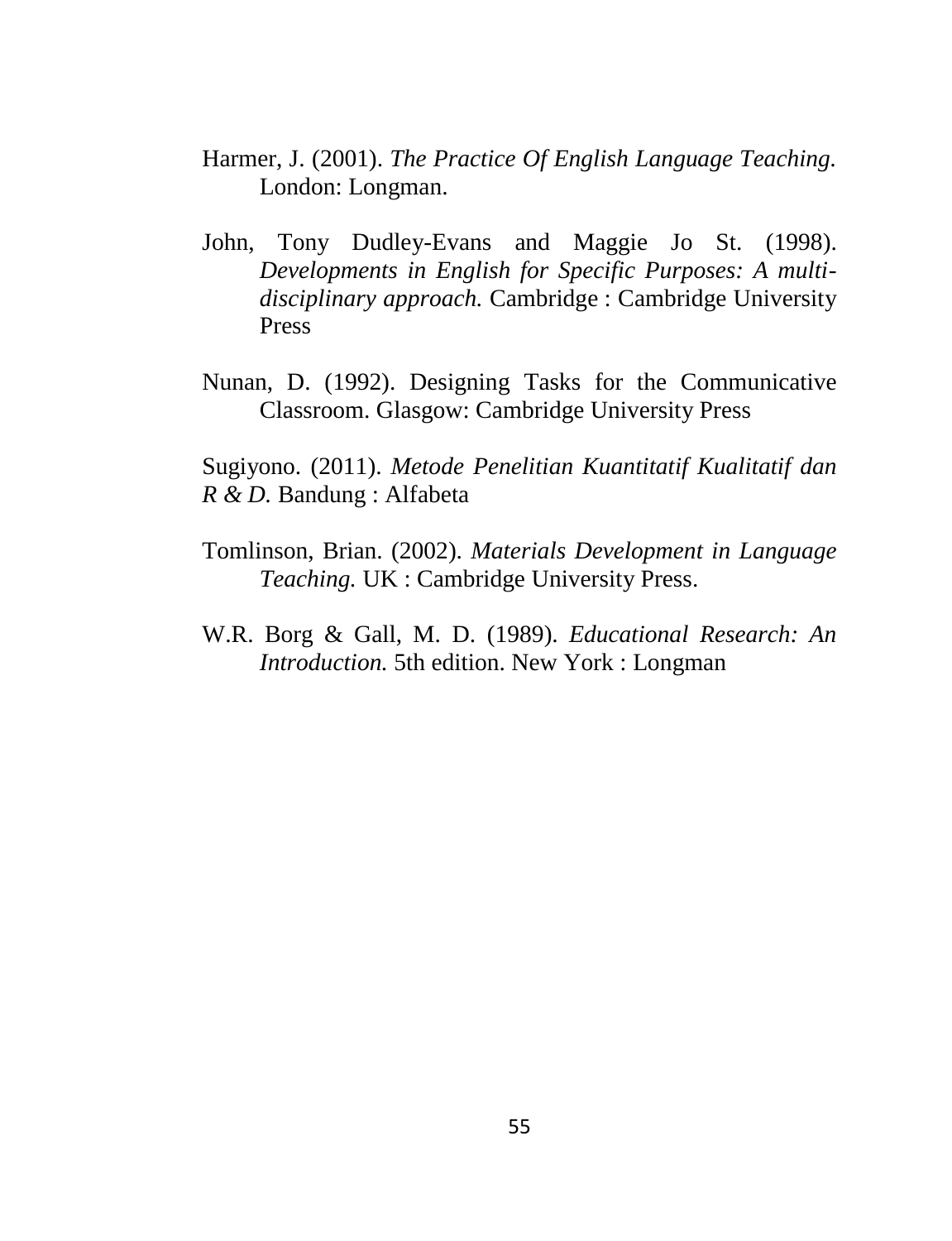Harmer, J. (2001). *The Practice Of English Language Teaching.* London: Longman.

John, Tony Dudley-Evans and Maggie Jo St. (1998). *Developments in English for Specific Purposes: A multi-disciplinary approach.* Cambridge : Cambridge University Press

Nunan, D. (1992). Designing Tasks for the Communicative Classroom. Glasgow: Cambridge University Press

Sugiyono. (2011). *Metode Penelitian Kuantitatif Kualitatif dan R & D.* Bandung : Alfabeta

Tomlinson, Brian. (2002). *Materials Development in Language Teaching.* UK : Cambridge University Press.

W.R. Borg & Gall, M. D. (1989). *Educational Research: An Introduction.* 5th edition. New York : Longman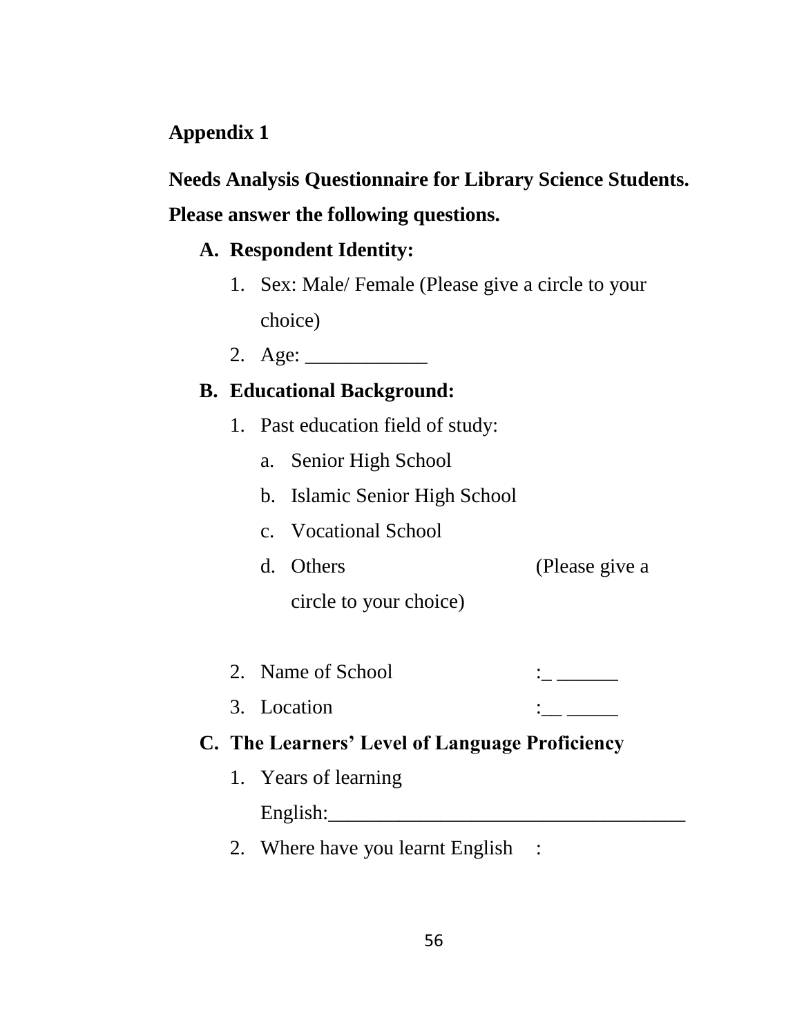**Appendix 1**

**Needs Analysis Questionnaire for Library Science Students.**
**Please answer the following questions.**

**A. Respondent Identity:**

1. Sex: Male/ Female (Please give a circle to your choice)
2. Age: ____________

**B. Educational Background:**

1. Past education field of study:
   a. Senior High School
   b. Islamic Senior High School
   c. Vocational School
   d. Others (Please give a circle to your choice)

2. Name of School :_ ______
3. Location :__ _____

**C. The Learners' Level of Language Proficiency**

1. Years of learning English:___________________________________
2. Where have you learnt English :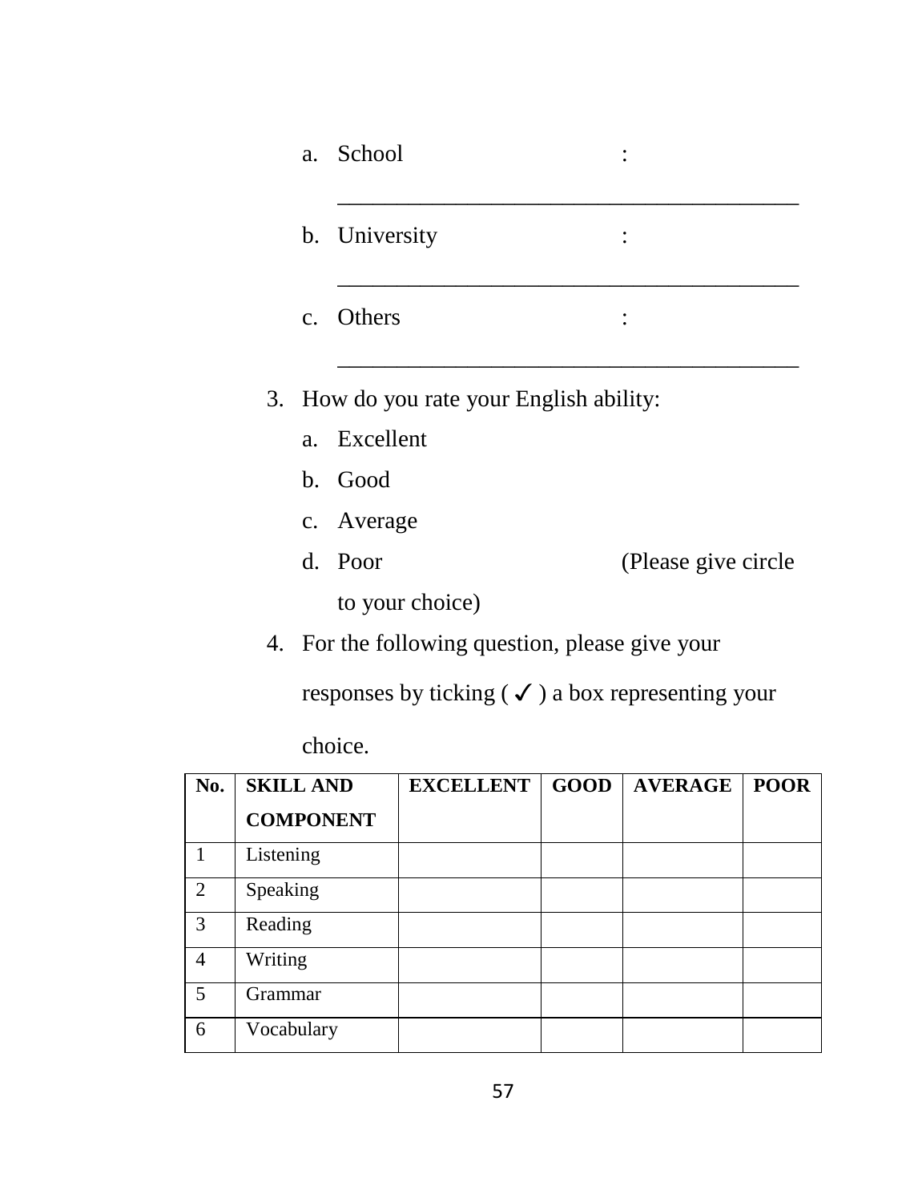a. School : ________________________________________

b. University : ________________________________________

c. Others : ________________________________________

3. How do you rate your English ability:
   a. Excellent
   b. Good
   c. Average
   d. Poor (Please give circle to your choice)
4. For the following question, please give your responses by ticking ( ✓ ) a box representing your choice.

| No. | SKILL AND COMPONENT | EXCELLENT | GOOD | AVERAGE | POOR |
|---|---|---|---|---|---|
| 1 | Listening | | | | |
| 2 | Speaking | | | | |
| 3 | Reading | | | | |
| 4 | Writing | | | | |
| 5 | Grammar | | | | |
| 6 | Vocabulary | | | | |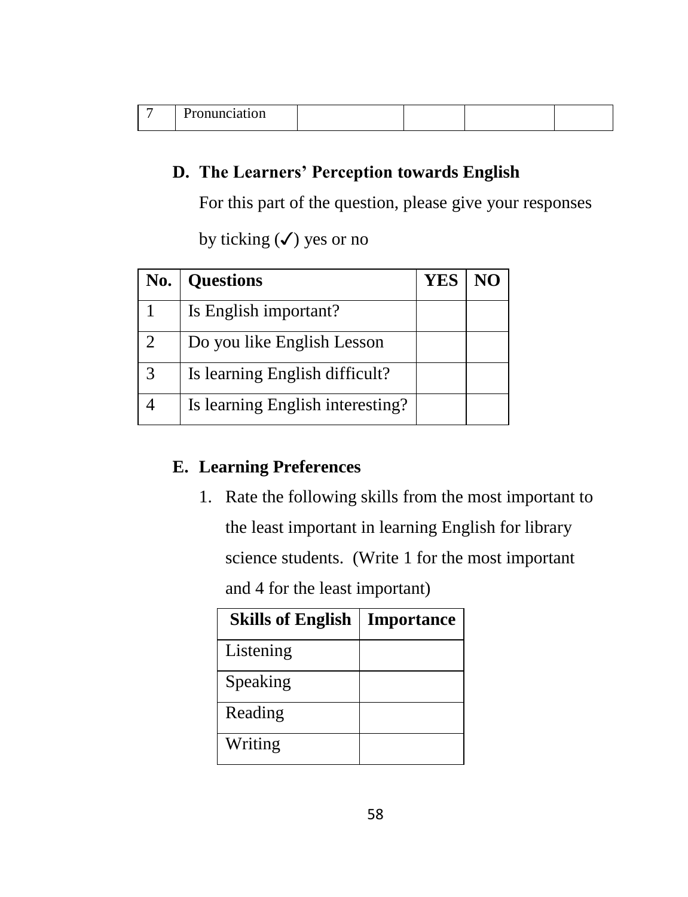| 7 | Pronunciation | | | | |
|---|---|---|---|---|---|

## D. The Learners' Perception towards English

For this part of the question, please give your responses by ticking (✓) yes or no

| No. | Questions | YES | NO |
|---|---|---|---|
| 1 | Is English important? | | |
| 2 | Do you like English Lesson | | |
| 3 | Is learning English difficult? | | |
| 4 | Is learning English interesting? | | |

## E. Learning Preferences

1. Rate the following skills from the most important to the least important in learning English for library science students. (Write 1 for the most important and 4 for the least important)

| Skills of English | Importance |
|---|---|
| Listening | |
| Speaking | |
| Reading | |
| Writing | |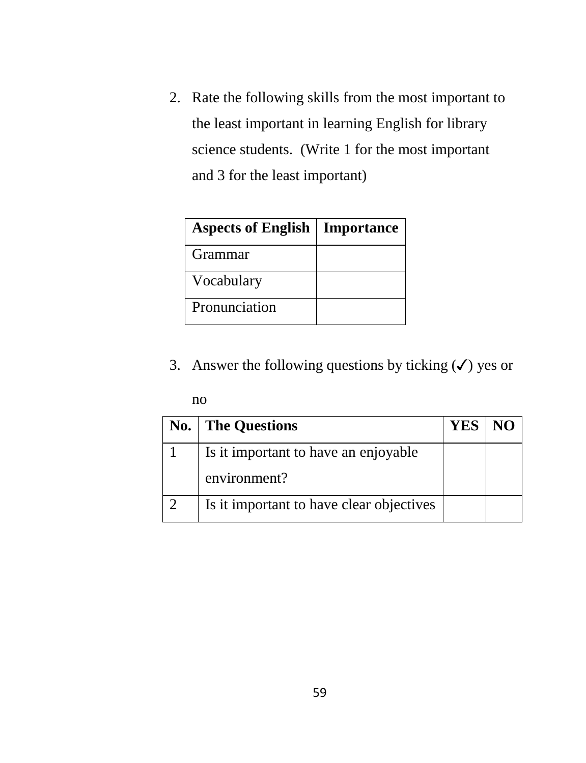2. Rate the following skills from the most important to the least important in learning English for library science students. (Write 1 for the most important and 3 for the least important)

| **Aspects of English** | **Importance** |
|---|---|
| Grammar | |
| Vocabulary | |
| Pronunciation | |

3. Answer the following questions by ticking (✓) yes or no

| **No.** | **The Questions** | **YES** | **NO** |
|---|---|---|---|
| 1 | Is it important to have an enjoyable environment? | | |
| 2 | Is it important to have clear objectives | | |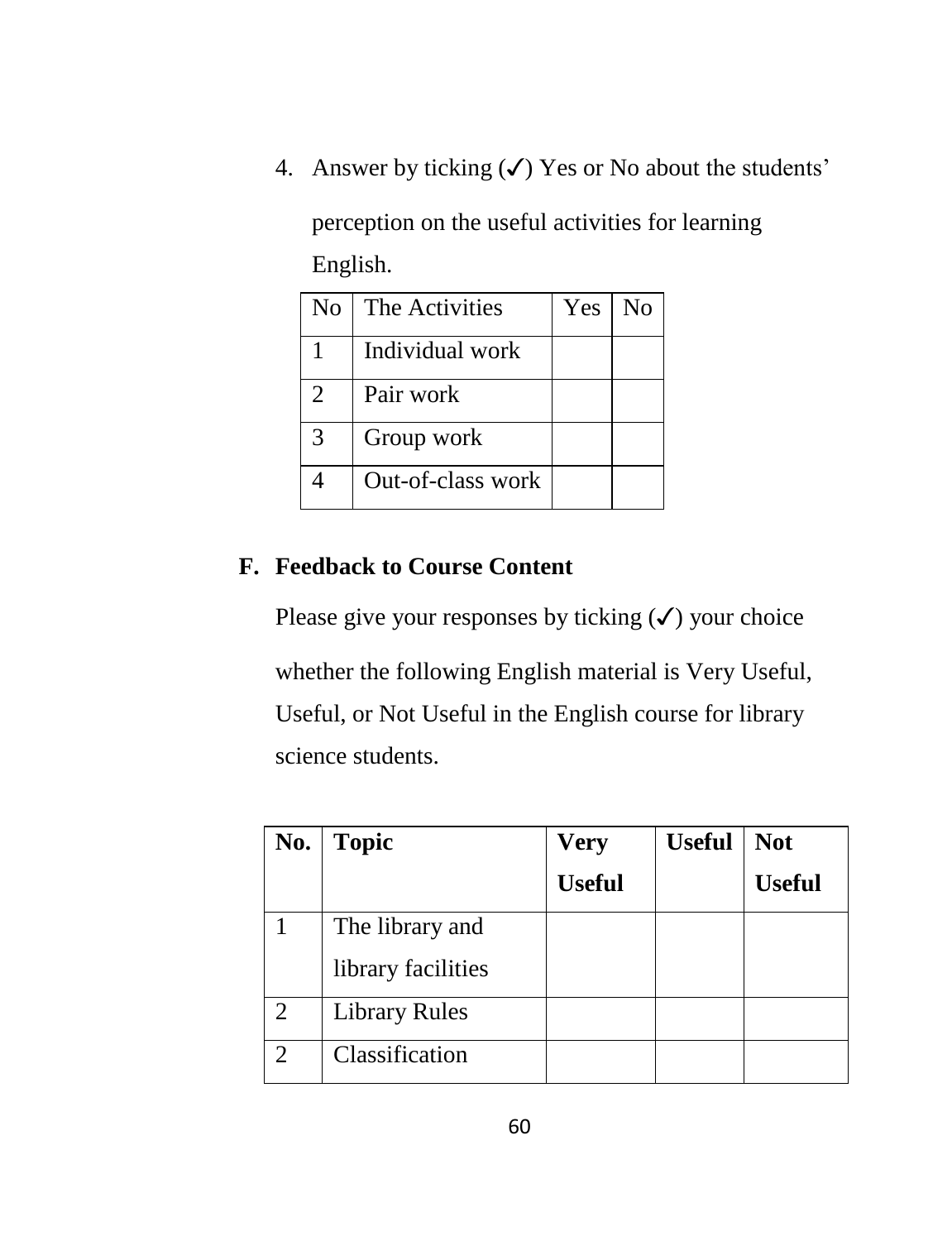4. Answer by ticking (✓) Yes or No about the students' perception on the useful activities for learning English.

| No | The Activities | Yes | No |
|---|---|---|---|
| 1 | Individual work | | |
| 2 | Pair work | | |
| 3 | Group work | | |
| 4 | Out-of-class work | | |

**F. Feedback to Course Content**

Please give your responses by ticking (✓) your choice whether the following English material is Very Useful, Useful, or Not Useful in the English course for library science students.

| **No.** | **Topic** | **Very Useful** | **Useful** | **Not Useful** |
|---|---|---|---|---|
| 1 | The library and library facilities | | | |
| 2 | Library Rules | | | |
| 2 | Classification | | | |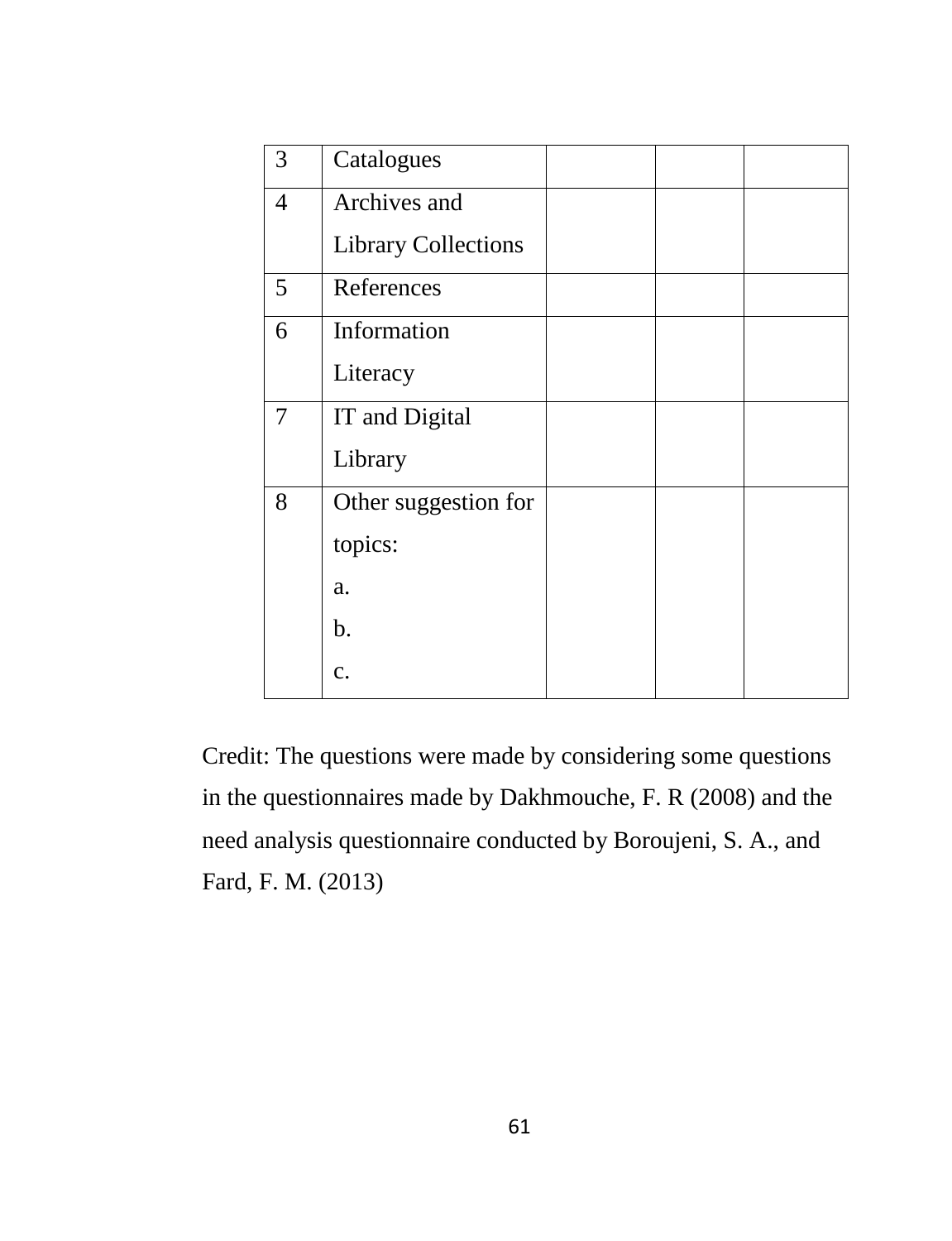| 3 | Catalogues | | | |
|---|---|---|---|---|
| 4 | Archives and Library Collections | | | |
| 5 | References | | | |
| 6 | Information Literacy | | | |
| 7 | IT and Digital Library | | | |
| 8 | Other suggestion for topics:<br>a.<br>b.<br>c. | | | |

Credit: The questions were made by considering some questions in the questionnaires made by Dakhmouche, F. R (2008) and the need analysis questionnaire conducted by Boroujeni, S. A., and Fard, F. M. (2013)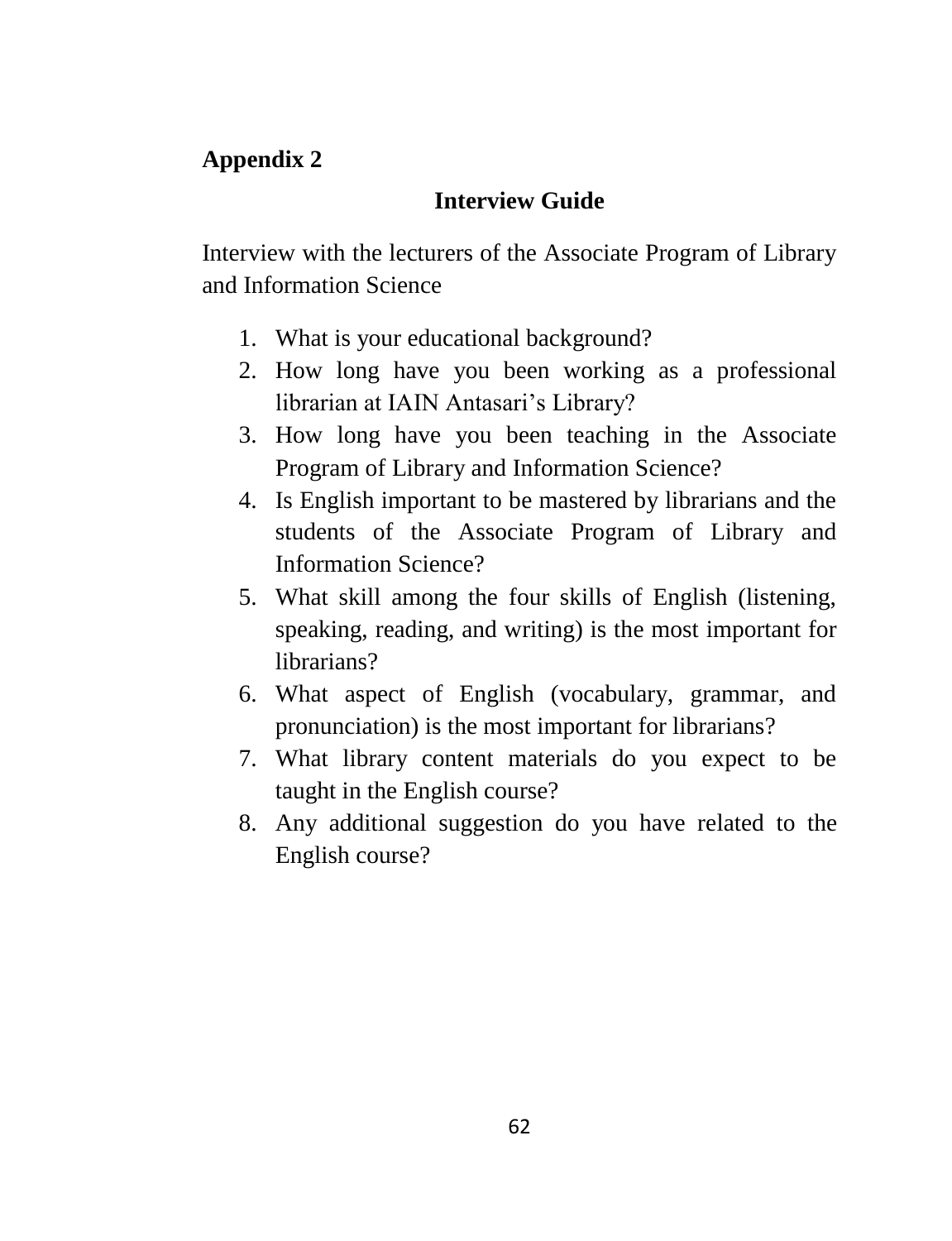**Appendix 2**

## Interview Guide

Interview with the lecturers of the Associate Program of Library and Information Science

1. What is your educational background?
2. How long have you been working as a professional librarian at IAIN Antasari's Library?
3. How long have you been teaching in the Associate Program of Library and Information Science?
4. Is English important to be mastered by librarians and the students of the Associate Program of Library and Information Science?
5. What skill among the four skills of English (listening, speaking, reading, and writing) is the most important for librarians?
6. What aspect of English (vocabulary, grammar, and pronunciation) is the most important for librarians?
7. What library content materials do you expect to be taught in the English course?
8. Any additional suggestion do you have related to the English course?